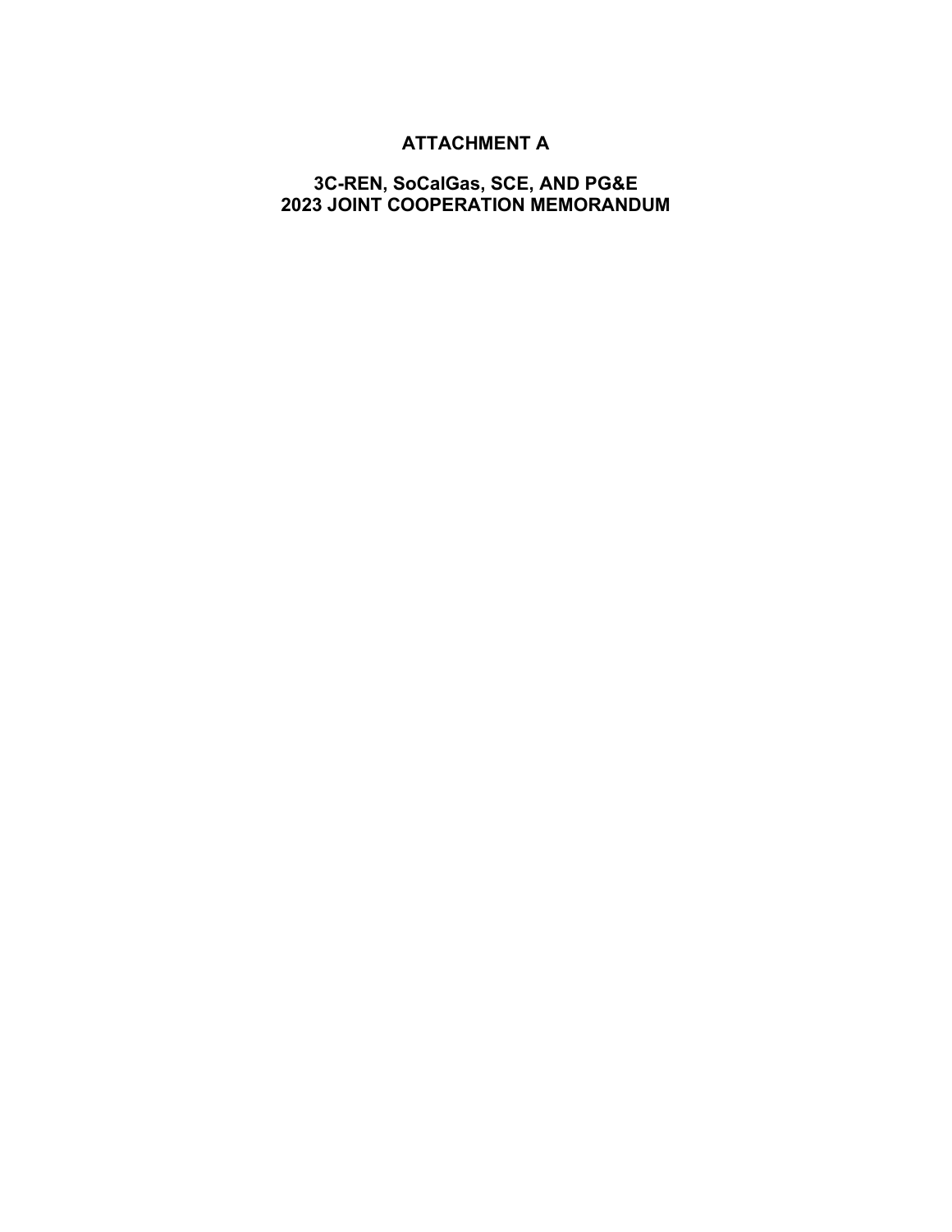# ATTACHMENT A

## 3C-REN, SoCalGas, SCE, AND PG&E
## 2023 JOINT COOPERATION MEMORANDUM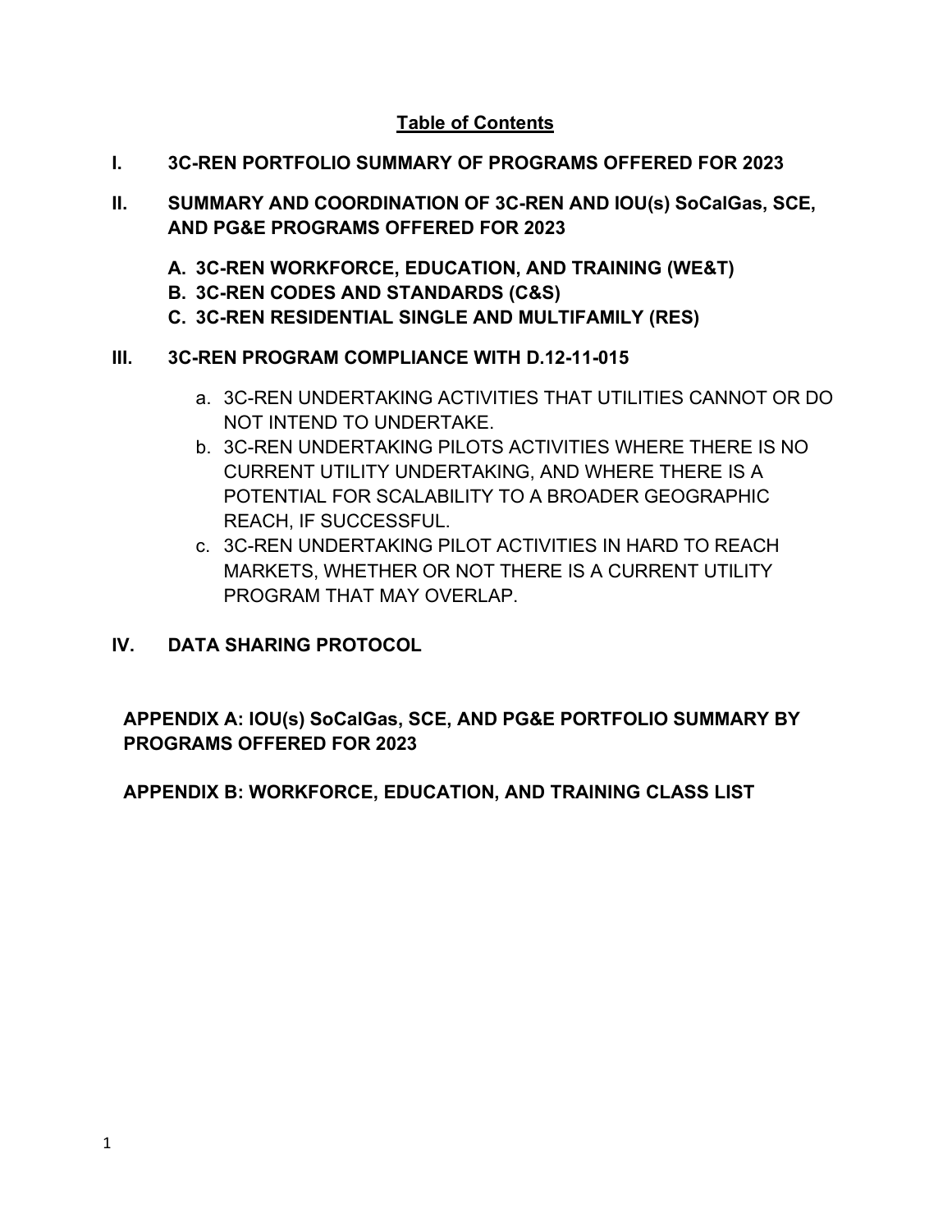# Table of Contents

**I. 3C-REN PORTFOLIO SUMMARY OF PROGRAMS OFFERED FOR 2023**

**II. SUMMARY AND COORDINATION OF 3C-REN AND IOU(s) SoCalGas, SCE, AND PG&E PROGRAMS OFFERED FOR 2023**

- **A. 3C-REN WORKFORCE, EDUCATION, AND TRAINING (WE&T)**
- **B. 3C-REN CODES AND STANDARDS (C&S)**
- **C. 3C-REN RESIDENTIAL SINGLE AND MULTIFAMILY (RES)**

**III. 3C-REN PROGRAM COMPLIANCE WITH D.12-11-015**

- a. 3C-REN UNDERTAKING ACTIVITIES THAT UTILITIES CANNOT OR DO NOT INTEND TO UNDERTAKE.
- b. 3C-REN UNDERTAKING PILOTS ACTIVITIES WHERE THERE IS NO CURRENT UTILITY UNDERTAKING, AND WHERE THERE IS A POTENTIAL FOR SCALABILITY TO A BROADER GEOGRAPHIC REACH, IF SUCCESSFUL.
- c. 3C-REN UNDERTAKING PILOT ACTIVITIES IN HARD TO REACH MARKETS, WHETHER OR NOT THERE IS A CURRENT UTILITY PROGRAM THAT MAY OVERLAP.

**IV. DATA SHARING PROTOCOL**

**APPENDIX A: IOU(s) SoCalGas, SCE, AND PG&E PORTFOLIO SUMMARY BY PROGRAMS OFFERED FOR 2023**

**APPENDIX B: WORKFORCE, EDUCATION, AND TRAINING CLASS LIST**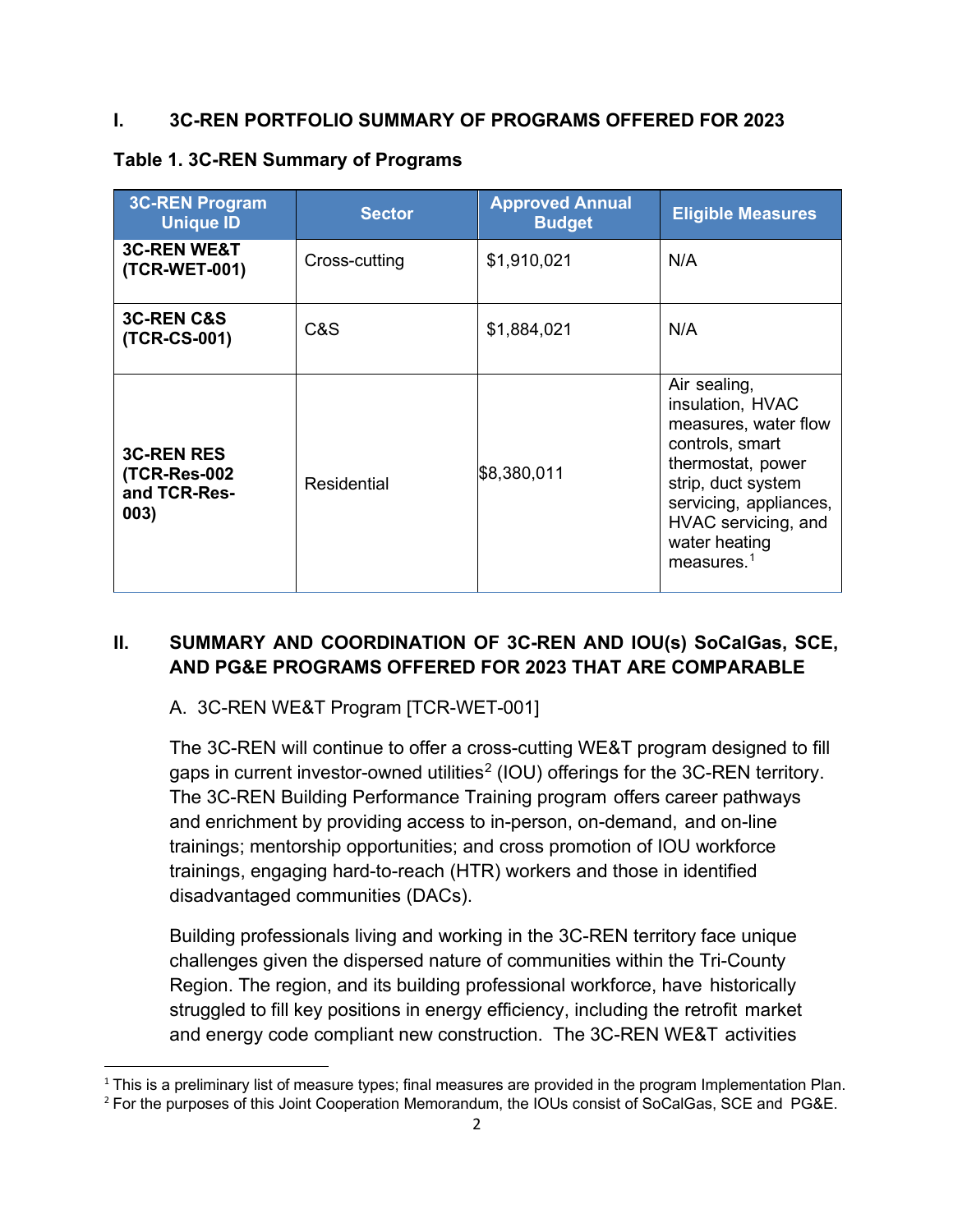## I. 3C-REN PORTFOLIO SUMMARY OF PROGRAMS OFFERED FOR 2023

**Table 1. 3C-REN Summary of Programs**

| 3C-REN Program Unique ID | Sector | Approved Annual Budget | Eligible Measures |
|---|---|---|---|
| **3C-REN WE&T (TCR-WET-001)** | Cross-cutting | $1,910,021 | N/A |
| **3C-REN C&S (TCR-CS-001)** | C&S | $1,884,021 | N/A |
| **3C-REN RES (TCR-Res-002 and TCR-Res-003)** | Residential | $8,380,011 | Air sealing, insulation, HVAC measures, water flow controls, smart thermostat, power strip, duct system servicing, appliances, HVAC servicing, and water heating measures.[1] |

## II. SUMMARY AND COORDINATION OF 3C-REN AND IOU(s) SoCalGas, SCE, AND PG&E PROGRAMS OFFERED FOR 2023 THAT ARE COMPARABLE

### A. 3C-REN WE&T Program [TCR-WET-001]

The 3C-REN will continue to offer a cross-cutting WE&T program designed to fill gaps in current investor-owned utilities[2] (IOU) offerings for the 3C-REN territory. The 3C-REN Building Performance Training program offers career pathways and enrichment by providing access to in-person, on-demand, and on-line trainings; mentorship opportunities; and cross promotion of IOU workforce trainings, engaging hard-to-reach (HTR) workers and those in identified disadvantaged communities (DACs).

Building professionals living and working in the 3C-REN territory face unique challenges given the dispersed nature of communities within the Tri-County Region. The region, and its building professional workforce, have historically struggled to fill key positions in energy efficiency, including the retrofit market and energy code compliant new construction. The 3C-REN WE&T activities

[1] This is a preliminary list of measure types; final measures are provided in the program Implementation Plan.

[2] For the purposes of this Joint Cooperation Memorandum, the IOUs consist of SoCalGas, SCE and PG&E.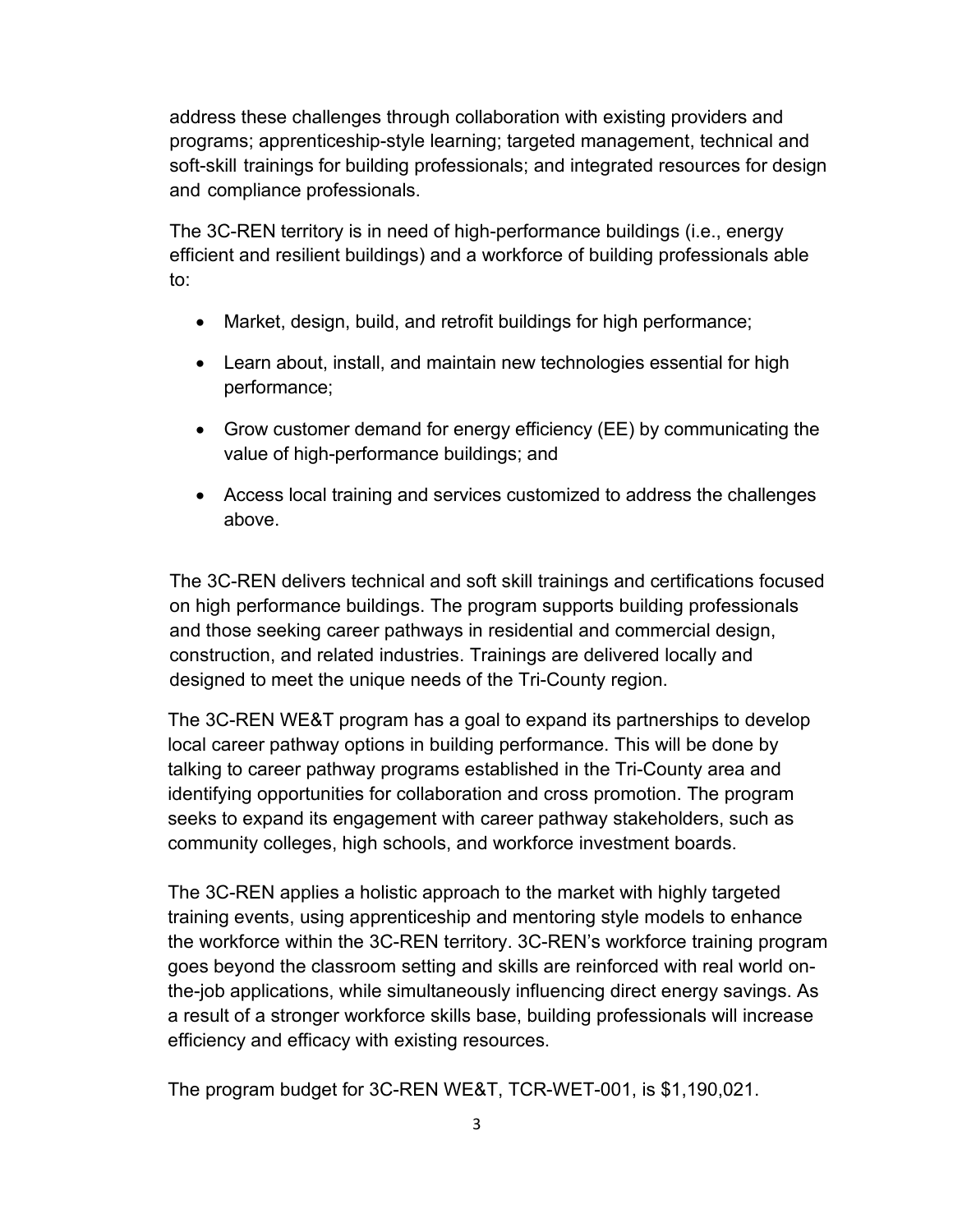address these challenges through collaboration with existing providers and programs; apprenticeship-style learning; targeted management, technical and soft-skill trainings for building professionals; and integrated resources for design and compliance professionals.

The 3C-REN territory is in need of high-performance buildings (i.e., energy efficient and resilient buildings) and a workforce of building professionals able to:

- Market, design, build, and retrofit buildings for high performance;
- Learn about, install, and maintain new technologies essential for high performance;
- Grow customer demand for energy efficiency (EE) by communicating the value of high-performance buildings; and
- Access local training and services customized to address the challenges above.

The 3C-REN delivers technical and soft skill trainings and certifications focused on high performance buildings. The program supports building professionals and those seeking career pathways in residential and commercial design, construction, and related industries. Trainings are delivered locally and designed to meet the unique needs of the Tri-County region.

The 3C-REN WE&T program has a goal to expand its partnerships to develop local career pathway options in building performance. This will be done by talking to career pathway programs established in the Tri-County area and identifying opportunities for collaboration and cross promotion. The program seeks to expand its engagement with career pathway stakeholders, such as community colleges, high schools, and workforce investment boards.

The 3C-REN applies a holistic approach to the market with highly targeted training events, using apprenticeship and mentoring style models to enhance the workforce within the 3C-REN territory. 3C-REN's workforce training program goes beyond the classroom setting and skills are reinforced with real world on-the-job applications, while simultaneously influencing direct energy savings. As a result of a stronger workforce skills base, building professionals will increase efficiency and efficacy with existing resources.

The program budget for 3C-REN WE&T, TCR-WET-001, is $1,190,021.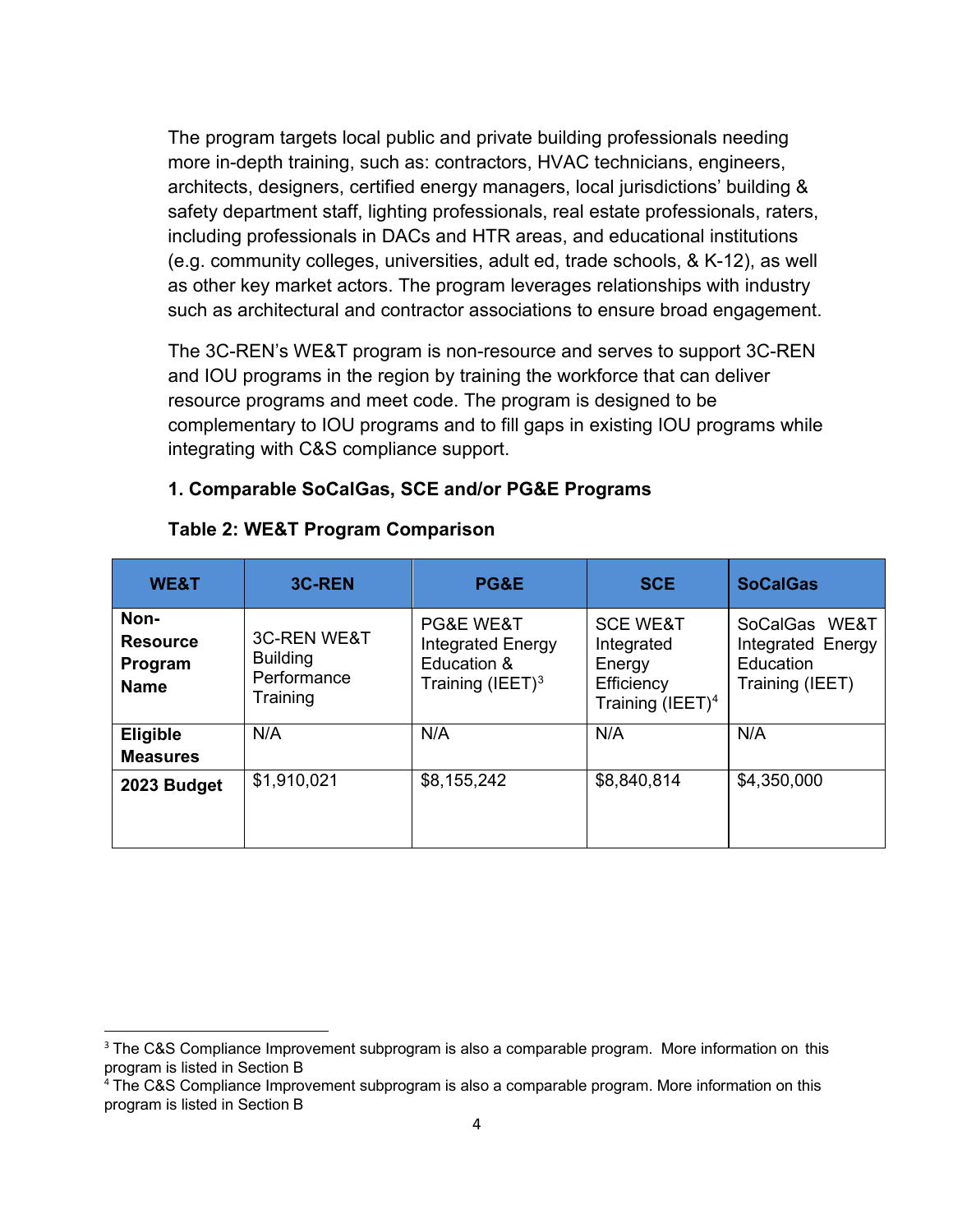The program targets local public and private building professionals needing more in-depth training, such as: contractors, HVAC technicians, engineers, architects, designers, certified energy managers, local jurisdictions' building & safety department staff, lighting professionals, real estate professionals, raters, including professionals in DACs and HTR areas, and educational institutions (e.g. community colleges, universities, adult ed, trade schools, & K-12), as well as other key market actors. The program leverages relationships with industry such as architectural and contractor associations to ensure broad engagement.

The 3C-REN's WE&T program is non-resource and serves to support 3C-REN and IOU programs in the region by training the workforce that can deliver resource programs and meet code. The program is designed to be complementary to IOU programs and to fill gaps in existing IOU programs while integrating with C&S compliance support.

### 1. Comparable SoCalGas, SCE and/or PG&E Programs

**Table 2: WE&T Program Comparison**

| WE&T | 3C-REN | PG&E | SCE | SoCalGas |
|---|---|---|---|---|
| **Non-Resource Program Name** | 3C-REN WE&T Building Performance Training | PG&E WE&T Integrated Energy Education & Training (IEET)[3] | SCE WE&T Integrated Energy Efficiency Training (IEET)[4] | SoCalGas WE&T Integrated Energy Education Training (IEET) |
| **Eligible Measures** | N/A | N/A | N/A | N/A |
| **2023 Budget** | $1,910,021 | $8,155,242 | $8,840,814 | $4,350,000 |

[3] The C&S Compliance Improvement subprogram is also a comparable program. More information on this program is listed in Section B

[4] The C&S Compliance Improvement subprogram is also a comparable program. More information on this program is listed in Section B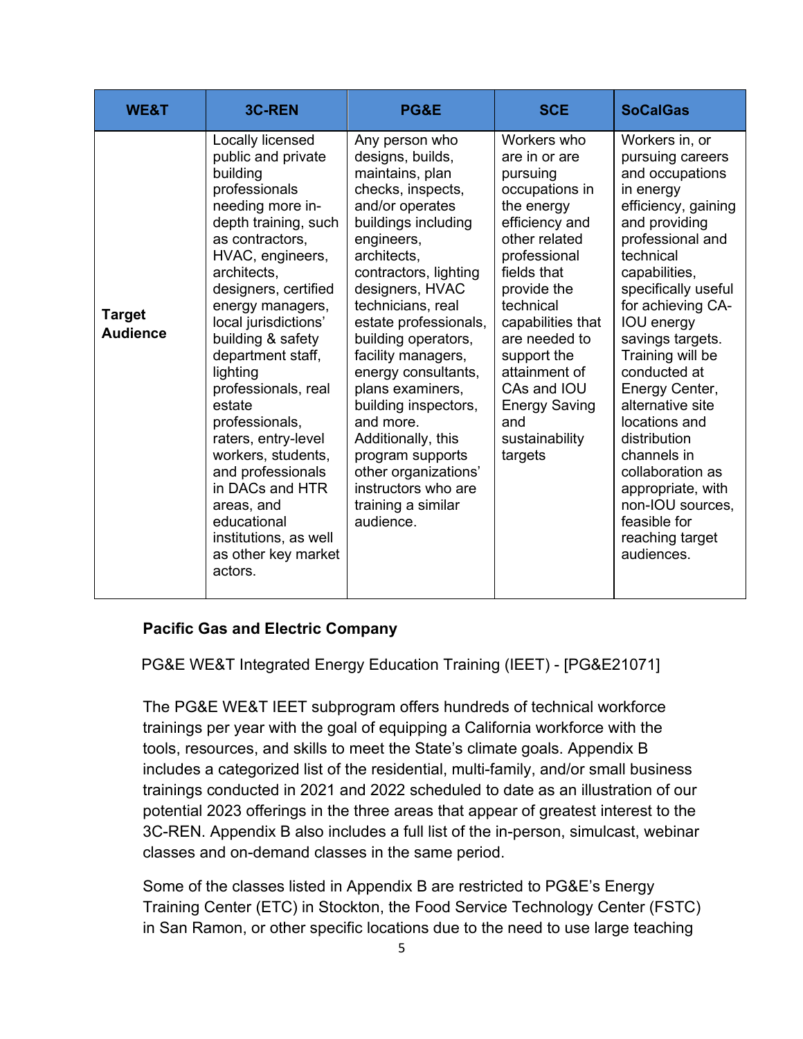| WE&T | 3C-REN | PG&E | SCE | SoCalGas |
|---|---|---|---|---|
| **Target Audience** | Locally licensed public and private building professionals needing more in-depth training, such as contractors, HVAC, engineers, architects, designers, certified energy managers, local jurisdictions' building & safety department staff, lighting professionals, real estate professionals, raters, entry-level workers, students, and professionals in DACs and HTR areas, and educational institutions, as well as other key market actors. | Any person who designs, builds, maintains, plan checks, inspects, and/or operates buildings including engineers, architects, contractors, lighting designers, HVAC technicians, real estate professionals, building operators, facility managers, energy consultants, plans examiners, building inspectors, and more. Additionally, this program supports other organizations' instructors who are training a similar audience. | Workers who are in or are pursuing occupations in the energy efficiency and other related professional fields that provide the technical capabilities that are needed to support the attainment of CAs and IOU Energy Saving and sustainability targets | Workers in, or pursuing careers and occupations in energy efficiency, gaining and providing professional and technical capabilities, specifically useful for achieving CA-IOU energy savings targets. Training will be conducted at Energy Center, alternative site locations and distribution channels in collaboration as appropriate, with non-IOU sources, feasible for reaching target audiences. |

**Pacific Gas and Electric Company**

PG&E WE&T Integrated Energy Education Training (IEET) - [PG&E21071]

The PG&E WE&T IEET subprogram offers hundreds of technical workforce trainings per year with the goal of equipping a California workforce with the tools, resources, and skills to meet the State's climate goals. Appendix B includes a categorized list of the residential, multi-family, and/or small business trainings conducted in 2021 and 2022 scheduled to date as an illustration of our potential 2023 offerings in the three areas that appear of greatest interest to the 3C-REN. Appendix B also includes a full list of the in-person, simulcast, webinar classes and on-demand classes in the same period.

Some of the classes listed in Appendix B are restricted to PG&E's Energy Training Center (ETC) in Stockton, the Food Service Technology Center (FSTC) in San Ramon, or other specific locations due to the need to use large teaching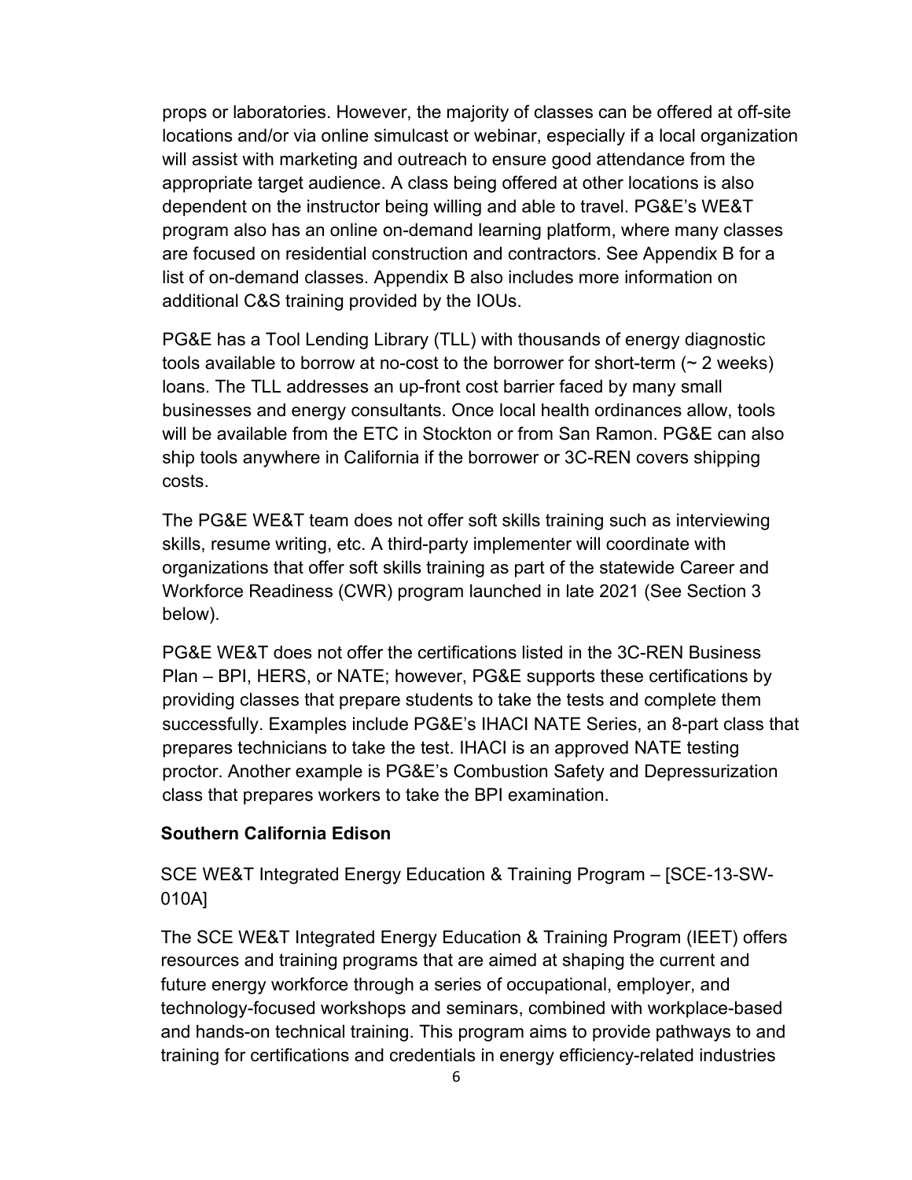props or laboratories. However, the majority of classes can be offered at off-site locations and/or via online simulcast or webinar, especially if a local organization will assist with marketing and outreach to ensure good attendance from the appropriate target audience. A class being offered at other locations is also dependent on the instructor being willing and able to travel. PG&E's WE&T program also has an online on-demand learning platform, where many classes are focused on residential construction and contractors. See Appendix B for a list of on-demand classes. Appendix B also includes more information on additional C&S training provided by the IOUs.

PG&E has a Tool Lending Library (TLL) with thousands of energy diagnostic tools available to borrow at no-cost to the borrower for short-term (~ 2 weeks) loans. The TLL addresses an up-front cost barrier faced by many small businesses and energy consultants. Once local health ordinances allow, tools will be available from the ETC in Stockton or from San Ramon. PG&E can also ship tools anywhere in California if the borrower or 3C-REN covers shipping costs.

The PG&E WE&T team does not offer soft skills training such as interviewing skills, resume writing, etc. A third-party implementer will coordinate with organizations that offer soft skills training as part of the statewide Career and Workforce Readiness (CWR) program launched in late 2021 (See Section 3 below).

PG&E WE&T does not offer the certifications listed in the 3C-REN Business Plan – BPI, HERS, or NATE; however, PG&E supports these certifications by providing classes that prepare students to take the tests and complete them successfully. Examples include PG&E's IHACI NATE Series, an 8-part class that prepares technicians to take the test. IHACI is an approved NATE testing proctor. Another example is PG&E's Combustion Safety and Depressurization class that prepares workers to take the BPI examination.

**Southern California Edison**

SCE WE&T Integrated Energy Education & Training Program – [SCE-13-SW-010A]

The SCE WE&T Integrated Energy Education & Training Program (IEET) offers resources and training programs that are aimed at shaping the current and future energy workforce through a series of occupational, employer, and technology-focused workshops and seminars, combined with workplace-based and hands-on technical training. This program aims to provide pathways to and training for certifications and credentials in energy efficiency-related industries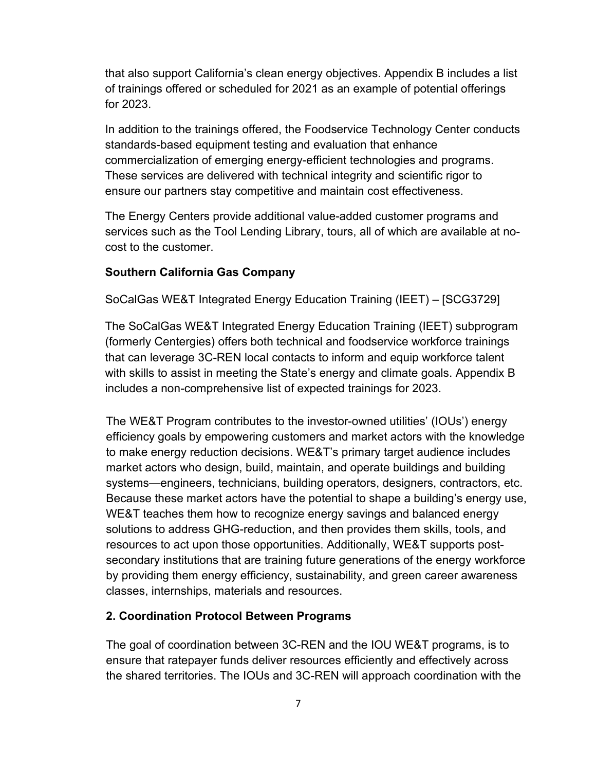that also support California's clean energy objectives. Appendix B includes a list of trainings offered or scheduled for 2021 as an example of potential offerings for 2023.

In addition to the trainings offered, the Foodservice Technology Center conducts standards-based equipment testing and evaluation that enhance commercialization of emerging energy-efficient technologies and programs. These services are delivered with technical integrity and scientific rigor to ensure our partners stay competitive and maintain cost effectiveness.

The Energy Centers provide additional value-added customer programs and services such as the Tool Lending Library, tours, all of which are available at no-cost to the customer.

**Southern California Gas Company**

SoCalGas WE&T Integrated Energy Education Training (IEET) – [SCG3729]

The SoCalGas WE&T Integrated Energy Education Training (IEET) subprogram (formerly Centergies) offers both technical and foodservice workforce trainings that can leverage 3C-REN local contacts to inform and equip workforce talent with skills to assist in meeting the State's energy and climate goals. Appendix B includes a non-comprehensive list of expected trainings for 2023.

The WE&T Program contributes to the investor-owned utilities' (IOUs') energy efficiency goals by empowering customers and market actors with the knowledge to make energy reduction decisions. WE&T's primary target audience includes market actors who design, build, maintain, and operate buildings and building systems—engineers, technicians, building operators, designers, contractors, etc. Because these market actors have the potential to shape a building's energy use, WE&T teaches them how to recognize energy savings and balanced energy solutions to address GHG-reduction, and then provides them skills, tools, and resources to act upon those opportunities. Additionally, WE&T supports post-secondary institutions that are training future generations of the energy workforce by providing them energy efficiency, sustainability, and green career awareness classes, internships, materials and resources.

## 2. Coordination Protocol Between Programs

The goal of coordination between 3C-REN and the IOU WE&T programs, is to ensure that ratepayer funds deliver resources efficiently and effectively across the shared territories. The IOUs and 3C-REN will approach coordination with the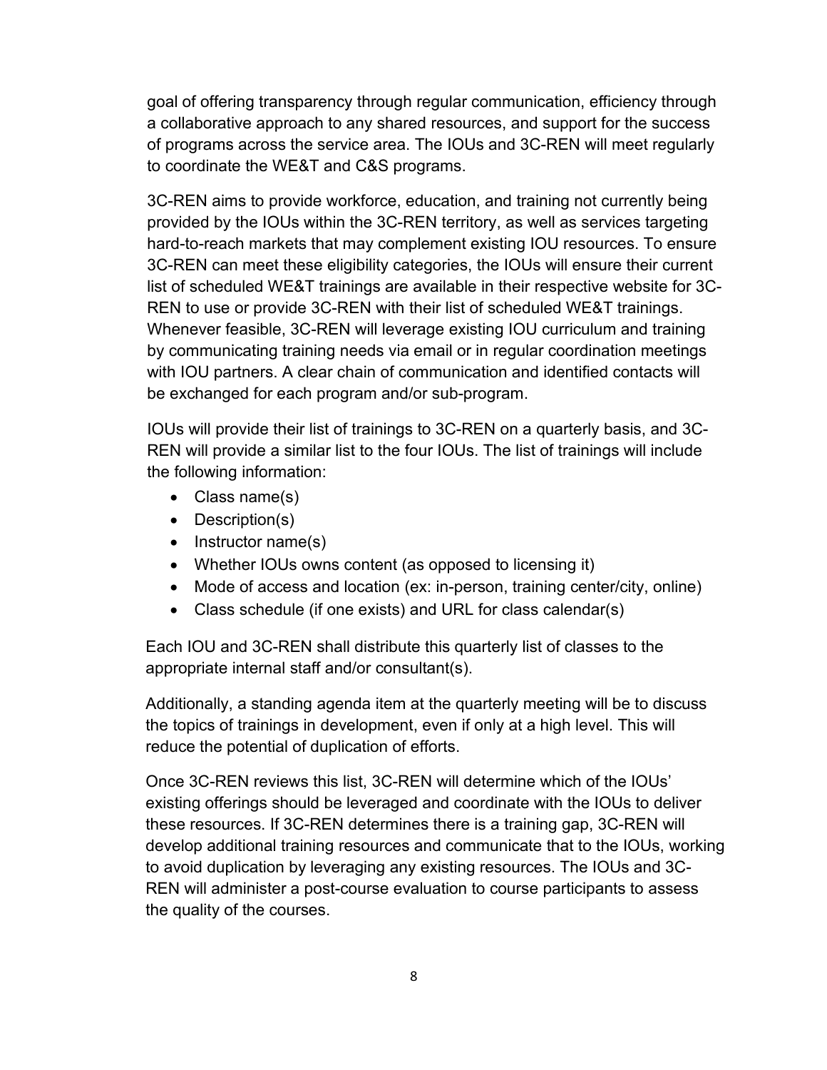goal of offering transparency through regular communication, efficiency through a collaborative approach to any shared resources, and support for the success of programs across the service area. The IOUs and 3C-REN will meet regularly to coordinate the WE&T and C&S programs.

3C-REN aims to provide workforce, education, and training not currently being provided by the IOUs within the 3C-REN territory, as well as services targeting hard-to-reach markets that may complement existing IOU resources. To ensure 3C-REN can meet these eligibility categories, the IOUs will ensure their current list of scheduled WE&T trainings are available in their respective website for 3C-REN to use or provide 3C-REN with their list of scheduled WE&T trainings. Whenever feasible, 3C-REN will leverage existing IOU curriculum and training by communicating training needs via email or in regular coordination meetings with IOU partners. A clear chain of communication and identified contacts will be exchanged for each program and/or sub-program.

IOUs will provide their list of trainings to 3C-REN on a quarterly basis, and 3C-REN will provide a similar list to the four IOUs. The list of trainings will include the following information:

- Class name(s)
- Description(s)
- Instructor name(s)
- Whether IOUs owns content (as opposed to licensing it)
- Mode of access and location (ex: in-person, training center/city, online)
- Class schedule (if one exists) and URL for class calendar(s)

Each IOU and 3C-REN shall distribute this quarterly list of classes to the appropriate internal staff and/or consultant(s).

Additionally, a standing agenda item at the quarterly meeting will be to discuss the topics of trainings in development, even if only at a high level. This will reduce the potential of duplication of efforts.

Once 3C-REN reviews this list, 3C-REN will determine which of the IOUs' existing offerings should be leveraged and coordinate with the IOUs to deliver these resources. If 3C-REN determines there is a training gap, 3C-REN will develop additional training resources and communicate that to the IOUs, working to avoid duplication by leveraging any existing resources. The IOUs and 3C-REN will administer a post-course evaluation to course participants to assess the quality of the courses.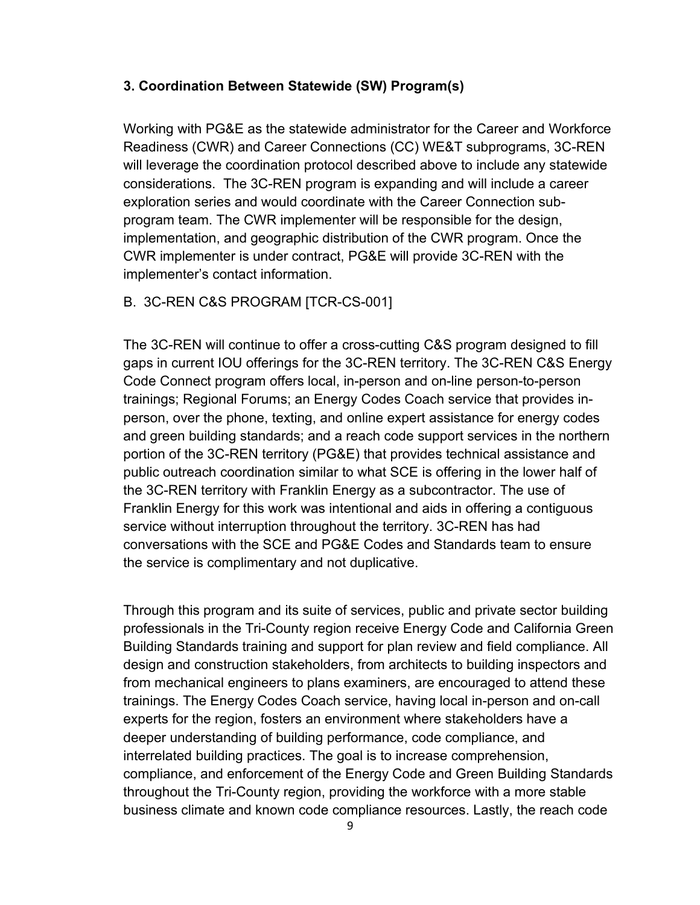### 3. Coordination Between Statewide (SW) Program(s)

Working with PG&E as the statewide administrator for the Career and Workforce Readiness (CWR) and Career Connections (CC) WE&T subprograms, 3C-REN will leverage the coordination protocol described above to include any statewide considerations. The 3C-REN program is expanding and will include a career exploration series and would coordinate with the Career Connection sub-program team. The CWR implementer will be responsible for the design, implementation, and geographic distribution of the CWR program. Once the CWR implementer is under contract, PG&E will provide 3C-REN with the implementer's contact information.

B. 3C-REN C&S PROGRAM [TCR-CS-001]

The 3C-REN will continue to offer a cross-cutting C&S program designed to fill gaps in current IOU offerings for the 3C-REN territory. The 3C-REN C&S Energy Code Connect program offers local, in-person and on-line person-to-person trainings; Regional Forums; an Energy Codes Coach service that provides in-person, over the phone, texting, and online expert assistance for energy codes and green building standards; and a reach code support services in the northern portion of the 3C-REN territory (PG&E) that provides technical assistance and public outreach coordination similar to what SCE is offering in the lower half of the 3C-REN territory with Franklin Energy as a subcontractor. The use of Franklin Energy for this work was intentional and aids in offering a contiguous service without interruption throughout the territory. 3C-REN has had conversations with the SCE and PG&E Codes and Standards team to ensure the service is complimentary and not duplicative.

Through this program and its suite of services, public and private sector building professionals in the Tri-County region receive Energy Code and California Green Building Standards training and support for plan review and field compliance. All design and construction stakeholders, from architects to building inspectors and from mechanical engineers to plans examiners, are encouraged to attend these trainings. The Energy Codes Coach service, having local in-person and on-call experts for the region, fosters an environment where stakeholders have a deeper understanding of building performance, code compliance, and interrelated building practices. The goal is to increase comprehension, compliance, and enforcement of the Energy Code and Green Building Standards throughout the Tri-County region, providing the workforce with a more stable business climate and known code compliance resources. Lastly, the reach code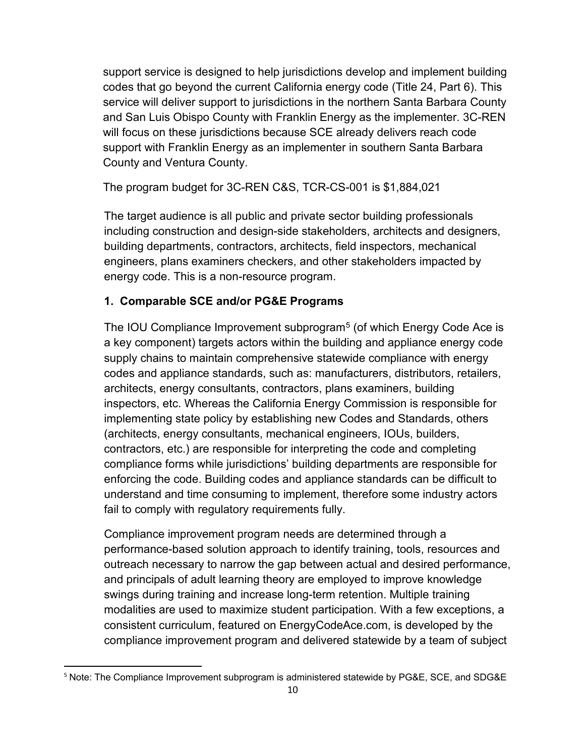support service is designed to help jurisdictions develop and implement building codes that go beyond the current California energy code (Title 24, Part 6). This service will deliver support to jurisdictions in the northern Santa Barbara County and San Luis Obispo County with Franklin Energy as the implementer. 3C-REN will focus on these jurisdictions because SCE already delivers reach code support with Franklin Energy as an implementer in southern Santa Barbara County and Ventura County.

The program budget for 3C-REN C&S, TCR-CS-001 is $1,884,021

The target audience is all public and private sector building professionals including construction and design-side stakeholders, architects and designers, building departments, contractors, architects, field inspectors, mechanical engineers, plans examiners checkers, and other stakeholders impacted by energy code. This is a non-resource program.

### 1. Comparable SCE and/or PG&E Programs

The IOU Compliance Improvement subprogram[5] (of which Energy Code Ace is a key component) targets actors within the building and appliance energy code supply chains to maintain comprehensive statewide compliance with energy codes and appliance standards, such as: manufacturers, distributors, retailers, architects, energy consultants, contractors, plans examiners, building inspectors, etc. Whereas the California Energy Commission is responsible for implementing state policy by establishing new Codes and Standards, others (architects, energy consultants, mechanical engineers, IOUs, builders, contractors, etc.) are responsible for interpreting the code and completing compliance forms while jurisdictions' building departments are responsible for enforcing the code. Building codes and appliance standards can be difficult to understand and time consuming to implement, therefore some industry actors fail to comply with regulatory requirements fully.

Compliance improvement program needs are determined through a performance-based solution approach to identify training, tools, resources and outreach necessary to narrow the gap between actual and desired performance, and principals of adult learning theory are employed to improve knowledge swings during training and increase long-term retention. Multiple training modalities are used to maximize student participation. With a few exceptions, a consistent curriculum, featured on EnergyCodeAce.com, is developed by the compliance improvement program and delivered statewide by a team of subject

---

[5] Note: The Compliance Improvement subprogram is administered statewide by PG&E, SCE, and SDG&E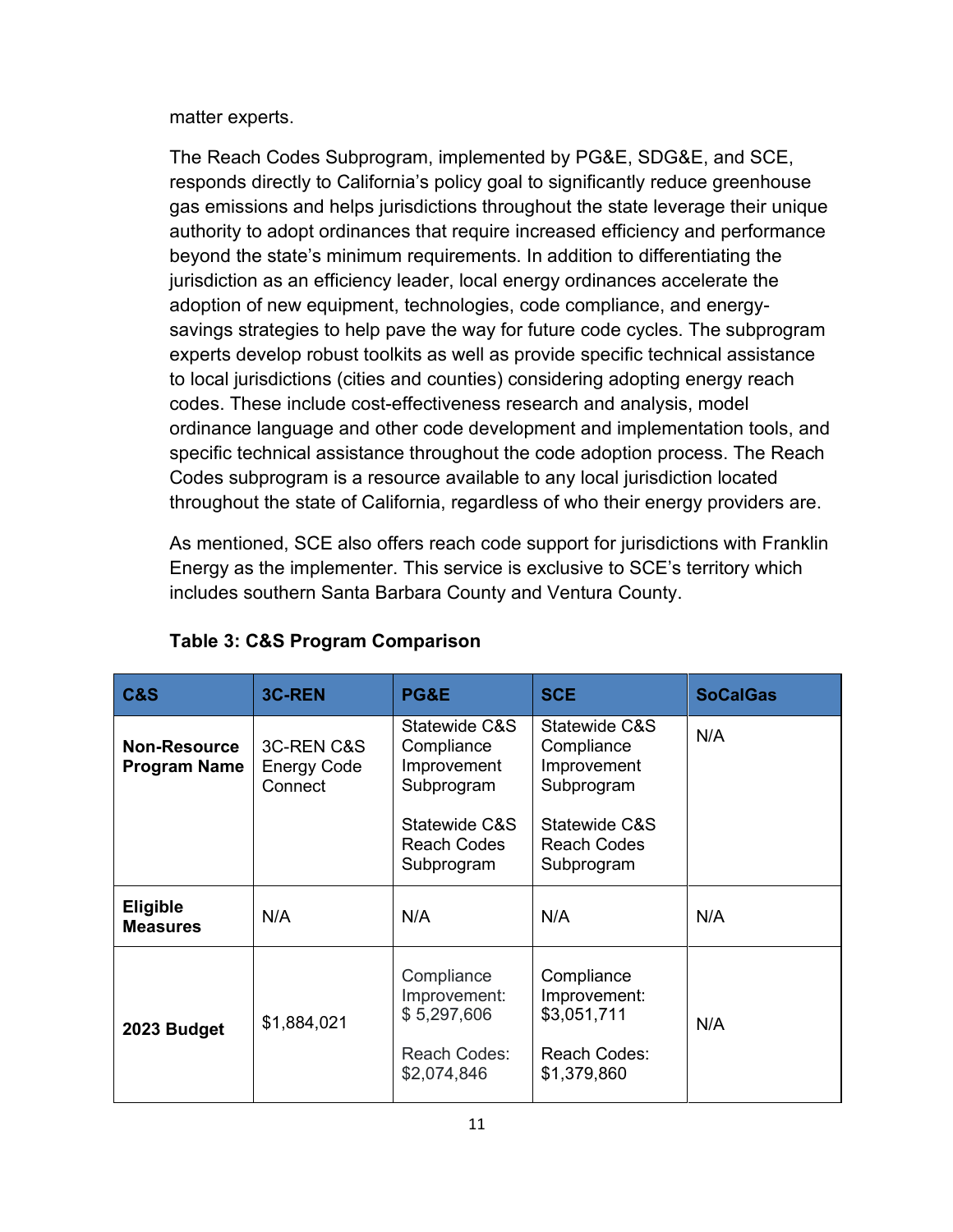matter experts.

The Reach Codes Subprogram, implemented by PG&E, SDG&E, and SCE, responds directly to California's policy goal to significantly reduce greenhouse gas emissions and helps jurisdictions throughout the state leverage their unique authority to adopt ordinances that require increased efficiency and performance beyond the state's minimum requirements. In addition to differentiating the jurisdiction as an efficiency leader, local energy ordinances accelerate the adoption of new equipment, technologies, code compliance, and energy-savings strategies to help pave the way for future code cycles. The subprogram experts develop robust toolkits as well as provide specific technical assistance to local jurisdictions (cities and counties) considering adopting energy reach codes. These include cost-effectiveness research and analysis, model ordinance language and other code development and implementation tools, and specific technical assistance throughout the code adoption process. The Reach Codes subprogram is a resource available to any local jurisdiction located throughout the state of California, regardless of who their energy providers are.

As mentioned, SCE also offers reach code support for jurisdictions with Franklin Energy as the implementer. This service is exclusive to SCE's territory which includes southern Santa Barbara County and Ventura County.

**Table 3: C&S Program Comparison**

| C&S | 3C-REN | PG&E | SCE | SoCalGas |
|---|---|---|---|---|
| **Non-Resource Program Name** | 3C-REN C&S Energy Code Connect | Statewide C&S Compliance Improvement Subprogram<br><br>Statewide C&S Reach Codes Subprogram | Statewide C&S Compliance Improvement Subprogram<br><br>Statewide C&S Reach Codes Subprogram | N/A |
| **Eligible Measures** | N/A | N/A | N/A | N/A |
| **2023 Budget** | $1,884,021 | Compliance Improvement: $ 5,297,606<br><br>Reach Codes: $2,074,846 | Compliance Improvement: $3,051,711<br><br>Reach Codes: $1,379,860 | N/A |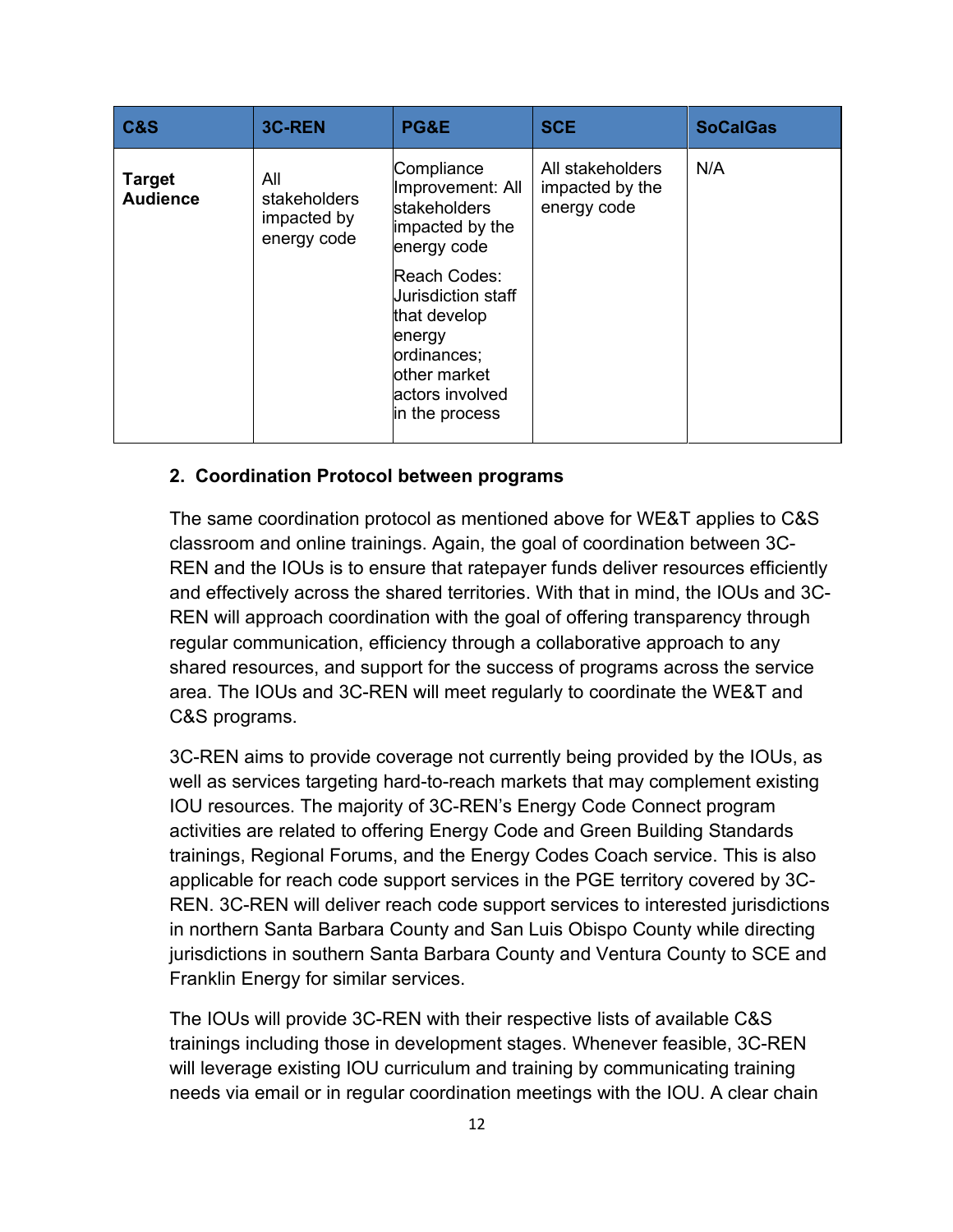| C&S | 3C-REN | PG&E | SCE | SoCalGas |
|---|---|---|---|---|
| **Target Audience** | All stakeholders impacted by energy code | Compliance Improvement: All stakeholders impacted by the energy code<br><br>Reach Codes: Jurisdiction staff that develop energy ordinances; other market actors involved in the process | All stakeholders impacted by the energy code | N/A |

**2. Coordination Protocol between programs**

The same coordination protocol as mentioned above for WE&T applies to C&S classroom and online trainings. Again, the goal of coordination between 3C-REN and the IOUs is to ensure that ratepayer funds deliver resources efficiently and effectively across the shared territories. With that in mind, the IOUs and 3C-REN will approach coordination with the goal of offering transparency through regular communication, efficiency through a collaborative approach to any shared resources, and support for the success of programs across the service area. The IOUs and 3C-REN will meet regularly to coordinate the WE&T and C&S programs.

3C-REN aims to provide coverage not currently being provided by the IOUs, as well as services targeting hard-to-reach markets that may complement existing IOU resources. The majority of 3C-REN's Energy Code Connect program activities are related to offering Energy Code and Green Building Standards trainings, Regional Forums, and the Energy Codes Coach service. This is also applicable for reach code support services in the PGE territory covered by 3C-REN. 3C-REN will deliver reach code support services to interested jurisdictions in northern Santa Barbara County and San Luis Obispo County while directing jurisdictions in southern Santa Barbara County and Ventura County to SCE and Franklin Energy for similar services.

The IOUs will provide 3C-REN with their respective lists of available C&S trainings including those in development stages. Whenever feasible, 3C-REN will leverage existing IOU curriculum and training by communicating training needs via email or in regular coordination meetings with the IOU. A clear chain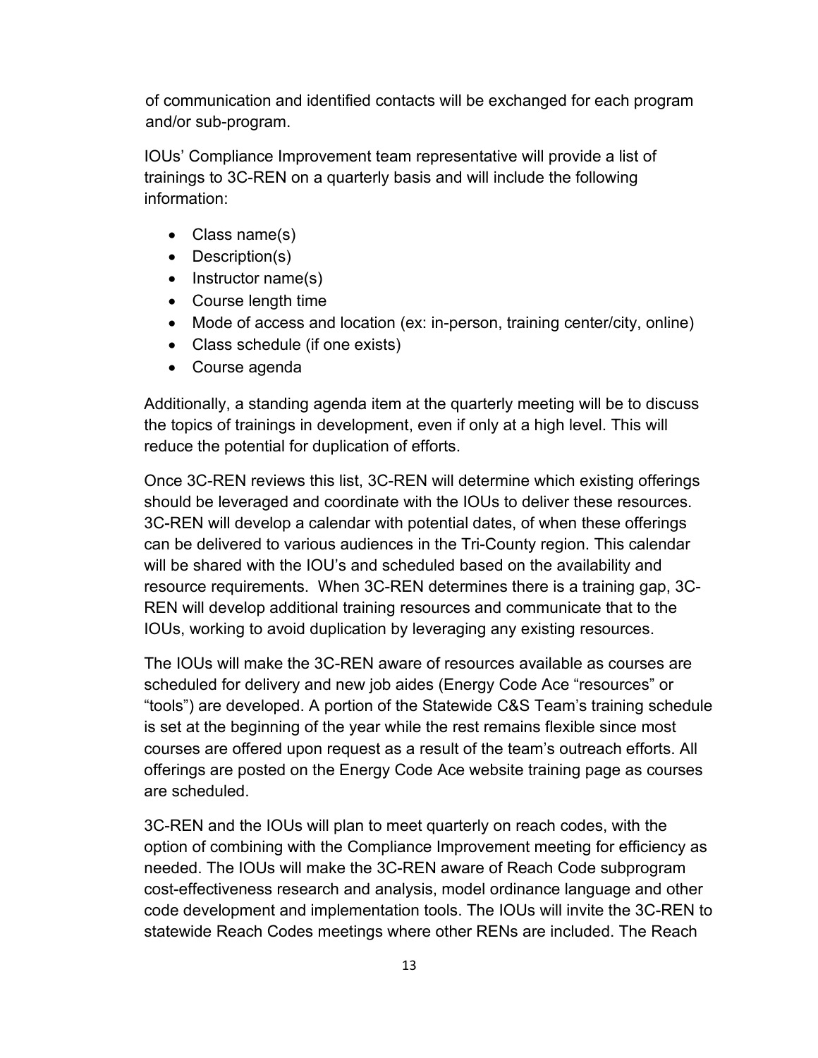of communication and identified contacts will be exchanged for each program and/or sub-program.

IOUs' Compliance Improvement team representative will provide a list of trainings to 3C-REN on a quarterly basis and will include the following information:

- Class name(s)
- Description(s)
- Instructor name(s)
- Course length time
- Mode of access and location (ex: in-person, training center/city, online)
- Class schedule (if one exists)
- Course agenda

Additionally, a standing agenda item at the quarterly meeting will be to discuss the topics of trainings in development, even if only at a high level. This will reduce the potential for duplication of efforts.

Once 3C-REN reviews this list, 3C-REN will determine which existing offerings should be leveraged and coordinate with the IOUs to deliver these resources. 3C-REN will develop a calendar with potential dates, of when these offerings can be delivered to various audiences in the Tri-County region. This calendar will be shared with the IOU's and scheduled based on the availability and resource requirements. When 3C-REN determines there is a training gap, 3C-REN will develop additional training resources and communicate that to the IOUs, working to avoid duplication by leveraging any existing resources.

The IOUs will make the 3C-REN aware of resources available as courses are scheduled for delivery and new job aides (Energy Code Ace "resources" or "tools") are developed. A portion of the Statewide C&S Team's training schedule is set at the beginning of the year while the rest remains flexible since most courses are offered upon request as a result of the team's outreach efforts. All offerings are posted on the Energy Code Ace website training page as courses are scheduled.

3C-REN and the IOUs will plan to meet quarterly on reach codes, with the option of combining with the Compliance Improvement meeting for efficiency as needed. The IOUs will make the 3C-REN aware of Reach Code subprogram cost-effectiveness research and analysis, model ordinance language and other code development and implementation tools. The IOUs will invite the 3C-REN to statewide Reach Codes meetings where other RENs are included. The Reach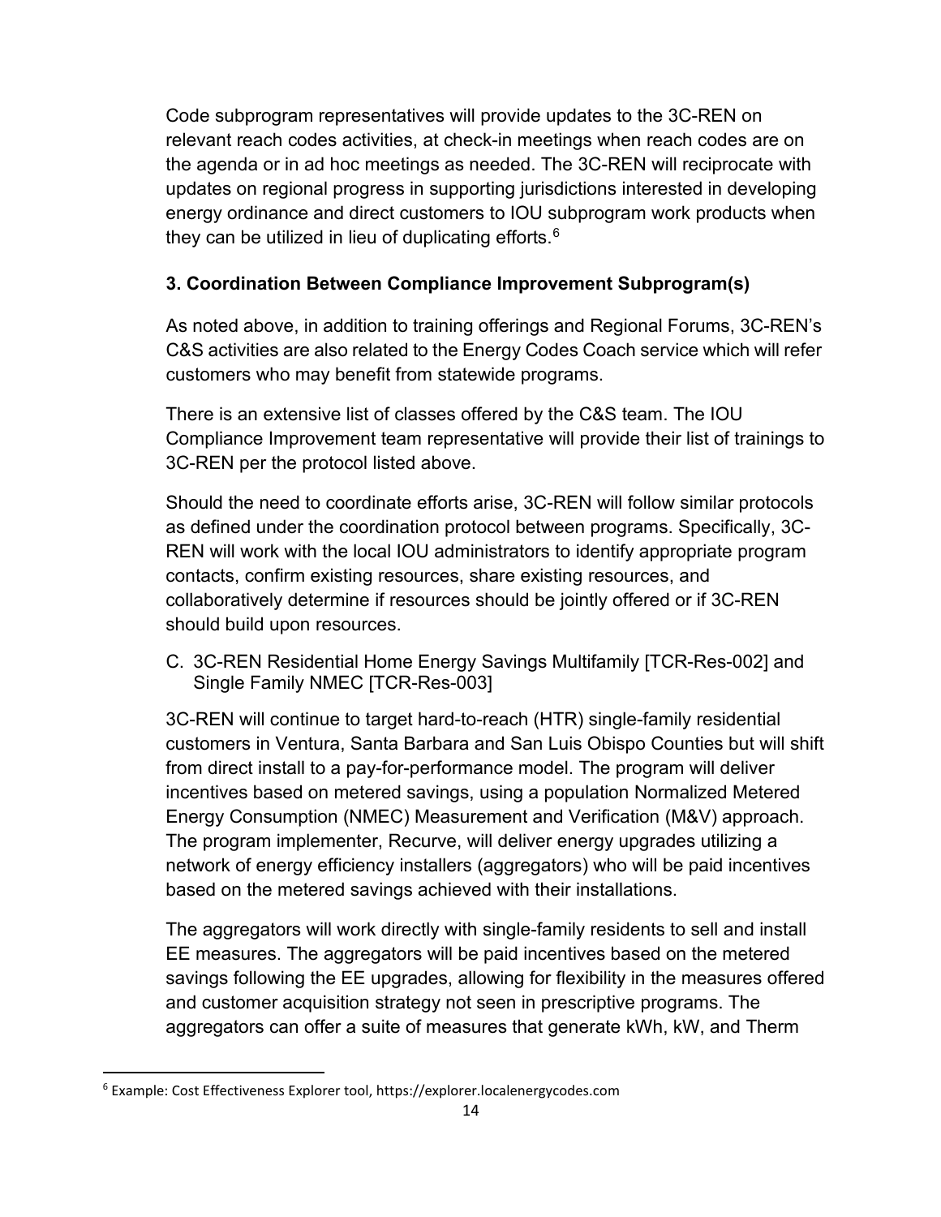Code subprogram representatives will provide updates to the 3C-REN on relevant reach codes activities, at check-in meetings when reach codes are on the agenda or in ad hoc meetings as needed. The 3C-REN will reciprocate with updates on regional progress in supporting jurisdictions interested in developing energy ordinance and direct customers to IOU subprogram work products when they can be utilized in lieu of duplicating efforts.[6]

### 3. Coordination Between Compliance Improvement Subprogram(s)

As noted above, in addition to training offerings and Regional Forums, 3C-REN's C&S activities are also related to the Energy Codes Coach service which will refer customers who may benefit from statewide programs.

There is an extensive list of classes offered by the C&S team. The IOU Compliance Improvement team representative will provide their list of trainings to 3C-REN per the protocol listed above.

Should the need to coordinate efforts arise, 3C-REN will follow similar protocols as defined under the coordination protocol between programs. Specifically, 3C-REN will work with the local IOU administrators to identify appropriate program contacts, confirm existing resources, share existing resources, and collaboratively determine if resources should be jointly offered or if 3C-REN should build upon resources.

C. 3C-REN Residential Home Energy Savings Multifamily [TCR-Res-002] and Single Family NMEC [TCR-Res-003]

3C-REN will continue to target hard-to-reach (HTR) single-family residential customers in Ventura, Santa Barbara and San Luis Obispo Counties but will shift from direct install to a pay-for-performance model. The program will deliver incentives based on metered savings, using a population Normalized Metered Energy Consumption (NMEC) Measurement and Verification (M&V) approach. The program implementer, Recurve, will deliver energy upgrades utilizing a network of energy efficiency installers (aggregators) who will be paid incentives based on the metered savings achieved with their installations.

The aggregators will work directly with single-family residents to sell and install EE measures. The aggregators will be paid incentives based on the metered savings following the EE upgrades, allowing for flexibility in the measures offered and customer acquisition strategy not seen in prescriptive programs. The aggregators can offer a suite of measures that generate kWh, kW, and Therm

[6] Example: Cost Effectiveness Explorer tool, https://explorer.localenergycodes.com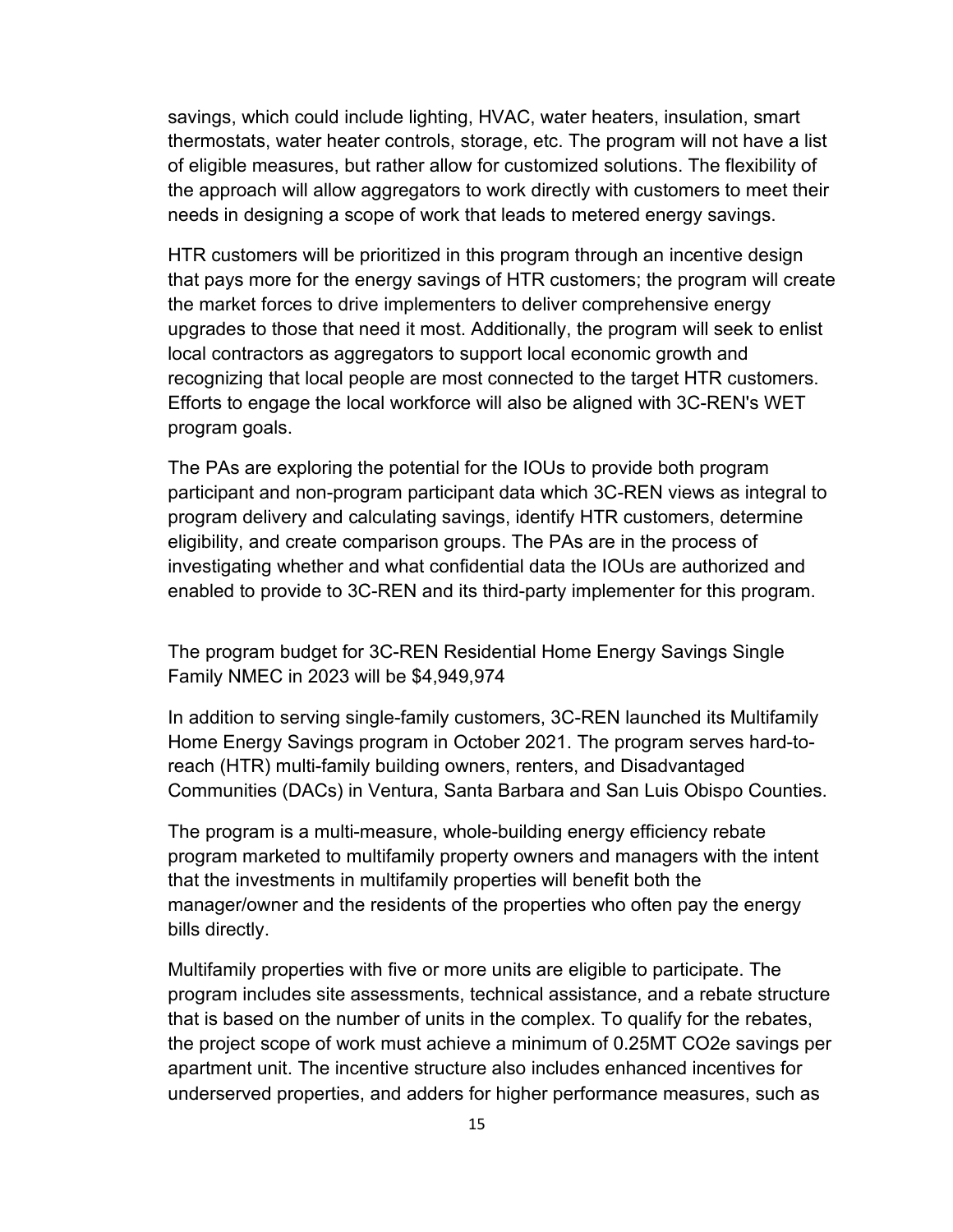savings, which could include lighting, HVAC, water heaters, insulation, smart thermostats, water heater controls, storage, etc. The program will not have a list of eligible measures, but rather allow for customized solutions. The flexibility of the approach will allow aggregators to work directly with customers to meet their needs in designing a scope of work that leads to metered energy savings.

HTR customers will be prioritized in this program through an incentive design that pays more for the energy savings of HTR customers; the program will create the market forces to drive implementers to deliver comprehensive energy upgrades to those that need it most. Additionally, the program will seek to enlist local contractors as aggregators to support local economic growth and recognizing that local people are most connected to the target HTR customers. Efforts to engage the local workforce will also be aligned with 3C-REN's WET program goals.

The PAs are exploring the potential for the IOUs to provide both program participant and non-program participant data which 3C-REN views as integral to program delivery and calculating savings, identify HTR customers, determine eligibility, and create comparison groups. The PAs are in the process of investigating whether and what confidential data the IOUs are authorized and enabled to provide to 3C-REN and its third-party implementer for this program.

The program budget for 3C-REN Residential Home Energy Savings Single Family NMEC in 2023 will be $4,949,974

In addition to serving single-family customers, 3C-REN launched its Multifamily Home Energy Savings program in October 2021. The program serves hard-to-reach (HTR) multi-family building owners, renters, and Disadvantaged Communities (DACs) in Ventura, Santa Barbara and San Luis Obispo Counties.

The program is a multi-measure, whole-building energy efficiency rebate program marketed to multifamily property owners and managers with the intent that the investments in multifamily properties will benefit both the manager/owner and the residents of the properties who often pay the energy bills directly.

Multifamily properties with five or more units are eligible to participate. The program includes site assessments, technical assistance, and a rebate structure that is based on the number of units in the complex. To qualify for the rebates, the project scope of work must achieve a minimum of 0.25MT $CO_2e$ savings per apartment unit. The incentive structure also includes enhanced incentives for underserved properties, and adders for higher performance measures, such as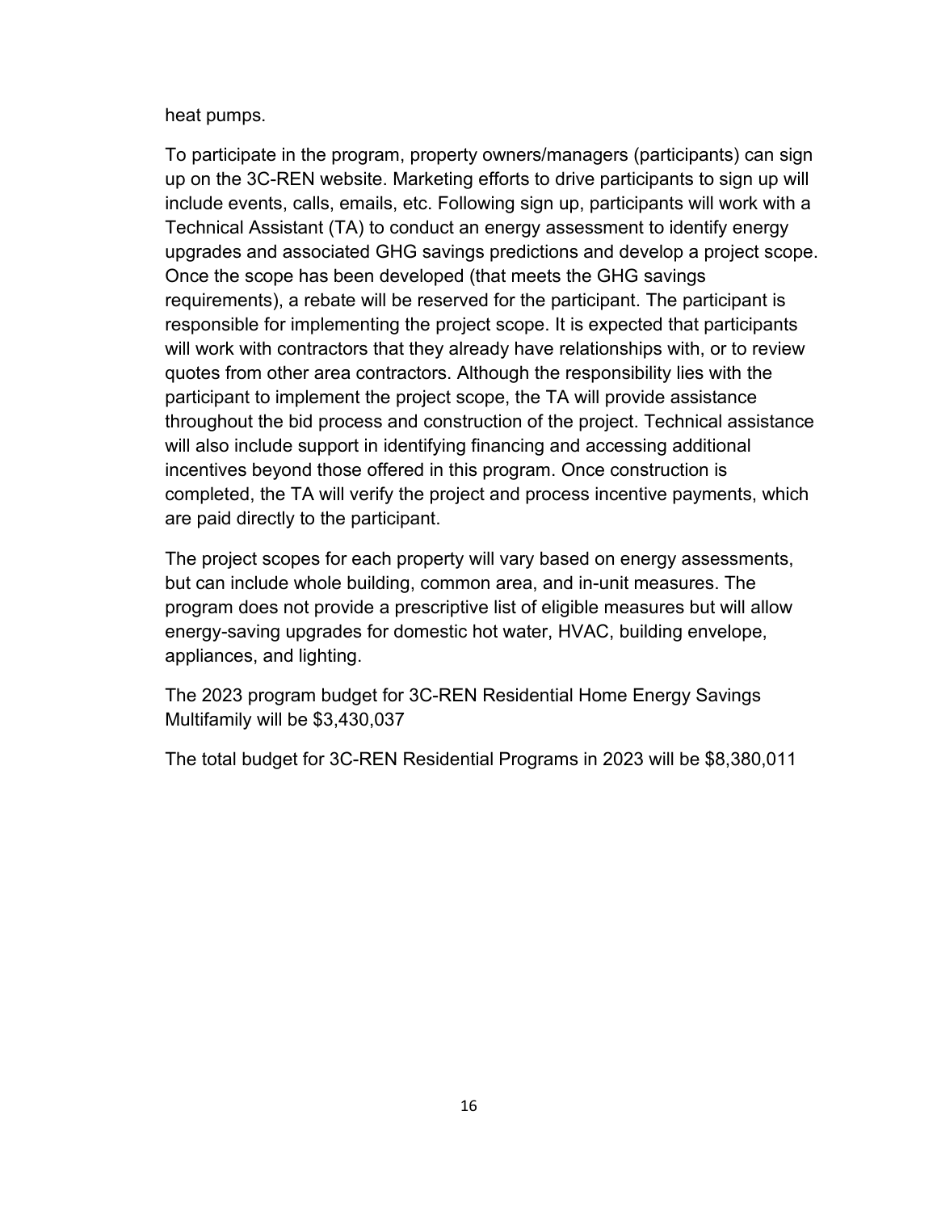heat pumps.

To participate in the program, property owners/managers (participants) can sign up on the 3C-REN website. Marketing efforts to drive participants to sign up will include events, calls, emails, etc. Following sign up, participants will work with a Technical Assistant (TA) to conduct an energy assessment to identify energy upgrades and associated GHG savings predictions and develop a project scope. Once the scope has been developed (that meets the GHG savings requirements), a rebate will be reserved for the participant. The participant is responsible for implementing the project scope. It is expected that participants will work with contractors that they already have relationships with, or to review quotes from other area contractors. Although the responsibility lies with the participant to implement the project scope, the TA will provide assistance throughout the bid process and construction of the project. Technical assistance will also include support in identifying financing and accessing additional incentives beyond those offered in this program. Once construction is completed, the TA will verify the project and process incentive payments, which are paid directly to the participant.

The project scopes for each property will vary based on energy assessments, but can include whole building, common area, and in-unit measures. The program does not provide a prescriptive list of eligible measures but will allow energy-saving upgrades for domestic hot water, HVAC, building envelope, appliances, and lighting.

The 2023 program budget for 3C-REN Residential Home Energy Savings Multifamily will be $3,430,037

The total budget for 3C-REN Residential Programs in 2023 will be $8,380,011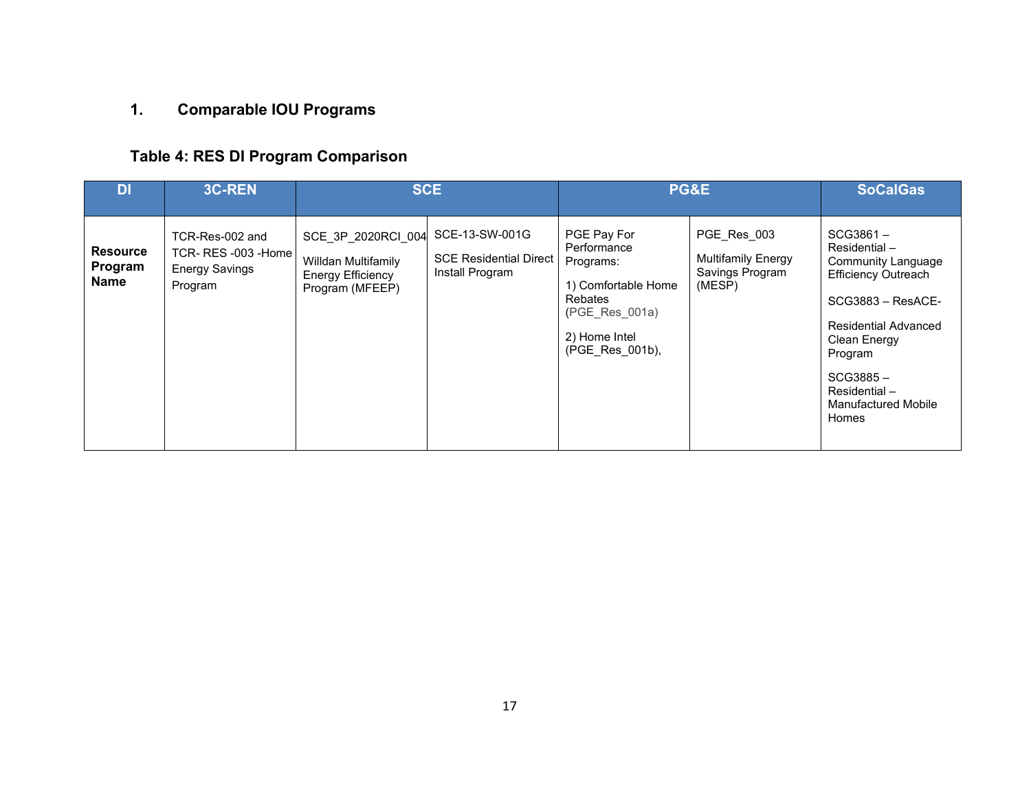## 1. Comparable IOU Programs

### Table 4: RES DI Program Comparison

| DI | 3C-REN | SCE | | PG&E | | SoCalGas |
|---|---|---|---|---|---|---|
| **Resource Program Name** | TCR-Res-002 and TCR- RES -003 -Home Energy Savings Program | SCE_3P_2020RCI_004<br><br>Willdan Multifamily Energy Efficiency Program (MFEEP) | SCE-13-SW-001G<br><br>SCE Residential Direct Install Program | PGE Pay For Performance Programs:<br><br>1) Comfortable Home Rebates (PGE_Res_001a)<br><br>2) Home Intel (PGE_Res_001b), | PGE_Res_003<br><br>Multifamily Energy Savings Program (MESP) | SCG3861 – Residential – Community Language Efficiency Outreach<br><br>SCG3883 – ResACE-<br><br>Residential Advanced Clean Energy Program<br><br>SCG3885 – Residential – Manufactured Mobile Homes |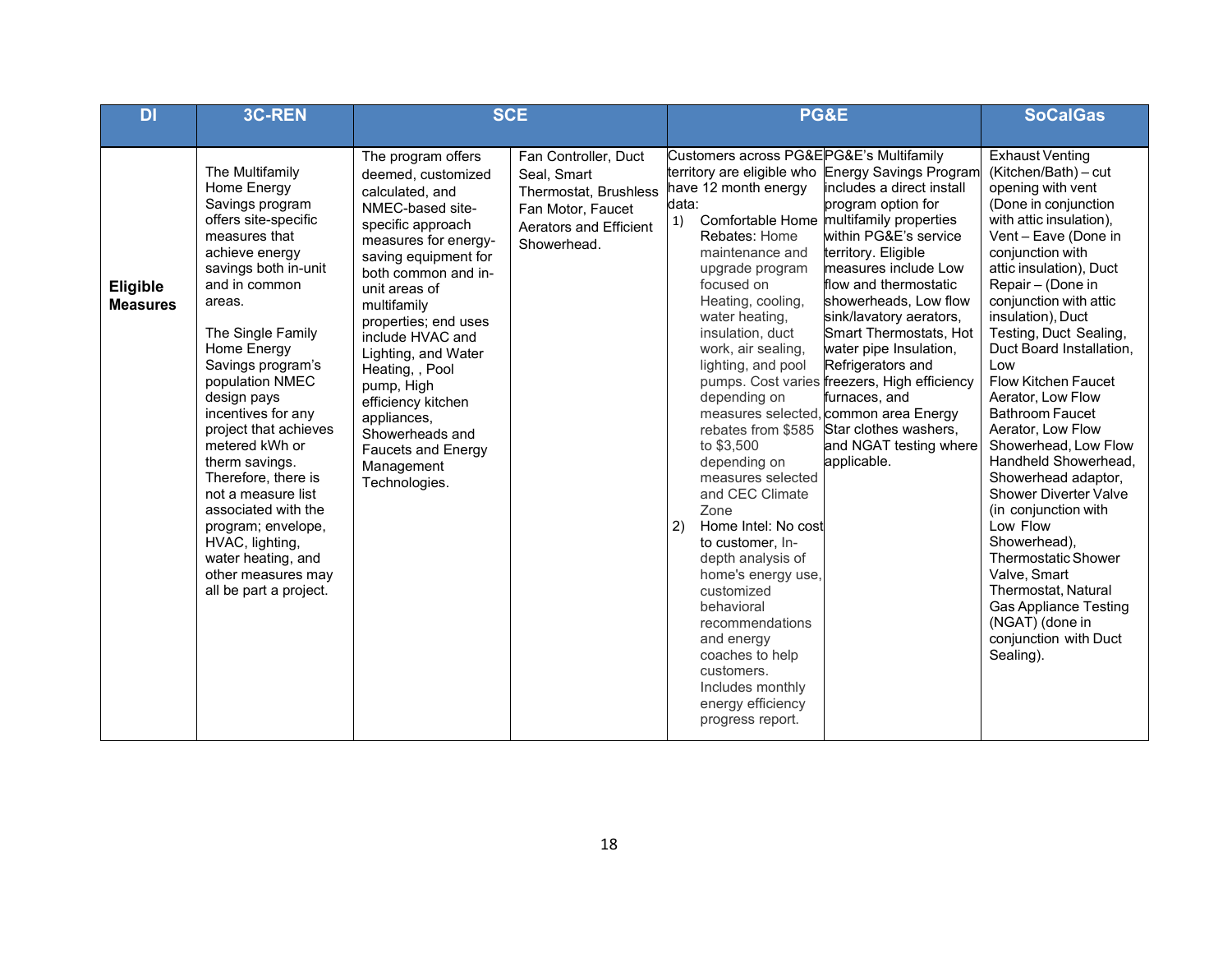| DI | 3C-REN | SCE | | PG&E | | SoCalGas |
|---|---|---|---|---|---|---|
| **Eligible Measures** | The Multifamily Home Energy Savings program offers site-specific measures that achieve energy savings both in-unit and in common areas.<br><br>The Single Family Home Energy Savings program's population NMEC design pays incentives for any project that achieves metered kWh or therm savings. Therefore, there is not a measure list associated with the program; envelope, HVAC, lighting, water heating, and other measures may all be part a project. | The program offers deemed, customized calculated, and NMEC-based site-specific approach measures for energy-saving equipment for both common and in-unit areas of multifamily properties; end uses include HVAC and Lighting, and Water Heating, , Pool pump, High efficiency kitchen appliances, Showerheads and Faucets and Energy Management Technologies. | Fan Controller, Duct Seal, Smart Thermostat, Brushless Fan Motor, Faucet Aerators and Efficient Showerhead. | Customers across PG&E territory are eligible who have 12 month energy data:<br>1) Comfortable Home Rebates: Home maintenance and upgrade program focused on Heating, cooling, water heating, insulation, duct work, air sealing, lighting, and pool pumps. Cost varies depending on measures selected, rebates from $585 to $3,500 depending on measures selected and CEC Climate Zone<br>2) Home Intel: No cost to customer, In-depth analysis of home's energy use, customized behavioral recommendations and energy coaches to help customers. Includes monthly energy efficiency progress report. | PG&E's Multifamily Energy Savings Program includes a direct install program option for multifamily properties within PG&E's service territory. Eligible measures include Low flow and thermostatic showerheads, Low flow sink/lavatory aerators, Smart Thermostats, Hot water pipe Insulation, Refrigerators and freezers, High efficiency furnaces, and common area Energy Star clothes washers, and NGAT testing where applicable. | Exhaust Venting (Kitchen/Bath) – cut opening with vent (Done in conjunction with attic insulation), Vent – Eave (Done in conjunction with attic insulation), Duct Repair – (Done in conjunction with attic insulation), Duct Testing, Duct Sealing, Duct Board Installation, Low Flow Kitchen Faucet Aerator, Low Flow Bathroom Faucet Aerator, Low Flow Showerhead, Low Flow Handheld Showerhead, Showerhead adaptor, Shower Diverter Valve (in conjunction with Low Flow Showerhead), Thermostatic Shower Valve, Smart Thermostat, Natural Gas Appliance Testing (NGAT) (done in conjunction with Duct Sealing). |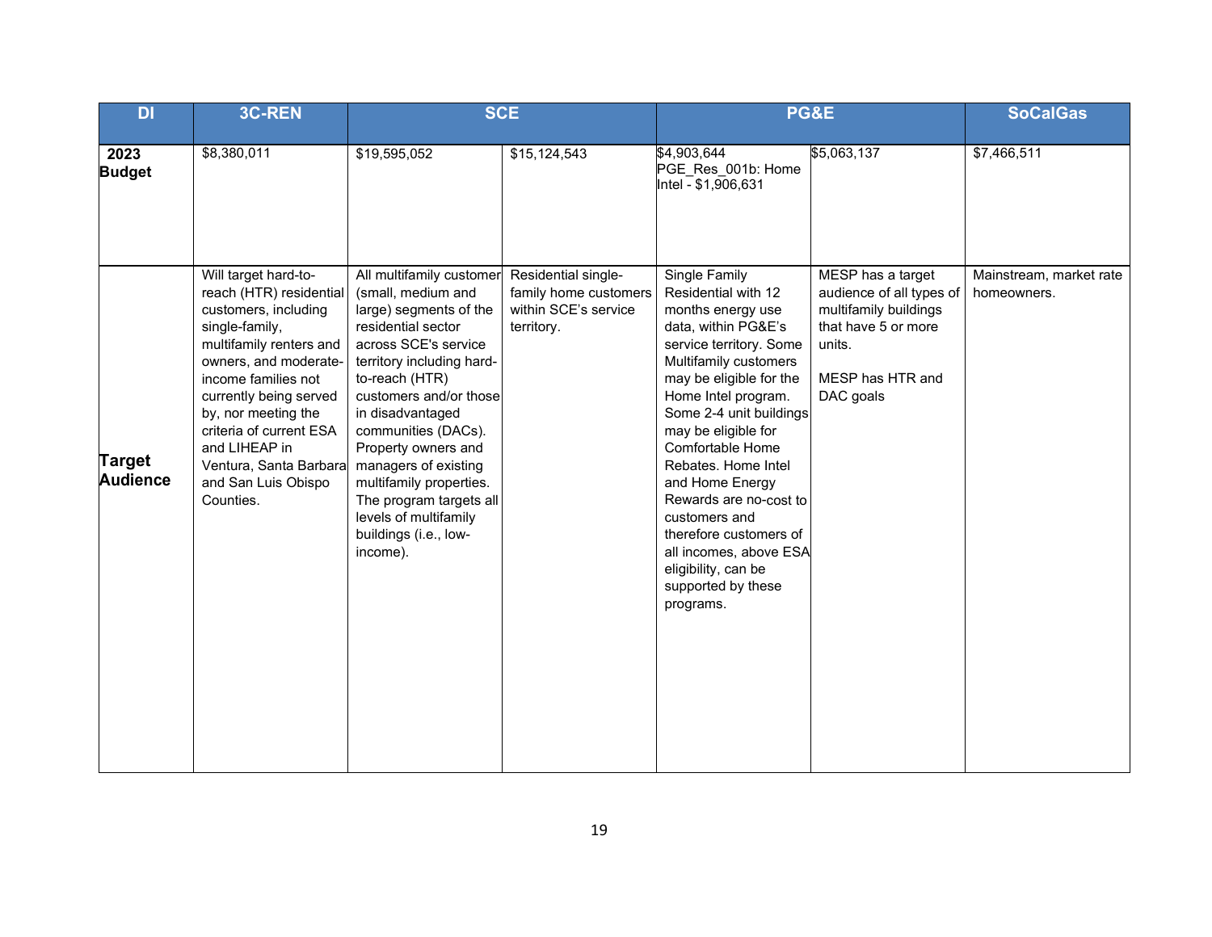| DI | 3C-REN | SCE | | PG&E | | SoCalGas |
|---|---|---|---|---|---|---|
| **2023 Budget** | $8,380,011 | $19,595,052 | $15,124,543 | $4,903,644 PGE_Res_001b: Home Intel - $1,906,631 | $5,063,137 | $7,466,511 |
| **Target Audience** | Will target hard-to-reach (HTR) residential customers, including single-family, multifamily renters and owners, and moderate-income families not currently being served by, nor meeting the criteria of current ESA and LIHEAP in Ventura, Santa Barbara and San Luis Obispo Counties. | All multifamily customer (small, medium and large) segments of the residential sector across SCE's service territory including hard-to-reach (HTR) customers and/or those in disadvantaged communities (DACs). Property owners and managers of existing multifamily properties. The program targets all levels of multifamily buildings (i.e., low-income). | Residential single-family home customers within SCE's service territory. | Single Family Residential with 12 months energy use data, within PG&E's service territory. Some Multifamily customers may be eligible for the Home Intel program. Some 2-4 unit buildings may be eligible for Comfortable Home Rebates. Home Intel and Home Energy Rewards are no-cost to customers and therefore customers of all incomes, above ESA eligibility, can be supported by these programs. | MESP has a target audience of all types of multifamily buildings that have 5 or more units.<br><br>MESP has HTR and DAC goals | Mainstream, market rate homeowners. |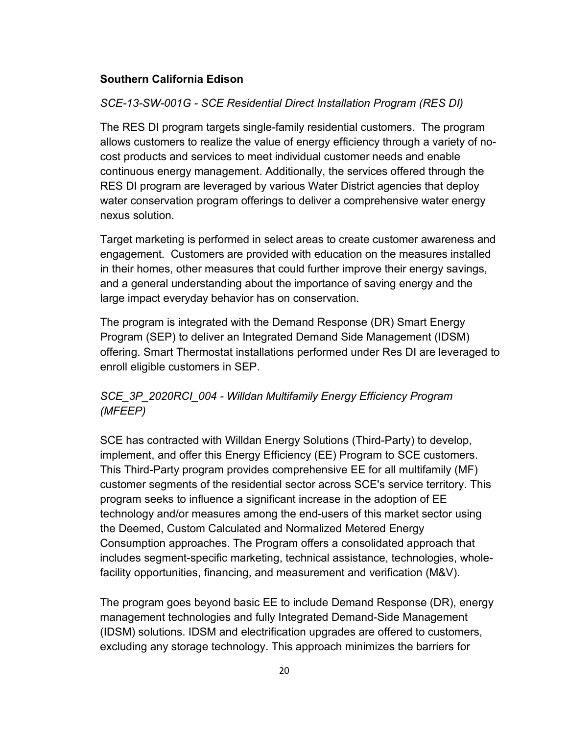**Southern California Edison**

*SCE-13-SW-001G - SCE Residential Direct Installation Program (RES DI)*

The RES DI program targets single-family residential customers. The program allows customers to realize the value of energy efficiency through a variety of no-cost products and services to meet individual customer needs and enable continuous energy management. Additionally, the services offered through the RES DI program are leveraged by various Water District agencies that deploy water conservation program offerings to deliver a comprehensive water energy nexus solution.

Target marketing is performed in select areas to create customer awareness and engagement. Customers are provided with education on the measures installed in their homes, other measures that could further improve their energy savings, and a general understanding about the importance of saving energy and the large impact everyday behavior has on conservation.

The program is integrated with the Demand Response (DR) Smart Energy Program (SEP) to deliver an Integrated Demand Side Management (IDSM) offering. Smart Thermostat installations performed under Res DI are leveraged to enroll eligible customers in SEP.

*SCE_3P_2020RCI_004 - Willdan Multifamily Energy Efficiency Program (MFEEP)*

SCE has contracted with Willdan Energy Solutions (Third-Party) to develop, implement, and offer this Energy Efficiency (EE) Program to SCE customers. This Third-Party program provides comprehensive EE for all multifamily (MF) customer segments of the residential sector across SCE's service territory. This program seeks to influence a significant increase in the adoption of EE technology and/or measures among the end-users of this market sector using the Deemed, Custom Calculated and Normalized Metered Energy Consumption approaches. The Program offers a consolidated approach that includes segment-specific marketing, technical assistance, technologies, whole-facility opportunities, financing, and measurement and verification (M&V).

The program goes beyond basic EE to include Demand Response (DR), energy management technologies and fully Integrated Demand-Side Management (IDSM) solutions. IDSM and electrification upgrades are offered to customers, excluding any storage technology. This approach minimizes the barriers for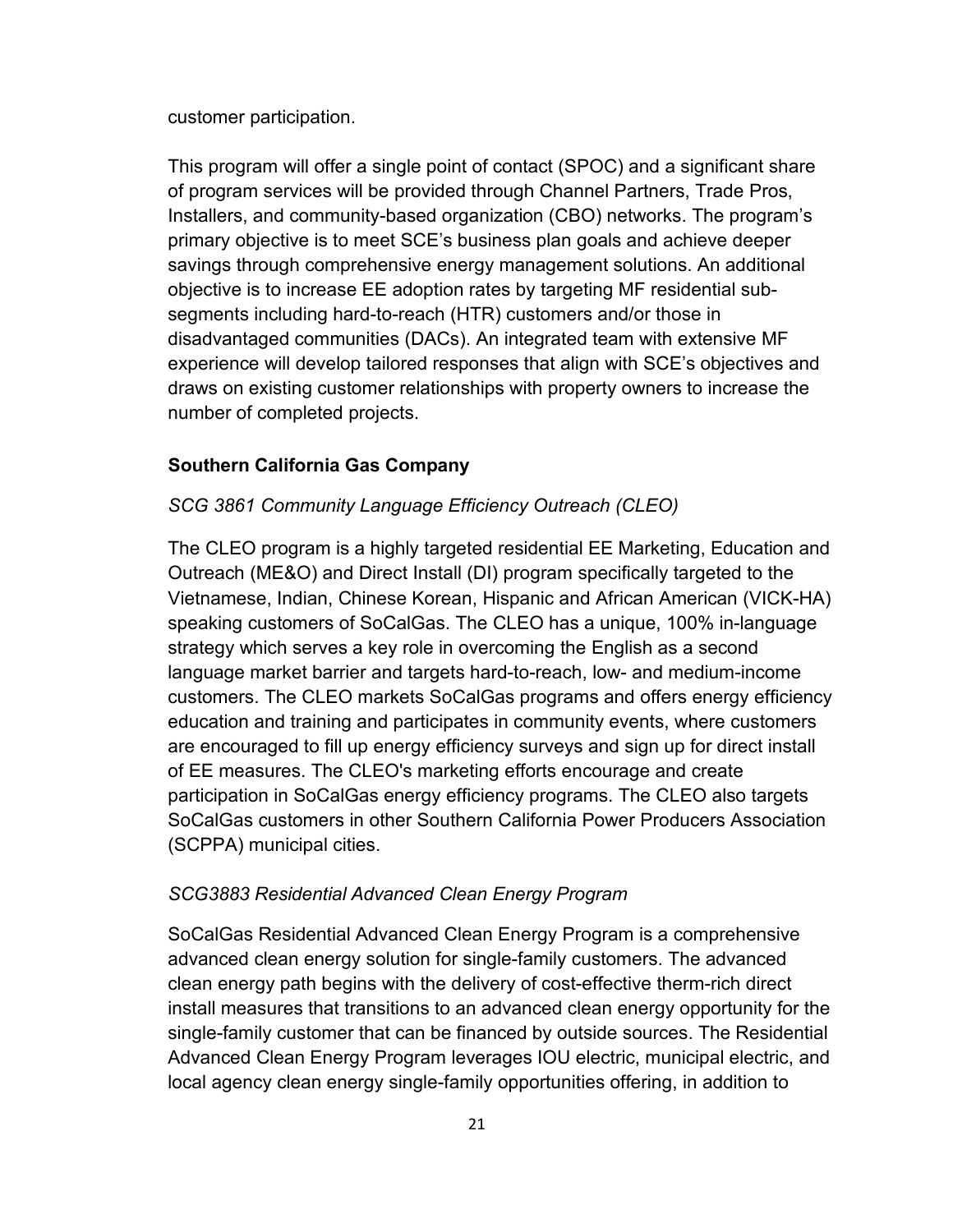customer participation.

This program will offer a single point of contact (SPOC) and a significant share of program services will be provided through Channel Partners, Trade Pros, Installers, and community-based organization (CBO) networks. The program's primary objective is to meet SCE's business plan goals and achieve deeper savings through comprehensive energy management solutions. An additional objective is to increase EE adoption rates by targeting MF residential sub-segments including hard-to-reach (HTR) customers and/or those in disadvantaged communities (DACs). An integrated team with extensive MF experience will develop tailored responses that align with SCE's objectives and draws on existing customer relationships with property owners to increase the number of completed projects.

### Southern California Gas Company

*SCG 3861 Community Language Efficiency Outreach (CLEO)*

The CLEO program is a highly targeted residential EE Marketing, Education and Outreach (ME&O) and Direct Install (DI) program specifically targeted to the Vietnamese, Indian, Chinese Korean, Hispanic and African American (VICK-HA) speaking customers of SoCalGas. The CLEO has a unique, 100% in-language strategy which serves a key role in overcoming the English as a second language market barrier and targets hard-to-reach, low- and medium-income customers. The CLEO markets SoCalGas programs and offers energy efficiency education and training and participates in community events, where customers are encouraged to fill up energy efficiency surveys and sign up for direct install of EE measures. The CLEO's marketing efforts encourage and create participation in SoCalGas energy efficiency programs. The CLEO also targets SoCalGas customers in other Southern California Power Producers Association (SCPPA) municipal cities.

*SCG3883 Residential Advanced Clean Energy Program*

SoCalGas Residential Advanced Clean Energy Program is a comprehensive advanced clean energy solution for single-family customers. The advanced clean energy path begins with the delivery of cost-effective therm-rich direct install measures that transitions to an advanced clean energy opportunity for the single-family customer that can be financed by outside sources. The Residential Advanced Clean Energy Program leverages IOU electric, municipal electric, and local agency clean energy single-family opportunities offering, in addition to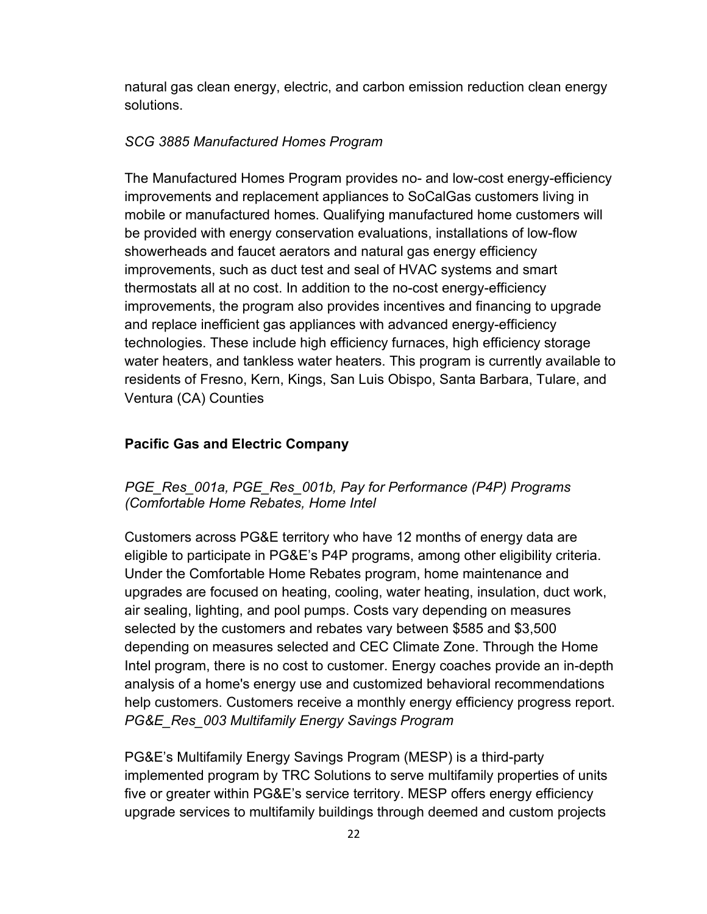natural gas clean energy, electric, and carbon emission reduction clean energy solutions.

*SCG 3885 Manufactured Homes Program*

The Manufactured Homes Program provides no- and low-cost energy-efficiency improvements and replacement appliances to SoCalGas customers living in mobile or manufactured homes. Qualifying manufactured home customers will be provided with energy conservation evaluations, installations of low-flow showerheads and faucet aerators and natural gas energy efficiency improvements, such as duct test and seal of HVAC systems and smart thermostats all at no cost. In addition to the no-cost energy-efficiency improvements, the program also provides incentives and financing to upgrade and replace inefficient gas appliances with advanced energy-efficiency technologies. These include high efficiency furnaces, high efficiency storage water heaters, and tankless water heaters. This program is currently available to residents of Fresno, Kern, Kings, San Luis Obispo, Santa Barbara, Tulare, and Ventura (CA) Counties

**Pacific Gas and Electric Company**

*PGE_Res_001a, PGE_Res_001b, Pay for Performance (P4P) Programs (Comfortable Home Rebates, Home Intel*

Customers across PG&E territory who have 12 months of energy data are eligible to participate in PG&E's P4P programs, among other eligibility criteria. Under the Comfortable Home Rebates program, home maintenance and upgrades are focused on heating, cooling, water heating, insulation, duct work, air sealing, lighting, and pool pumps. Costs vary depending on measures selected by the customers and rebates vary between $585 and $3,500 depending on measures selected and CEC Climate Zone. Through the Home Intel program, there is no cost to customer. Energy coaches provide an in-depth analysis of a home's energy use and customized behavioral recommendations help customers. Customers receive a monthly energy efficiency progress report.

*PG&E_Res_003 Multifamily Energy Savings Program*

PG&E's Multifamily Energy Savings Program (MESP) is a third-party implemented program by TRC Solutions to serve multifamily properties of units five or greater within PG&E's service territory. MESP offers energy efficiency upgrade services to multifamily buildings through deemed and custom projects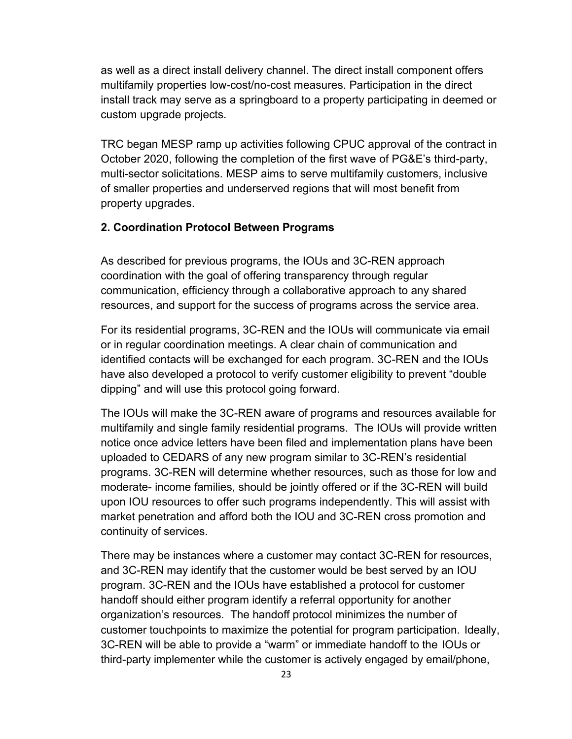as well as a direct install delivery channel. The direct install component offers multifamily properties low-cost/no-cost measures. Participation in the direct install track may serve as a springboard to a property participating in deemed or custom upgrade projects.

TRC began MESP ramp up activities following CPUC approval of the contract in October 2020, following the completion of the first wave of PG&E's third-party, multi-sector solicitations. MESP aims to serve multifamily customers, inclusive of smaller properties and underserved regions that will most benefit from property upgrades.

**2. Coordination Protocol Between Programs**

As described for previous programs, the IOUs and 3C-REN approach coordination with the goal of offering transparency through regular communication, efficiency through a collaborative approach to any shared resources, and support for the success of programs across the service area.

For its residential programs, 3C-REN and the IOUs will communicate via email or in regular coordination meetings. A clear chain of communication and identified contacts will be exchanged for each program. 3C-REN and the IOUs have also developed a protocol to verify customer eligibility to prevent "double dipping" and will use this protocol going forward.

The IOUs will make the 3C-REN aware of programs and resources available for multifamily and single family residential programs. The IOUs will provide written notice once advice letters have been filed and implementation plans have been uploaded to CEDARS of any new program similar to 3C-REN's residential programs. 3C-REN will determine whether resources, such as those for low and moderate- income families, should be jointly offered or if the 3C-REN will build upon IOU resources to offer such programs independently. This will assist with market penetration and afford both the IOU and 3C-REN cross promotion and continuity of services.

There may be instances where a customer may contact 3C-REN for resources, and 3C-REN may identify that the customer would be best served by an IOU program. 3C-REN and the IOUs have established a protocol for customer handoff should either program identify a referral opportunity for another organization's resources. The handoff protocol minimizes the number of customer touchpoints to maximize the potential for program participation. Ideally, 3C-REN will be able to provide a "warm" or immediate handoff to the IOUs or third-party implementer while the customer is actively engaged by email/phone,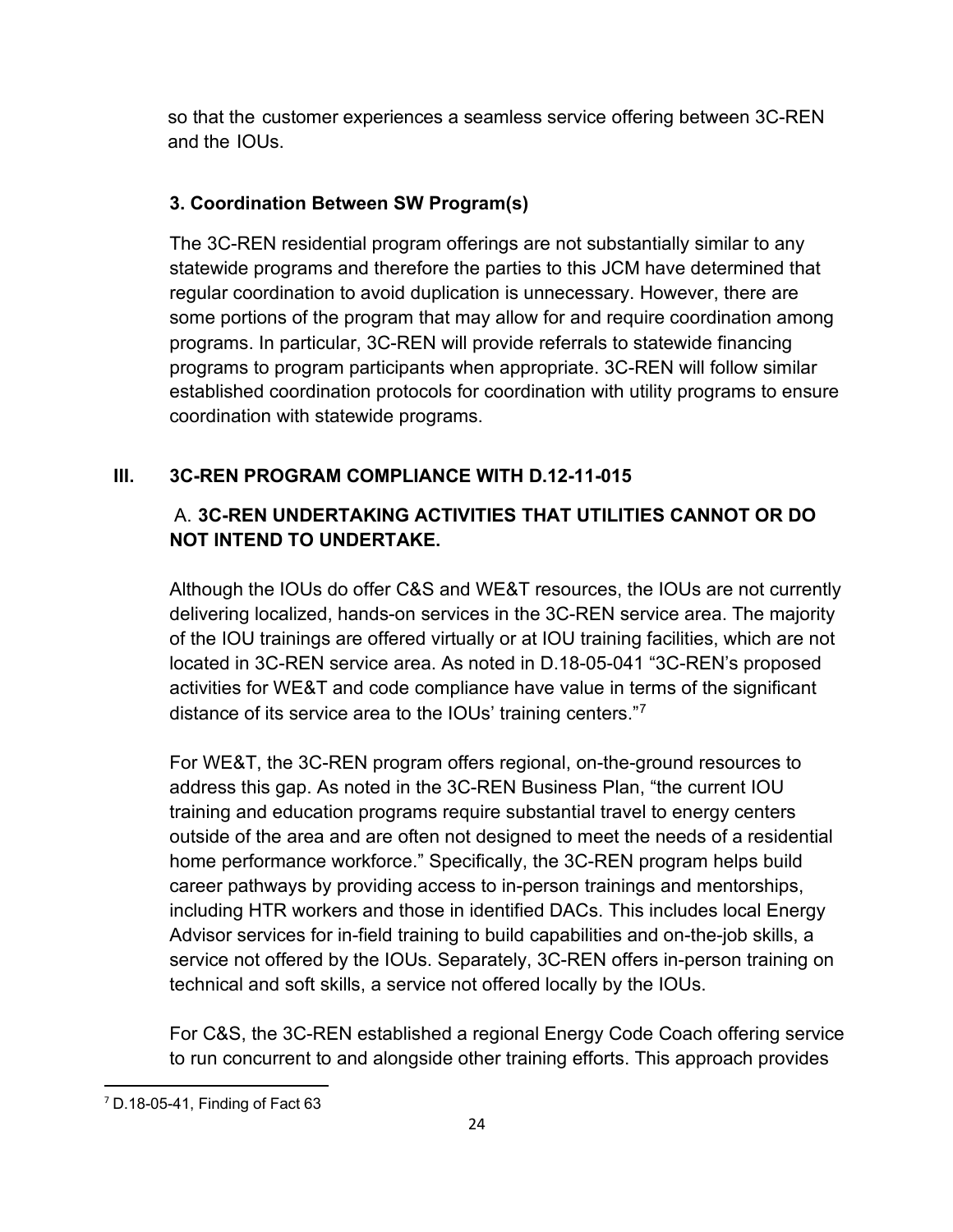so that the customer experiences a seamless service offering between 3C-REN and the IOUs.

### 3. Coordination Between SW Program(s)

The 3C-REN residential program offerings are not substantially similar to any statewide programs and therefore the parties to this JCM have determined that regular coordination to avoid duplication is unnecessary. However, there are some portions of the program that may allow for and require coordination among programs. In particular, 3C-REN will provide referrals to statewide financing programs to program participants when appropriate. 3C-REN will follow similar established coordination protocols for coordination with utility programs to ensure coordination with statewide programs.

## III. 3C-REN PROGRAM COMPLIANCE WITH D.12-11-015

### A. 3C-REN UNDERTAKING ACTIVITIES THAT UTILITIES CANNOT OR DO NOT INTEND TO UNDERTAKE.

Although the IOUs do offer C&S and WE&T resources, the IOUs are not currently delivering localized, hands-on services in the 3C-REN service area. The majority of the IOU trainings are offered virtually or at IOU training facilities, which are not located in 3C-REN service area. As noted in D.18-05-041 "3C-REN's proposed activities for WE&T and code compliance have value in terms of the significant distance of its service area to the IOUs' training centers."[7]

For WE&T, the 3C-REN program offers regional, on-the-ground resources to address this gap. As noted in the 3C-REN Business Plan, "the current IOU training and education programs require substantial travel to energy centers outside of the area and are often not designed to meet the needs of a residential home performance workforce." Specifically, the 3C-REN program helps build career pathways by providing access to in-person trainings and mentorships, including HTR workers and those in identified DACs. This includes local Energy Advisor services for in-field training to build capabilities and on-the-job skills, a service not offered by the IOUs. Separately, 3C-REN offers in-person training on technical and soft skills, a service not offered locally by the IOUs.

For C&S, the 3C-REN established a regional Energy Code Coach offering service to run concurrent to and alongside other training efforts. This approach provides

[7] D.18-05-41, Finding of Fact 63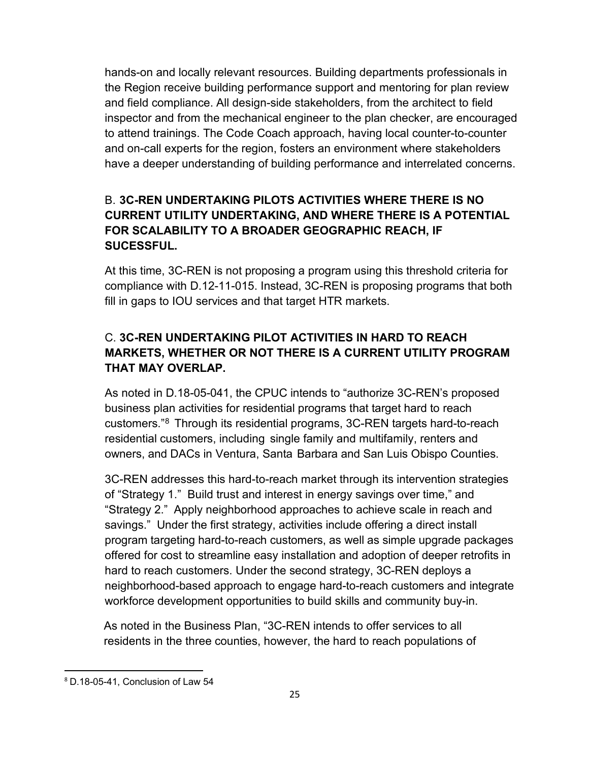hands-on and locally relevant resources. Building departments professionals in the Region receive building performance support and mentoring for plan review and field compliance. All design-side stakeholders, from the architect to field inspector and from the mechanical engineer to the plan checker, are encouraged to attend trainings. The Code Coach approach, having local counter-to-counter and on-call experts for the region, fosters an environment where stakeholders have a deeper understanding of building performance and interrelated concerns.

### B. **3C-REN UNDERTAKING PILOTS ACTIVITIES WHERE THERE IS NO CURRENT UTILITY UNDERTAKING, AND WHERE THERE IS A POTENTIAL FOR SCALABILITY TO A BROADER GEOGRAPHIC REACH, IF SUCESSFUL.**

At this time, 3C-REN is not proposing a program using this threshold criteria for compliance with D.12-11-015. Instead, 3C-REN is proposing programs that both fill in gaps to IOU services and that target HTR markets.

### C. **3C-REN UNDERTAKING PILOT ACTIVITIES IN HARD TO REACH MARKETS, WHETHER OR NOT THERE IS A CURRENT UTILITY PROGRAM THAT MAY OVERLAP.**

As noted in D.18-05-041, the CPUC intends to "authorize 3C-REN's proposed business plan activities for residential programs that target hard to reach customers."[8] Through its residential programs, 3C-REN targets hard-to-reach residential customers, including single family and multifamily, renters and owners, and DACs in Ventura, Santa Barbara and San Luis Obispo Counties.

3C-REN addresses this hard-to-reach market through its intervention strategies of "Strategy 1." Build trust and interest in energy savings over time," and "Strategy 2." Apply neighborhood approaches to achieve scale in reach and savings." Under the first strategy, activities include offering a direct install program targeting hard-to-reach customers, as well as simple upgrade packages offered for cost to streamline easy installation and adoption of deeper retrofits in hard to reach customers. Under the second strategy, 3C-REN deploys a neighborhood-based approach to engage hard-to-reach customers and integrate workforce development opportunities to build skills and community buy-in.

As noted in the Business Plan, "3C-REN intends to offer services to all residents in the three counties, however, the hard to reach populations of

[8] D.18-05-41, Conclusion of Law 54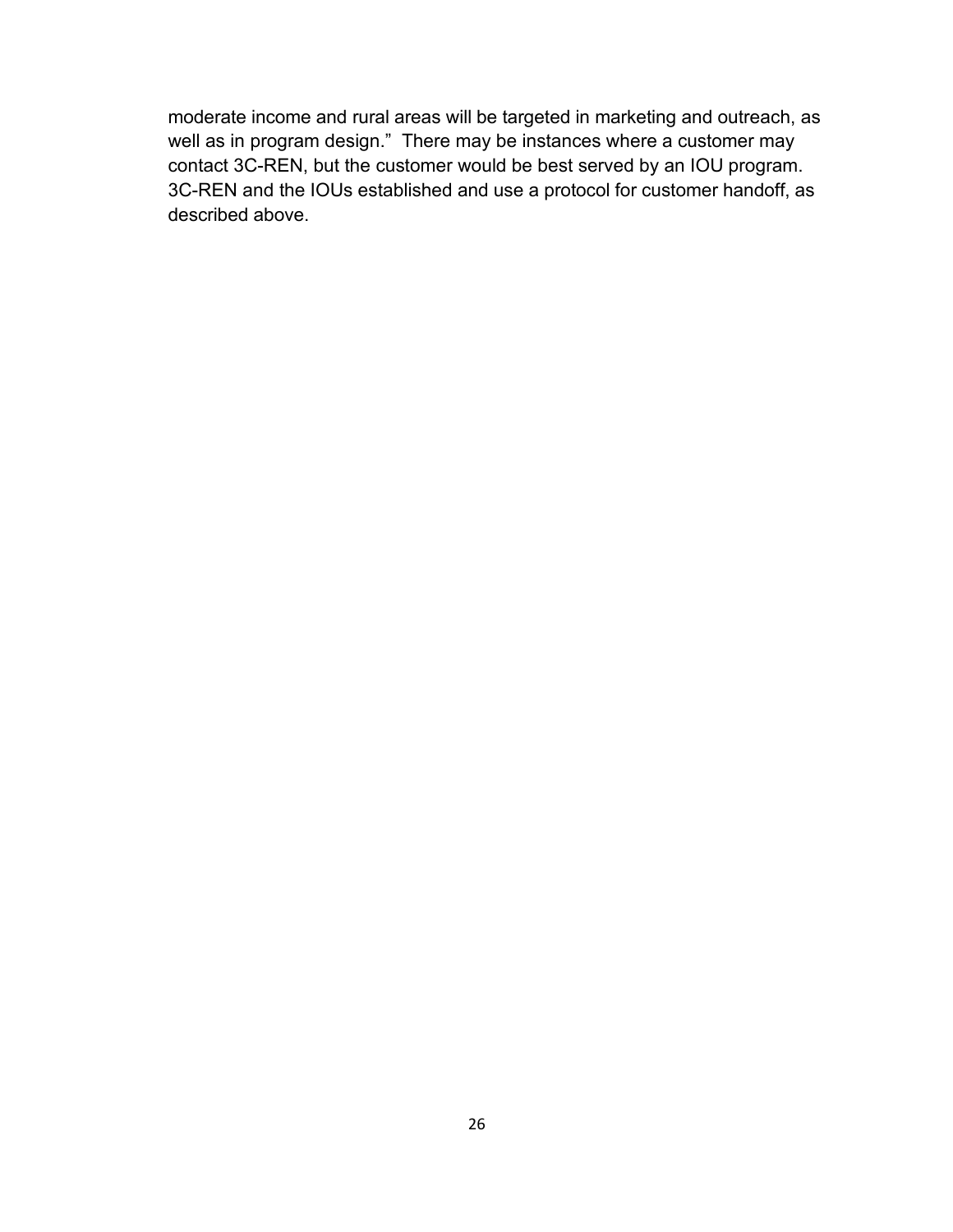moderate income and rural areas will be targeted in marketing and outreach, as well as in program design."  There may be instances where a customer may contact 3C-REN, but the customer would be best served by an IOU program. 3C-REN and the IOUs established and use a protocol for customer handoff, as described above.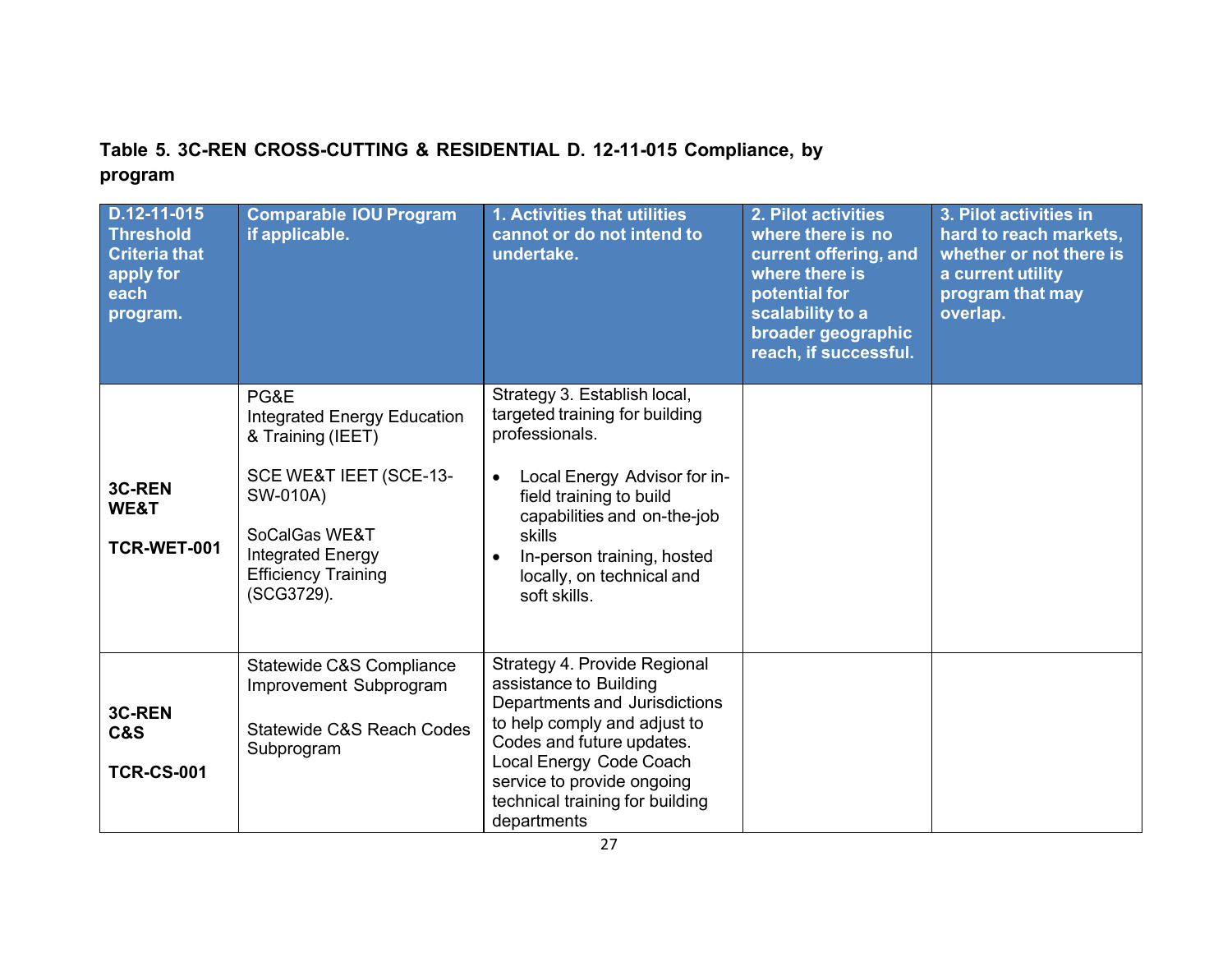**Table 5. 3C-REN CROSS-CUTTING & RESIDENTIAL D. 12-11-015 Compliance, by program**

| D.12-11-015 Threshold Criteria that apply for each program. | Comparable IOU Program if applicable. | 1. Activities that utilities cannot or do not intend to undertake. | 2. Pilot activities where there is no current offering, and where there is potential for scalability to a broader geographic reach, if successful. | 3. Pilot activities in hard to reach markets, whether or not there is a current utility program that may overlap. |
|---|---|---|---|---|
| **3C-REN WE&T**<br><br>**TCR-WET-001** | PG&E Integrated Energy Education & Training (IEET)<br><br>SCE WE&T IEET (SCE-13-SW-010A)<br><br>SoCalGas WE&T Integrated Energy Efficiency Training (SCG3729). | Strategy 3. Establish local, targeted training for building professionals.<br><br>• Local Energy Advisor for in-field training to build capabilities and on-the-job skills<br>• In-person training, hosted locally, on technical and soft skills. | | |
| **3C-REN C&S**<br><br>**TCR-CS-001** | Statewide C&S Compliance Improvement Subprogram<br><br>Statewide C&S Reach Codes Subprogram | Strategy 4. Provide Regional assistance to Building Departments and Jurisdictions to help comply and adjust to Codes and future updates. Local Energy Code Coach service to provide ongoing technical training for building departments | | |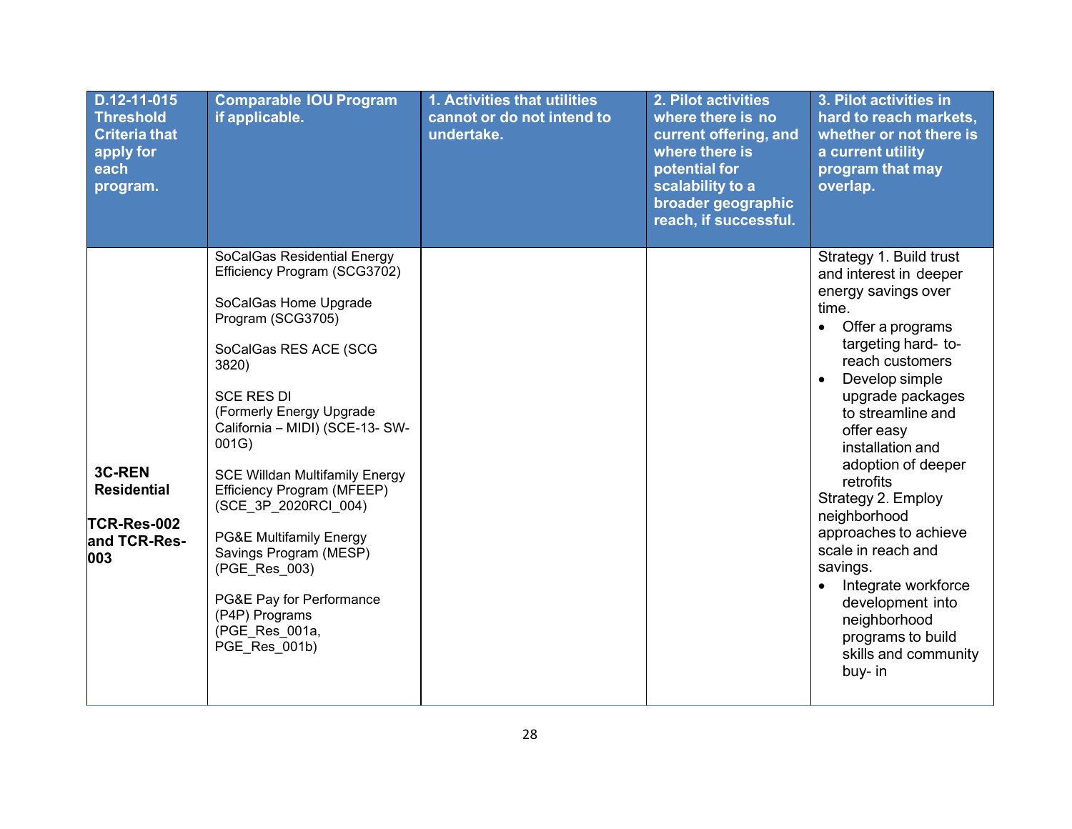| D.12-11-015 Threshold Criteria that apply for each program. | Comparable IOU Program if applicable. | 1. Activities that utilities cannot or do not intend to undertake. | 2. Pilot activities where there is no current offering, and where there is potential for scalability to a broader geographic reach, if successful. | 3. Pilot activities in hard to reach markets, whether or not there is a current utility program that may overlap. |
|---|---|---|---|---|
| **3C-REN Residential**<br><br>**TCR-Res-002 and TCR-Res-003** | SoCalGas Residential Energy Efficiency Program (SCG3702)<br><br>SoCalGas Home Upgrade Program (SCG3705)<br><br>SoCalGas RES ACE (SCG 3820)<br><br>SCE RES DI (Formerly Energy Upgrade California – MIDI) (SCE-13- SW-001G)<br><br>SCE Willdan Multifamily Energy Efficiency Program (MFEEP) (SCE_3P_2020RCI_004)<br><br>PG&E Multifamily Energy Savings Program (MESP) (PGE_Res_003)<br><br>PG&E Pay for Performance (P4P) Programs (PGE_Res_001a, PGE_Res_001b) | | | Strategy 1. Build trust and interest in deeper energy savings over time.<br>• Offer a programs targeting hard- to-reach customers<br>• Develop simple upgrade packages to streamline and offer easy installation and adoption of deeper retrofits<br>Strategy 2. Employ neighborhood approaches to achieve scale in reach and savings.<br>• Integrate workforce development into neighborhood programs to build skills and community buy- in |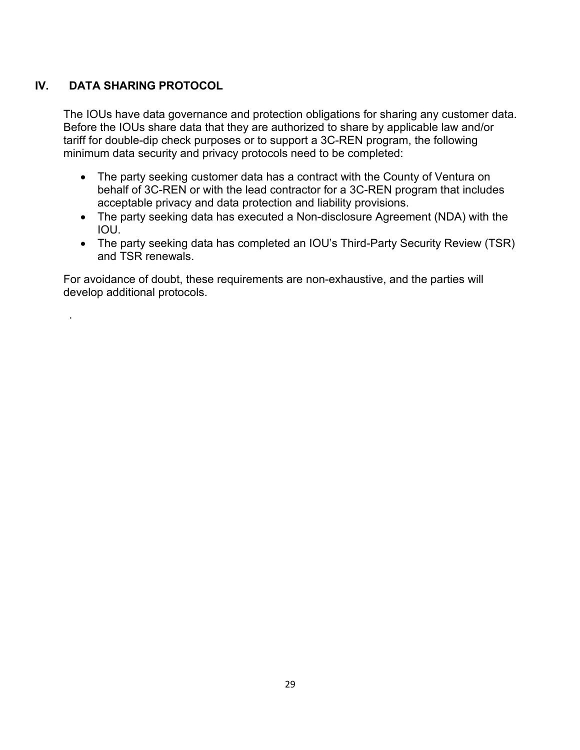## IV. DATA SHARING PROTOCOL

The IOUs have data governance and protection obligations for sharing any customer data. Before the IOUs share data that they are authorized to share by applicable law and/or tariff for double-dip check purposes or to support a 3C-REN program, the following minimum data security and privacy protocols need to be completed:

- The party seeking customer data has a contract with the County of Ventura on behalf of 3C-REN or with the lead contractor for a 3C-REN program that includes acceptable privacy and data protection and liability provisions.
- The party seeking data has executed a Non-disclosure Agreement (NDA) with the IOU.
- The party seeking data has completed an IOU's Third-Party Security Review (TSR) and TSR renewals.

For avoidance of doubt, these requirements are non-exhaustive, and the parties will develop additional protocols.

.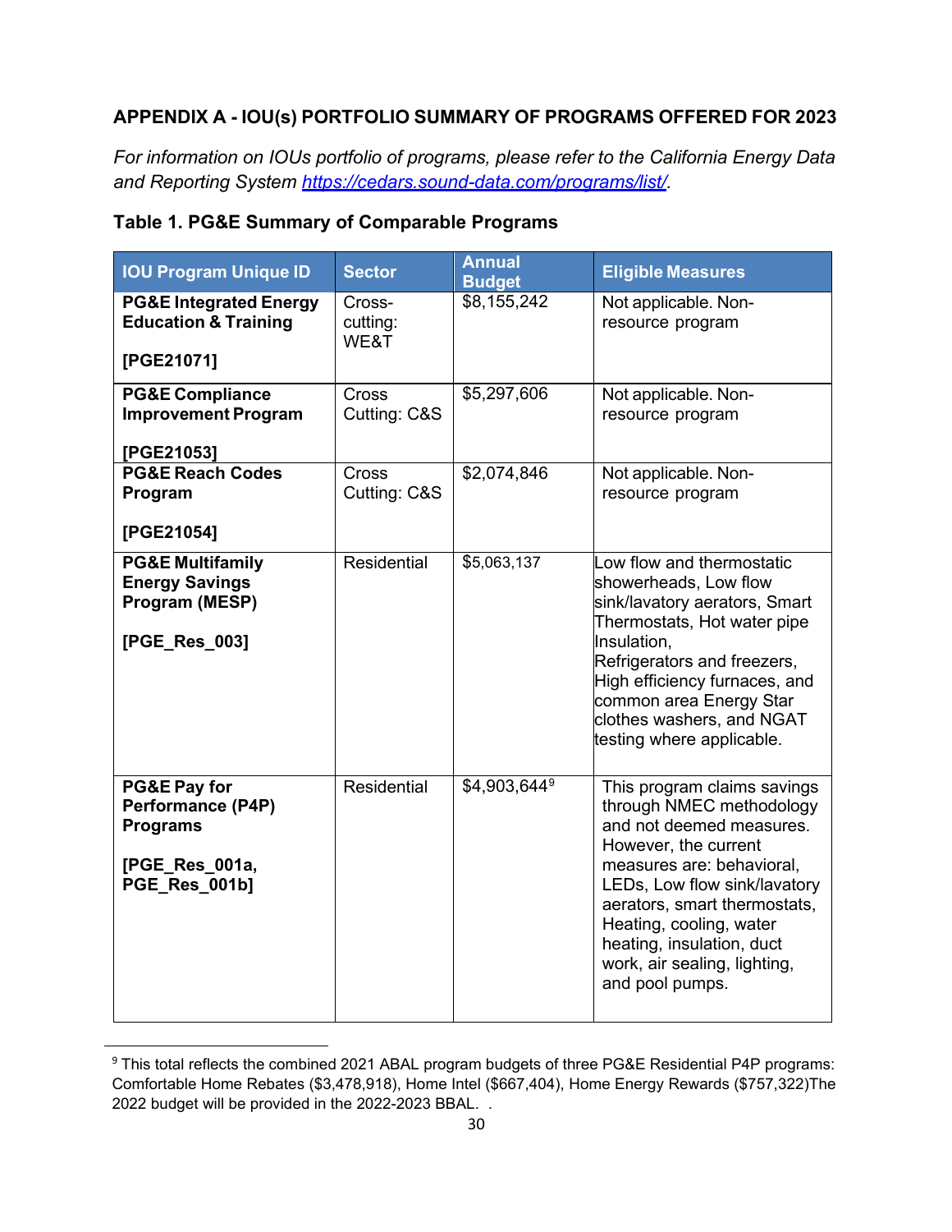### APPENDIX A - IOU(s) PORTFOLIO SUMMARY OF PROGRAMS OFFERED FOR 2023

*For information on IOUs portfolio of programs, please refer to the California Energy Data and Reporting System https://cedars.sound-data.com/programs/list/.*

**Table 1. PG&E Summary of Comparable Programs**

| IOU Program Unique ID | Sector | Annual Budget | Eligible Measures |
|---|---|---|---|
| **PG&E Integrated Energy Education & Training**<br><br>**[PGE21071]** | Cross-cutting: WE&T | $8,155,242 | Not applicable. Non-resource program |
| **PG&E Compliance Improvement Program**<br><br>**[PGE21053]** | Cross Cutting: C&S | $5,297,606 | Not applicable. Non-resource program |
| **PG&E Reach Codes Program**<br><br>**[PGE21054]** | Cross Cutting: C&S | $2,074,846 | Not applicable. Non-resource program |
| **PG&E Multifamily Energy Savings Program (MESP)**<br><br>**[PGE_Res_003]** | Residential | $5,063,137 | Low flow and thermostatic showerheads, Low flow sink/lavatory aerators, Smart Thermostats, Hot water pipe Insulation, Refrigerators and freezers, High efficiency furnaces, and common area Energy Star clothes washers, and NGAT testing where applicable. |
| **PG&E Pay for Performance (P4P) Programs**<br><br>**[PGE_Res_001a, PGE_Res_001b]** | Residential | $4,903,644[9] | This program claims savings through NMEC methodology and not deemed measures. However, the current measures are: behavioral, LEDs, Low flow sink/lavatory aerators, smart thermostats, Heating, cooling, water heating, insulation, duct work, air sealing, lighting, and pool pumps. |

[9] This total reflects the combined 2021 ABAL program budgets of three PG&E Residential P4P programs: Comfortable Home Rebates ($3,478,918), Home Intel ($667,404), Home Energy Rewards ($757,322)The 2022 budget will be provided in the 2022-2023 BBAL. .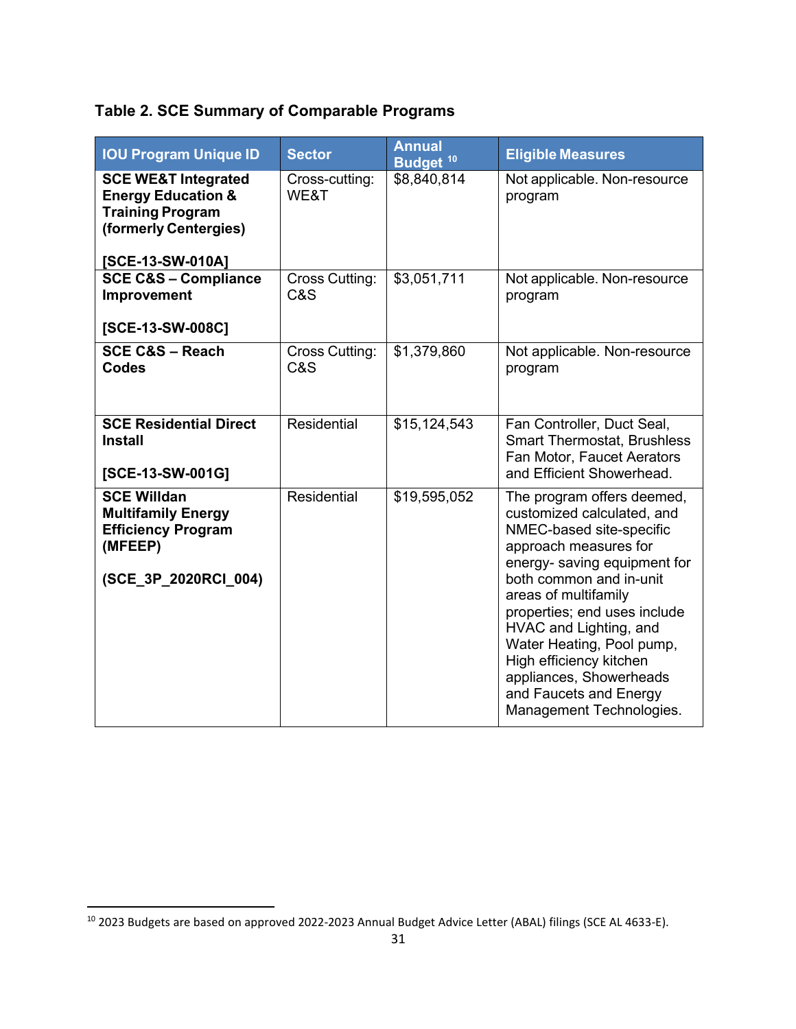**Table 2. SCE Summary of Comparable Programs**

| IOU Program Unique ID | Sector | Annual Budget [10] | Eligible Measures |
|---|---|---|---|
| **SCE WE&T Integrated Energy Education & Training Program (formerly Centergies)** **[SCE-13-SW-010A]** | Cross-cutting: WE&T | $8,840,814 | Not applicable. Non-resource program |
| **SCE C&S – Compliance Improvement** **[SCE-13-SW-008C]** | Cross Cutting: C&S | $3,051,711 | Not applicable. Non-resource program |
| **SCE C&S – Reach Codes** | Cross Cutting: C&S | $1,379,860 | Not applicable. Non-resource program |
| **SCE Residential Direct Install** **[SCE-13-SW-001G]** | Residential | $15,124,543 | Fan Controller, Duct Seal, Smart Thermostat, Brushless Fan Motor, Faucet Aerators and Efficient Showerhead. |
| **SCE Willdan Multifamily Energy Efficiency Program (MFEEP)** **(SCE_3P_2020RCI_004)** | Residential | $19,595,052 | The program offers deemed, customized calculated, and NMEC-based site-specific approach measures for energy- saving equipment for both common and in-unit areas of multifamily properties; end uses include HVAC and Lighting, and Water Heating, Pool pump, High efficiency kitchen appliances, Showerheads and Faucets and Energy Management Technologies. |

[10] 2023 Budgets are based on approved 2022-2023 Annual Budget Advice Letter (ABAL) filings (SCE AL 4633-E).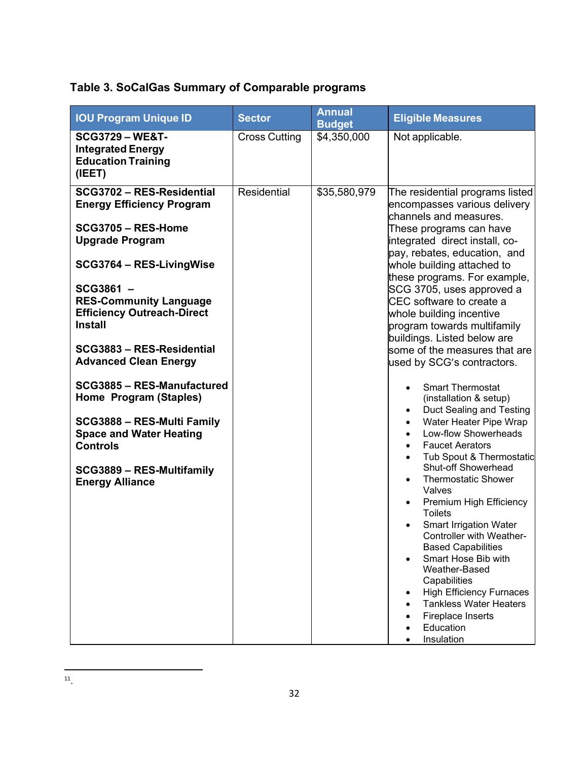**Table 3. SoCalGas Summary of Comparable programs**

| IOU Program Unique ID | Sector | Annual Budget | Eligible Measures |
|---|---|---|---|
| **SCG3729 – WE&T-Integrated Energy Education Training (IEET)** | Cross Cutting | $4,350,000 | Not applicable. |
| **SCG3702 – RES-Residential Energy Efficiency Program**<br><br>**SCG3705 – RES-Home Upgrade Program**<br><br>**SCG3764 – RES-LivingWise**<br><br>**SCG3861 – RES-Community Language Efficiency Outreach-Direct Install**<br><br>**SCG3883 – RES-Residential Advanced Clean Energy**<br><br>**SCG3885 – RES-Manufactured Home Program (Staples)**<br><br>**SCG3888 – RES-Multi Family Space and Water Heating Controls**<br><br>**SCG3889 – RES-Multifamily Energy Alliance** | Residential | $35,580,979 | The residential programs listed encompasses various delivery channels and measures. These programs can have integrated direct install, co-pay, rebates, education, and whole building attached to these programs. For example, SCG 3705, uses approved a CEC software to create a whole building incentive program towards multifamily buildings. Listed below are some of the measures that are used by SCG's contractors.<br><br>• Smart Thermostat (installation & setup)<br>• Duct Sealing and Testing<br>• Water Heater Pipe Wrap<br>• Low-flow Showerheads<br>• Faucet Aerators<br>• Tub Spout & Thermostatic Shut-off Showerhead<br>• Thermostatic Shower Valves<br>• Premium High Efficiency Toilets<br>• Smart Irrigation Water Controller with Weather-Based Capabilities<br>• Smart Hose Bib with Weather-Based Capabilities<br>• High Efficiency Furnaces<br>• Tankless Water Heaters<br>• Fireplace Inserts<br>• Education<br>• Insulation |

[11] .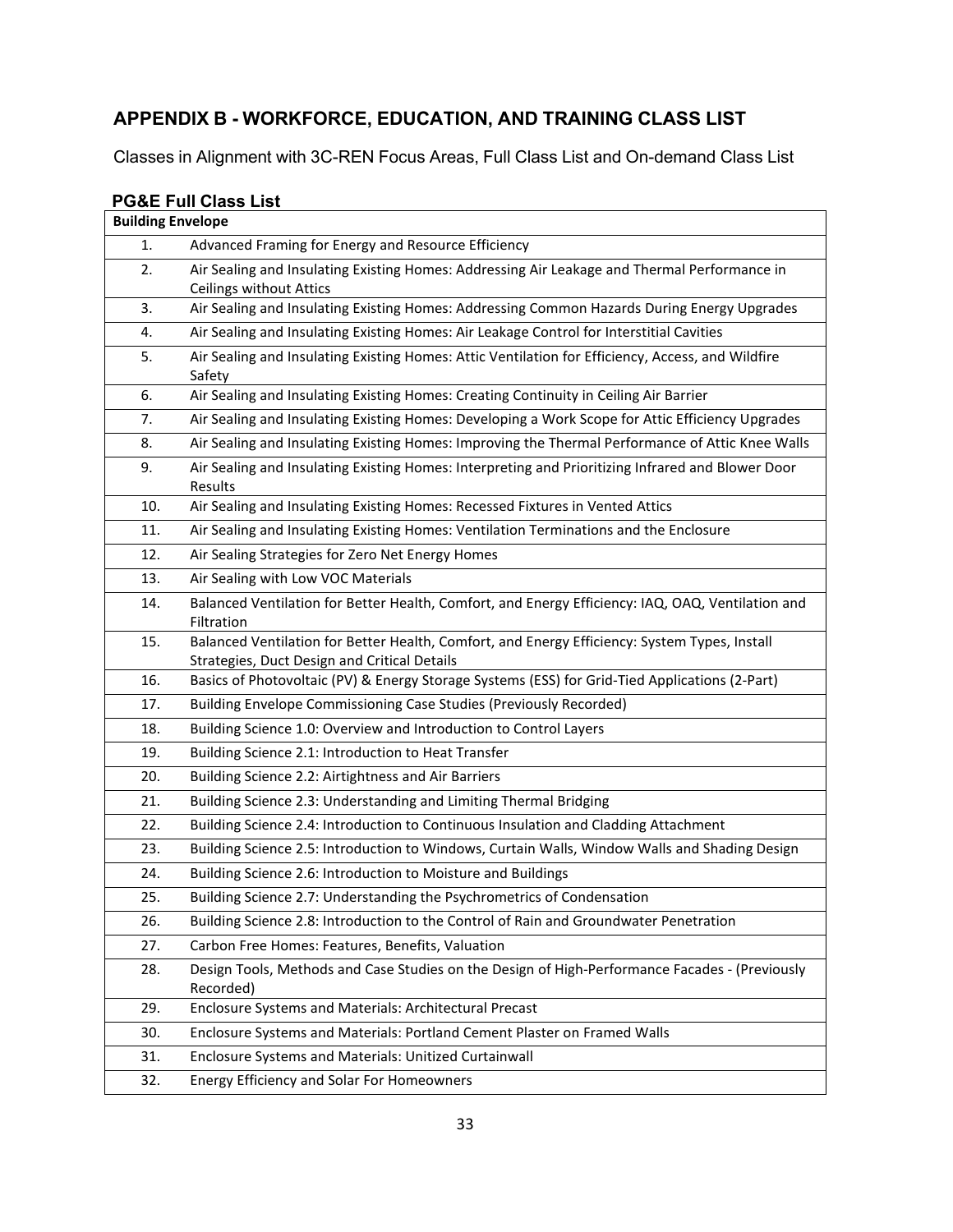## APPENDIX B - WORKFORCE, EDUCATION, AND TRAINING CLASS LIST

Classes in Alignment with 3C-REN Focus Areas, Full Class List and On-demand Class List

### PG&E Full Class List

| Building Envelope | |
|---|---|
| 1. | Advanced Framing for Energy and Resource Efficiency |
| 2. | Air Sealing and Insulating Existing Homes: Addressing Air Leakage and Thermal Performance in Ceilings without Attics |
| 3. | Air Sealing and Insulating Existing Homes: Addressing Common Hazards During Energy Upgrades |
| 4. | Air Sealing and Insulating Existing Homes: Air Leakage Control for Interstitial Cavities |
| 5. | Air Sealing and Insulating Existing Homes: Attic Ventilation for Efficiency, Access, and Wildfire Safety |
| 6. | Air Sealing and Insulating Existing Homes: Creating Continuity in Ceiling Air Barrier |
| 7. | Air Sealing and Insulating Existing Homes: Developing a Work Scope for Attic Efficiency Upgrades |
| 8. | Air Sealing and Insulating Existing Homes: Improving the Thermal Performance of Attic Knee Walls |
| 9. | Air Sealing and Insulating Existing Homes: Interpreting and Prioritizing Infrared and Blower Door Results |
| 10. | Air Sealing and Insulating Existing Homes: Recessed Fixtures in Vented Attics |
| 11. | Air Sealing and Insulating Existing Homes: Ventilation Terminations and the Enclosure |
| 12. | Air Sealing Strategies for Zero Net Energy Homes |
| 13. | Air Sealing with Low VOC Materials |
| 14. | Balanced Ventilation for Better Health, Comfort, and Energy Efficiency: IAQ, OAQ, Ventilation and Filtration |
| 15. | Balanced Ventilation for Better Health, Comfort, and Energy Efficiency: System Types, Install Strategies, Duct Design and Critical Details |
| 16. | Basics of Photovoltaic (PV) & Energy Storage Systems (ESS) for Grid-Tied Applications (2-Part) |
| 17. | Building Envelope Commissioning Case Studies (Previously Recorded) |
| 18. | Building Science 1.0: Overview and Introduction to Control Layers |
| 19. | Building Science 2.1: Introduction to Heat Transfer |
| 20. | Building Science 2.2: Airtightness and Air Barriers |
| 21. | Building Science 2.3: Understanding and Limiting Thermal Bridging |
| 22. | Building Science 2.4: Introduction to Continuous Insulation and Cladding Attachment |
| 23. | Building Science 2.5: Introduction to Windows, Curtain Walls, Window Walls and Shading Design |
| 24. | Building Science 2.6: Introduction to Moisture and Buildings |
| 25. | Building Science 2.7: Understanding the Psychrometrics of Condensation |
| 26. | Building Science 2.8: Introduction to the Control of Rain and Groundwater Penetration |
| 27. | Carbon Free Homes: Features, Benefits, Valuation |
| 28. | Design Tools, Methods and Case Studies on the Design of High-Performance Facades - (Previously Recorded) |
| 29. | Enclosure Systems and Materials: Architectural Precast |
| 30. | Enclosure Systems and Materials: Portland Cement Plaster on Framed Walls |
| 31. | Enclosure Systems and Materials: Unitized Curtainwall |
| 32. | Energy Efficiency and Solar For Homeowners |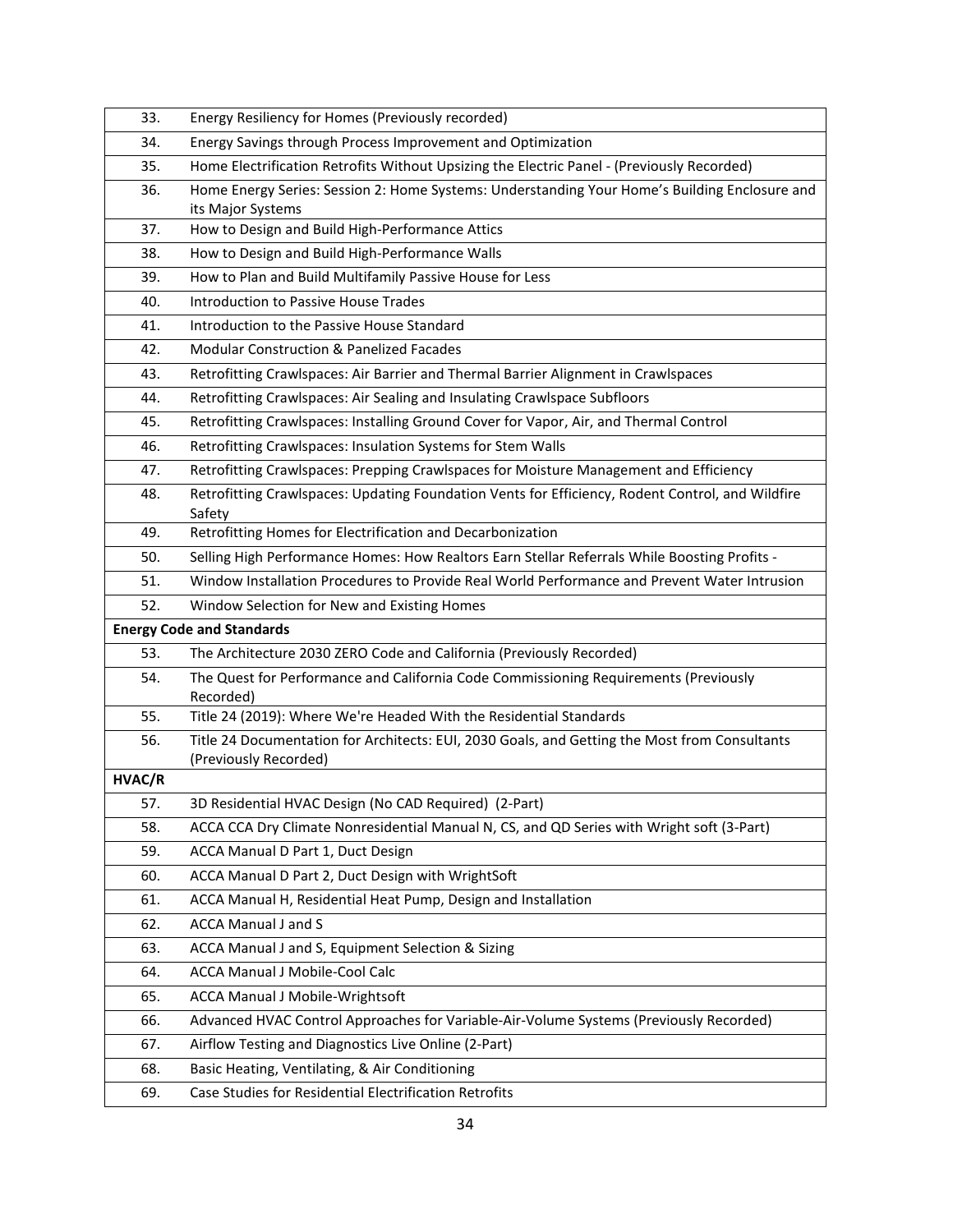| | |
|---|---|
| 33. | Energy Resiliency for Homes (Previously recorded) |
| 34. | Energy Savings through Process Improvement and Optimization |
| 35. | Home Electrification Retrofits Without Upsizing the Electric Panel - (Previously Recorded) |
| 36. | Home Energy Series: Session 2: Home Systems: Understanding Your Home's Building Enclosure and its Major Systems |
| 37. | How to Design and Build High-Performance Attics |
| 38. | How to Design and Build High-Performance Walls |
| 39. | How to Plan and Build Multifamily Passive House for Less |
| 40. | Introduction to Passive House Trades |
| 41. | Introduction to the Passive House Standard |
| 42. | Modular Construction & Panelized Facades |
| 43. | Retrofitting Crawlspaces: Air Barrier and Thermal Barrier Alignment in Crawlspaces |
| 44. | Retrofitting Crawlspaces: Air Sealing and Insulating Crawlspace Subfloors |
| 45. | Retrofitting Crawlspaces: Installing Ground Cover for Vapor, Air, and Thermal Control |
| 46. | Retrofitting Crawlspaces: Insulation Systems for Stem Walls |
| 47. | Retrofitting Crawlspaces: Prepping Crawlspaces for Moisture Management and Efficiency |
| 48. | Retrofitting Crawlspaces: Updating Foundation Vents for Efficiency, Rodent Control, and Wildfire Safety |
| 49. | Retrofitting Homes for Electrification and Decarbonization |
| 50. | Selling High Performance Homes: How Realtors Earn Stellar Referrals While Boosting Profits - |
| 51. | Window Installation Procedures to Provide Real World Performance and Prevent Water Intrusion |
| 52. | Window Selection for New and Existing Homes |
| **Energy Code and Standards** | |
| 53. | The Architecture 2030 ZERO Code and California (Previously Recorded) |
| 54. | The Quest for Performance and California Code Commissioning Requirements (Previously Recorded) |
| 55. | Title 24 (2019): Where We're Headed With the Residential Standards |
| 56. | Title 24 Documentation for Architects: EUI, 2030 Goals, and Getting the Most from Consultants (Previously Recorded) |
| **HVAC/R** | |
| 57. | 3D Residential HVAC Design (No CAD Required) (2-Part) |
| 58. | ACCA CCA Dry Climate Nonresidential Manual N, CS, and QD Series with Wright soft (3-Part) |
| 59. | ACCA Manual D Part 1, Duct Design |
| 60. | ACCA Manual D Part 2, Duct Design with WrightSoft |
| 61. | ACCA Manual H, Residential Heat Pump, Design and Installation |
| 62. | ACCA Manual J and S |
| 63. | ACCA Manual J and S, Equipment Selection & Sizing |
| 64. | ACCA Manual J Mobile-Cool Calc |
| 65. | ACCA Manual J Mobile-Wrightsoft |
| 66. | Advanced HVAC Control Approaches for Variable-Air-Volume Systems (Previously Recorded) |
| 67. | Airflow Testing and Diagnostics Live Online (2-Part) |
| 68. | Basic Heating, Ventilating, & Air Conditioning |
| 69. | Case Studies for Residential Electrification Retrofits |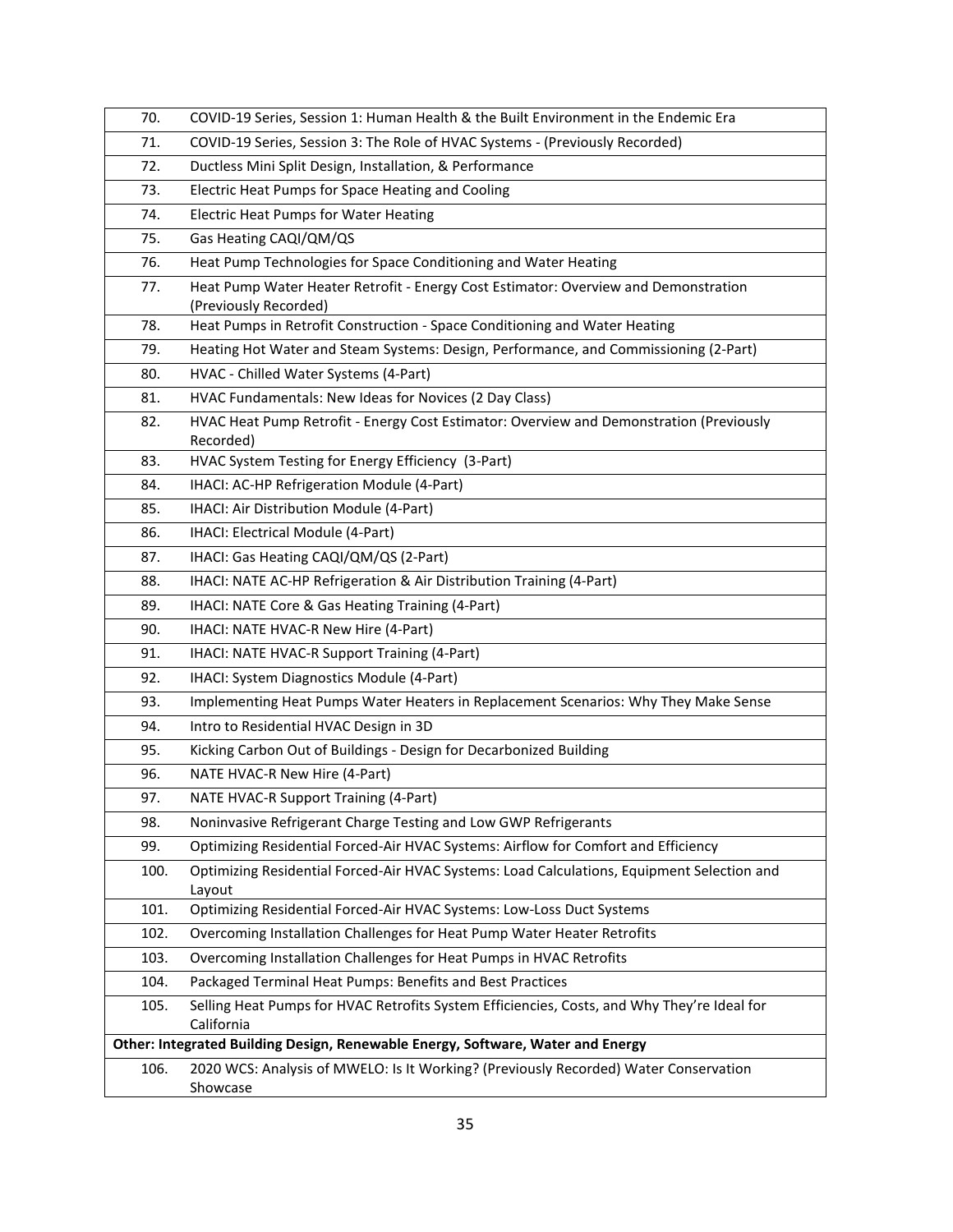| | |
|---|---|
| 70. | COVID-19 Series, Session 1: Human Health & the Built Environment in the Endemic Era |
| 71. | COVID-19 Series, Session 3: The Role of HVAC Systems - (Previously Recorded) |
| 72. | Ductless Mini Split Design, Installation, & Performance |
| 73. | Electric Heat Pumps for Space Heating and Cooling |
| 74. | Electric Heat Pumps for Water Heating |
| 75. | Gas Heating CAQI/QM/QS |
| 76. | Heat Pump Technologies for Space Conditioning and Water Heating |
| 77. | Heat Pump Water Heater Retrofit - Energy Cost Estimator: Overview and Demonstration (Previously Recorded) |
| 78. | Heat Pumps in Retrofit Construction - Space Conditioning and Water Heating |
| 79. | Heating Hot Water and Steam Systems: Design, Performance, and Commissioning (2-Part) |
| 80. | HVAC - Chilled Water Systems (4-Part) |
| 81. | HVAC Fundamentals: New Ideas for Novices (2 Day Class) |
| 82. | HVAC Heat Pump Retrofit - Energy Cost Estimator: Overview and Demonstration (Previously Recorded) |
| 83. | HVAC System Testing for Energy Efficiency (3-Part) |
| 84. | IHACI: AC-HP Refrigeration Module (4-Part) |
| 85. | IHACI: Air Distribution Module (4-Part) |
| 86. | IHACI: Electrical Module (4-Part) |
| 87. | IHACI: Gas Heating CAQI/QM/QS (2-Part) |
| 88. | IHACI: NATE AC-HP Refrigeration & Air Distribution Training (4-Part) |
| 89. | IHACI: NATE Core & Gas Heating Training (4-Part) |
| 90. | IHACI: NATE HVAC-R New Hire (4-Part) |
| 91. | IHACI: NATE HVAC-R Support Training (4-Part) |
| 92. | IHACI: System Diagnostics Module (4-Part) |
| 93. | Implementing Heat Pumps Water Heaters in Replacement Scenarios: Why They Make Sense |
| 94. | Intro to Residential HVAC Design in 3D |
| 95. | Kicking Carbon Out of Buildings - Design for Decarbonized Building |
| 96. | NATE HVAC-R New Hire (4-Part) |
| 97. | NATE HVAC-R Support Training (4-Part) |
| 98. | Noninvasive Refrigerant Charge Testing and Low GWP Refrigerants |
| 99. | Optimizing Residential Forced-Air HVAC Systems: Airflow for Comfort and Efficiency |
| 100. | Optimizing Residential Forced-Air HVAC Systems: Load Calculations, Equipment Selection and Layout |
| 101. | Optimizing Residential Forced-Air HVAC Systems: Low-Loss Duct Systems |
| 102. | Overcoming Installation Challenges for Heat Pump Water Heater Retrofits |
| 103. | Overcoming Installation Challenges for Heat Pumps in HVAC Retrofits |
| 104. | Packaged Terminal Heat Pumps: Benefits and Best Practices |
| 105. | Selling Heat Pumps for HVAC Retrofits System Efficiencies, Costs, and Why They're Ideal for California |
| **Other: Integrated Building Design, Renewable Energy, Software, Water and Energy** | |
| 106. | 2020 WCS: Analysis of MWELO: Is It Working? (Previously Recorded) Water Conservation Showcase |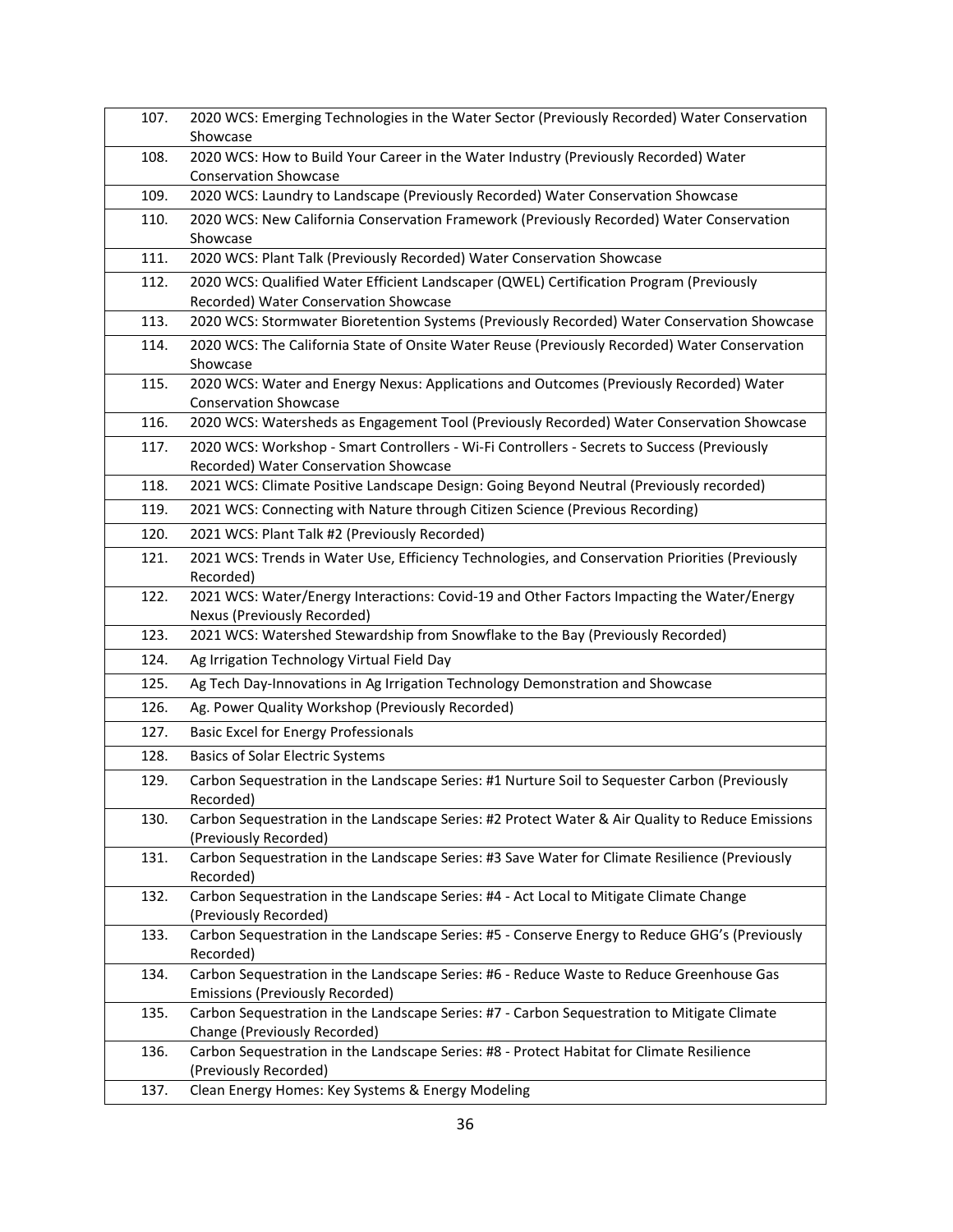| | |
|---|---|
| 107. | 2020 WCS: Emerging Technologies in the Water Sector (Previously Recorded) Water Conservation Showcase |
| 108. | 2020 WCS: How to Build Your Career in the Water Industry (Previously Recorded) Water Conservation Showcase |
| 109. | 2020 WCS: Laundry to Landscape (Previously Recorded) Water Conservation Showcase |
| 110. | 2020 WCS: New California Conservation Framework (Previously Recorded) Water Conservation Showcase |
| 111. | 2020 WCS: Plant Talk (Previously Recorded) Water Conservation Showcase |
| 112. | 2020 WCS: Qualified Water Efficient Landscaper (QWEL) Certification Program (Previously Recorded) Water Conservation Showcase |
| 113. | 2020 WCS: Stormwater Bioretention Systems (Previously Recorded) Water Conservation Showcase |
| 114. | 2020 WCS: The California State of Onsite Water Reuse (Previously Recorded) Water Conservation Showcase |
| 115. | 2020 WCS: Water and Energy Nexus: Applications and Outcomes (Previously Recorded) Water Conservation Showcase |
| 116. | 2020 WCS: Watersheds as Engagement Tool (Previously Recorded) Water Conservation Showcase |
| 117. | 2020 WCS: Workshop - Smart Controllers - Wi-Fi Controllers - Secrets to Success (Previously Recorded) Water Conservation Showcase |
| 118. | 2021 WCS: Climate Positive Landscape Design: Going Beyond Neutral (Previously recorded) |
| 119. | 2021 WCS: Connecting with Nature through Citizen Science (Previous Recording) |
| 120. | 2021 WCS: Plant Talk #2 (Previously Recorded) |
| 121. | 2021 WCS: Trends in Water Use, Efficiency Technologies, and Conservation Priorities (Previously Recorded) |
| 122. | 2021 WCS: Water/Energy Interactions: Covid-19 and Other Factors Impacting the Water/Energy Nexus (Previously Recorded) |
| 123. | 2021 WCS: Watershed Stewardship from Snowflake to the Bay (Previously Recorded) |
| 124. | Ag Irrigation Technology Virtual Field Day |
| 125. | Ag Tech Day-Innovations in Ag Irrigation Technology Demonstration and Showcase |
| 126. | Ag. Power Quality Workshop (Previously Recorded) |
| 127. | Basic Excel for Energy Professionals |
| 128. | Basics of Solar Electric Systems |
| 129. | Carbon Sequestration in the Landscape Series: #1 Nurture Soil to Sequester Carbon (Previously Recorded) |
| 130. | Carbon Sequestration in the Landscape Series: #2 Protect Water & Air Quality to Reduce Emissions (Previously Recorded) |
| 131. | Carbon Sequestration in the Landscape Series: #3 Save Water for Climate Resilience (Previously Recorded) |
| 132. | Carbon Sequestration in the Landscape Series: #4 - Act Local to Mitigate Climate Change (Previously Recorded) |
| 133. | Carbon Sequestration in the Landscape Series: #5 - Conserve Energy to Reduce GHG's (Previously Recorded) |
| 134. | Carbon Sequestration in the Landscape Series: #6 - Reduce Waste to Reduce Greenhouse Gas Emissions (Previously Recorded) |
| 135. | Carbon Sequestration in the Landscape Series: #7 - Carbon Sequestration to Mitigate Climate Change (Previously Recorded) |
| 136. | Carbon Sequestration in the Landscape Series: #8 - Protect Habitat for Climate Resilience (Previously Recorded) |
| 137. | Clean Energy Homes: Key Systems & Energy Modeling |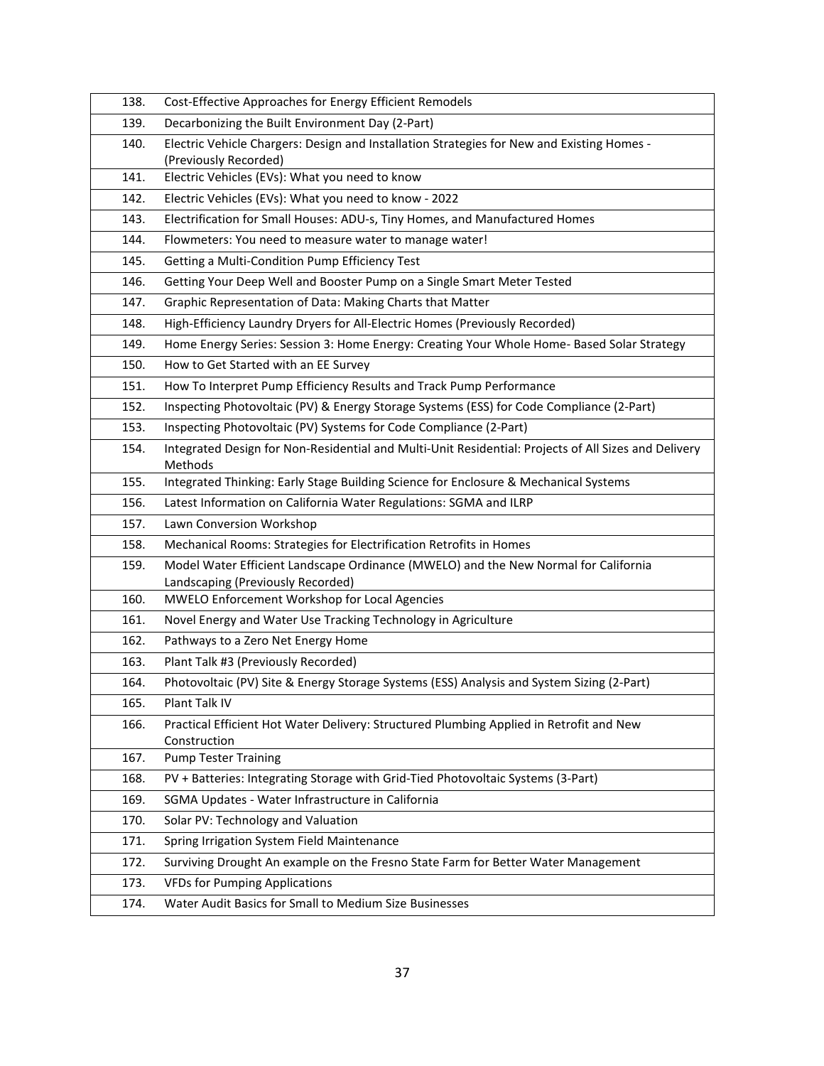| | |
|---|---|
| 138. | Cost-Effective Approaches for Energy Efficient Remodels |
| 139. | Decarbonizing the Built Environment Day (2-Part) |
| 140. | Electric Vehicle Chargers: Design and Installation Strategies for New and Existing Homes - (Previously Recorded) |
| 141. | Electric Vehicles (EVs): What you need to know |
| 142. | Electric Vehicles (EVs): What you need to know - 2022 |
| 143. | Electrification for Small Houses: ADU-s, Tiny Homes, and Manufactured Homes |
| 144. | Flowmeters: You need to measure water to manage water! |
| 145. | Getting a Multi-Condition Pump Efficiency Test |
| 146. | Getting Your Deep Well and Booster Pump on a Single Smart Meter Tested |
| 147. | Graphic Representation of Data: Making Charts that Matter |
| 148. | High-Efficiency Laundry Dryers for All-Electric Homes (Previously Recorded) |
| 149. | Home Energy Series: Session 3: Home Energy: Creating Your Whole Home- Based Solar Strategy |
| 150. | How to Get Started with an EE Survey |
| 151. | How To Interpret Pump Efficiency Results and Track Pump Performance |
| 152. | Inspecting Photovoltaic (PV) & Energy Storage Systems (ESS) for Code Compliance (2-Part) |
| 153. | Inspecting Photovoltaic (PV) Systems for Code Compliance (2-Part) |
| 154. | Integrated Design for Non-Residential and Multi-Unit Residential: Projects of All Sizes and Delivery Methods |
| 155. | Integrated Thinking: Early Stage Building Science for Enclosure & Mechanical Systems |
| 156. | Latest Information on California Water Regulations: SGMA and ILRP |
| 157. | Lawn Conversion Workshop |
| 158. | Mechanical Rooms: Strategies for Electrification Retrofits in Homes |
| 159. | Model Water Efficient Landscape Ordinance (MWELO) and the New Normal for California Landscaping (Previously Recorded) |
| 160. | MWELO Enforcement Workshop for Local Agencies |
| 161. | Novel Energy and Water Use Tracking Technology in Agriculture |
| 162. | Pathways to a Zero Net Energy Home |
| 163. | Plant Talk #3 (Previously Recorded) |
| 164. | Photovoltaic (PV) Site & Energy Storage Systems (ESS) Analysis and System Sizing (2-Part) |
| 165. | Plant Talk IV |
| 166. | Practical Efficient Hot Water Delivery: Structured Plumbing Applied in Retrofit and New Construction |
| 167. | Pump Tester Training |
| 168. | PV + Batteries: Integrating Storage with Grid-Tied Photovoltaic Systems (3-Part) |
| 169. | SGMA Updates - Water Infrastructure in California |
| 170. | Solar PV: Technology and Valuation |
| 171. | Spring Irrigation System Field Maintenance |
| 172. | Surviving Drought An example on the Fresno State Farm for Better Water Management |
| 173. | VFDs for Pumping Applications |
| 174. | Water Audit Basics for Small to Medium Size Businesses |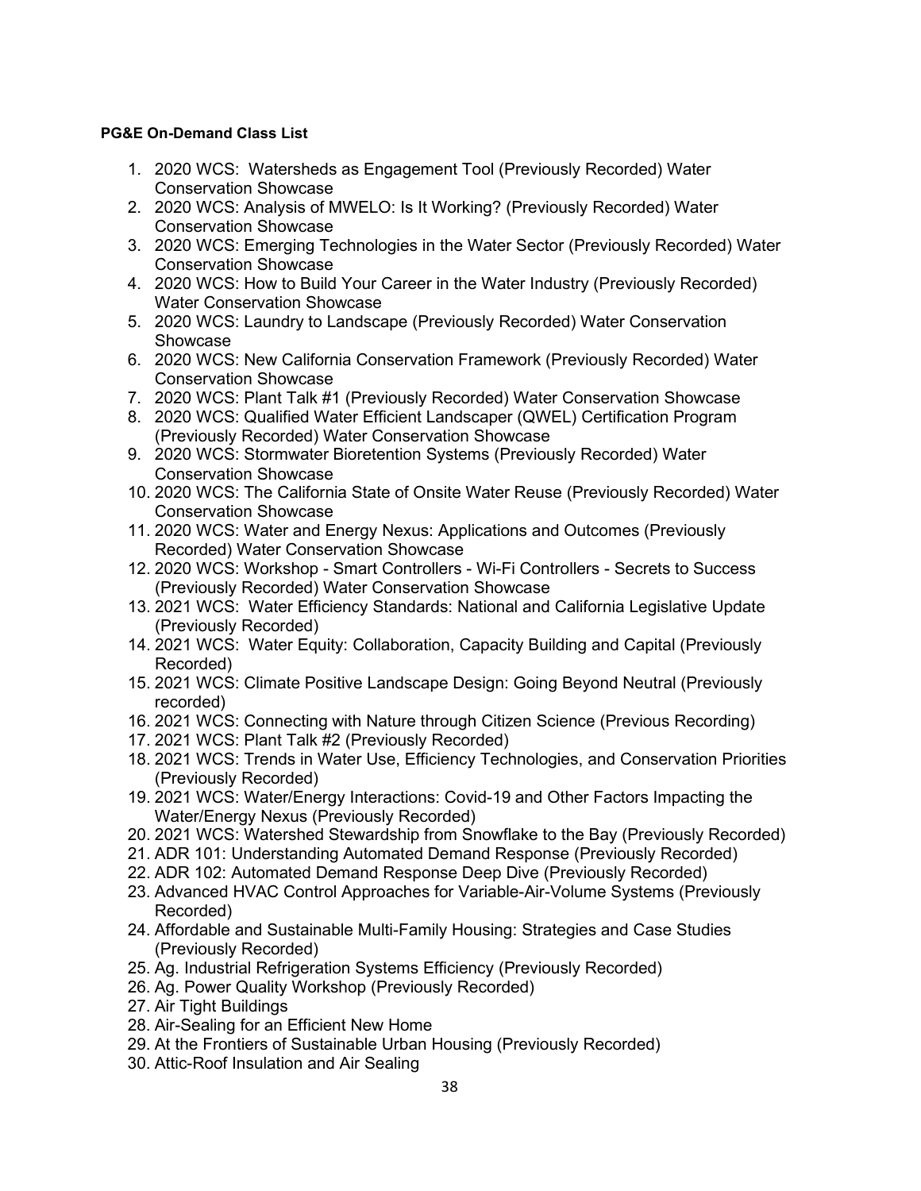**PG&E On-Demand Class List**

1. 2020 WCS: Watersheds as Engagement Tool (Previously Recorded) Water Conservation Showcase
2. 2020 WCS: Analysis of MWELO: Is It Working? (Previously Recorded) Water Conservation Showcase
3. 2020 WCS: Emerging Technologies in the Water Sector (Previously Recorded) Water Conservation Showcase
4. 2020 WCS: How to Build Your Career in the Water Industry (Previously Recorded) Water Conservation Showcase
5. 2020 WCS: Laundry to Landscape (Previously Recorded) Water Conservation Showcase
6. 2020 WCS: New California Conservation Framework (Previously Recorded) Water Conservation Showcase
7. 2020 WCS: Plant Talk #1 (Previously Recorded) Water Conservation Showcase
8. 2020 WCS: Qualified Water Efficient Landscaper (QWEL) Certification Program (Previously Recorded) Water Conservation Showcase
9. 2020 WCS: Stormwater Bioretention Systems (Previously Recorded) Water Conservation Showcase
10. 2020 WCS: The California State of Onsite Water Reuse (Previously Recorded) Water Conservation Showcase
11. 2020 WCS: Water and Energy Nexus: Applications and Outcomes (Previously Recorded) Water Conservation Showcase
12. 2020 WCS: Workshop - Smart Controllers - Wi-Fi Controllers - Secrets to Success (Previously Recorded) Water Conservation Showcase
13. 2021 WCS: Water Efficiency Standards: National and California Legislative Update (Previously Recorded)
14. 2021 WCS: Water Equity: Collaboration, Capacity Building and Capital (Previously Recorded)
15. 2021 WCS: Climate Positive Landscape Design: Going Beyond Neutral (Previously recorded)
16. 2021 WCS: Connecting with Nature through Citizen Science (Previous Recording)
17. 2021 WCS: Plant Talk #2 (Previously Recorded)
18. 2021 WCS: Trends in Water Use, Efficiency Technologies, and Conservation Priorities (Previously Recorded)
19. 2021 WCS: Water/Energy Interactions: Covid-19 and Other Factors Impacting the Water/Energy Nexus (Previously Recorded)
20. 2021 WCS: Watershed Stewardship from Snowflake to the Bay (Previously Recorded)
21. ADR 101: Understanding Automated Demand Response (Previously Recorded)
22. ADR 102: Automated Demand Response Deep Dive (Previously Recorded)
23. Advanced HVAC Control Approaches for Variable-Air-Volume Systems (Previously Recorded)
24. Affordable and Sustainable Multi-Family Housing: Strategies and Case Studies (Previously Recorded)
25. Ag. Industrial Refrigeration Systems Efficiency (Previously Recorded)
26. Ag. Power Quality Workshop (Previously Recorded)
27. Air Tight Buildings
28. Air-Sealing for an Efficient New Home
29. At the Frontiers of Sustainable Urban Housing (Previously Recorded)
30. Attic-Roof Insulation and Air Sealing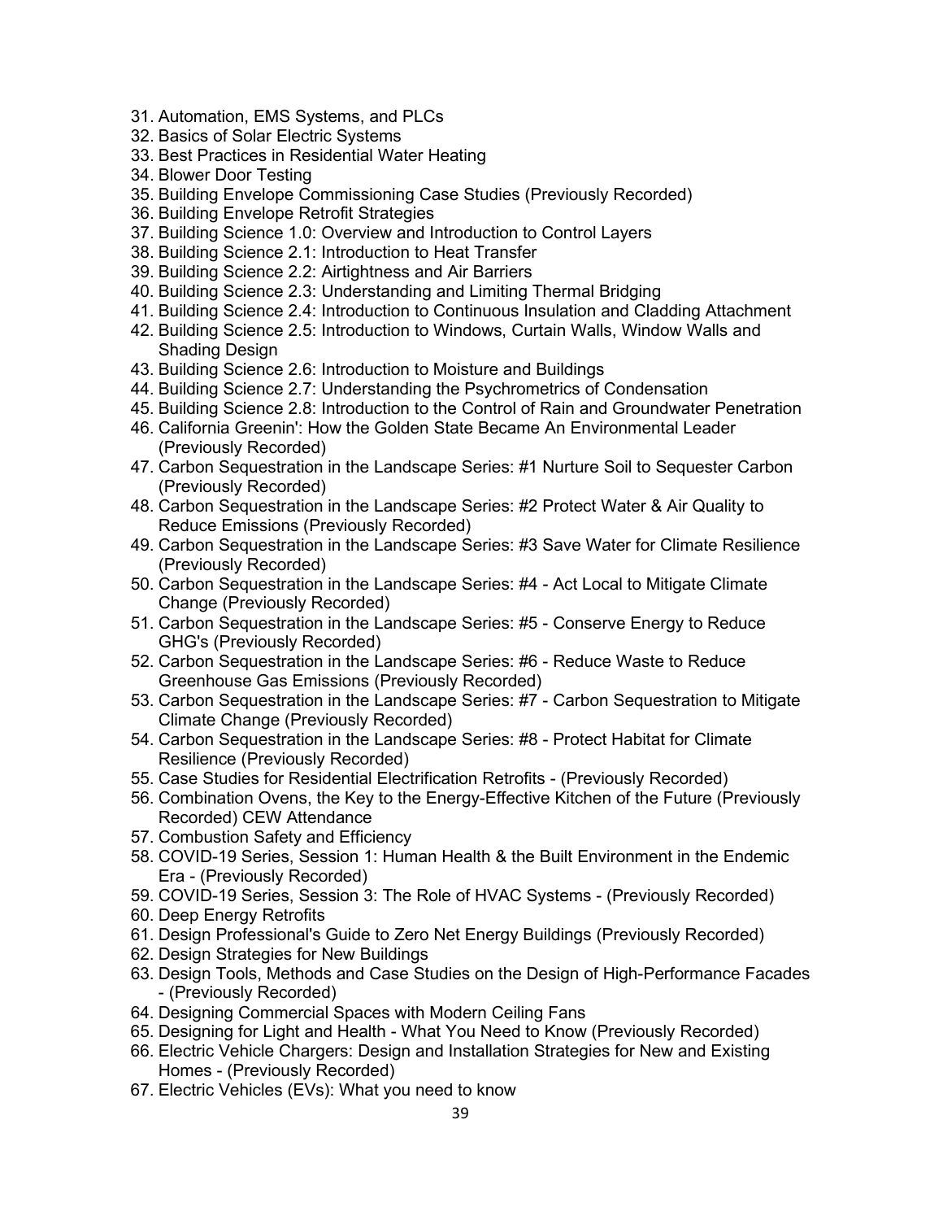31. Automation, EMS Systems, and PLCs
32. Basics of Solar Electric Systems
33. Best Practices in Residential Water Heating
34. Blower Door Testing
35. Building Envelope Commissioning Case Studies (Previously Recorded)
36. Building Envelope Retrofit Strategies
37. Building Science 1.0: Overview and Introduction to Control Layers
38. Building Science 2.1: Introduction to Heat Transfer
39. Building Science 2.2: Airtightness and Air Barriers
40. Building Science 2.3: Understanding and Limiting Thermal Bridging
41. Building Science 2.4: Introduction to Continuous Insulation and Cladding Attachment
42. Building Science 2.5: Introduction to Windows, Curtain Walls, Window Walls and Shading Design
43. Building Science 2.6: Introduction to Moisture and Buildings
44. Building Science 2.7: Understanding the Psychrometrics of Condensation
45. Building Science 2.8: Introduction to the Control of Rain and Groundwater Penetration
46. California Greenin': How the Golden State Became An Environmental Leader (Previously Recorded)
47. Carbon Sequestration in the Landscape Series: #1 Nurture Soil to Sequester Carbon (Previously Recorded)
48. Carbon Sequestration in the Landscape Series: #2 Protect Water & Air Quality to Reduce Emissions (Previously Recorded)
49. Carbon Sequestration in the Landscape Series: #3 Save Water for Climate Resilience (Previously Recorded)
50. Carbon Sequestration in the Landscape Series: #4 - Act Local to Mitigate Climate Change (Previously Recorded)
51. Carbon Sequestration in the Landscape Series: #5 - Conserve Energy to Reduce GHG's (Previously Recorded)
52. Carbon Sequestration in the Landscape Series: #6 - Reduce Waste to Reduce Greenhouse Gas Emissions (Previously Recorded)
53. Carbon Sequestration in the Landscape Series: #7 - Carbon Sequestration to Mitigate Climate Change (Previously Recorded)
54. Carbon Sequestration in the Landscape Series: #8 - Protect Habitat for Climate Resilience (Previously Recorded)
55. Case Studies for Residential Electrification Retrofits - (Previously Recorded)
56. Combination Ovens, the Key to the Energy-Effective Kitchen of the Future (Previously Recorded) CEW Attendance
57. Combustion Safety and Efficiency
58. COVID-19 Series, Session 1: Human Health & the Built Environment in the Endemic Era - (Previously Recorded)
59. COVID-19 Series, Session 3: The Role of HVAC Systems - (Previously Recorded)
60. Deep Energy Retrofits
61. Design Professional's Guide to Zero Net Energy Buildings (Previously Recorded)
62. Design Strategies for New Buildings
63. Design Tools, Methods and Case Studies on the Design of High-Performance Facades - (Previously Recorded)
64. Designing Commercial Spaces with Modern Ceiling Fans
65. Designing for Light and Health - What You Need to Know (Previously Recorded)
66. Electric Vehicle Chargers: Design and Installation Strategies for New and Existing Homes - (Previously Recorded)
67. Electric Vehicles (EVs): What you need to know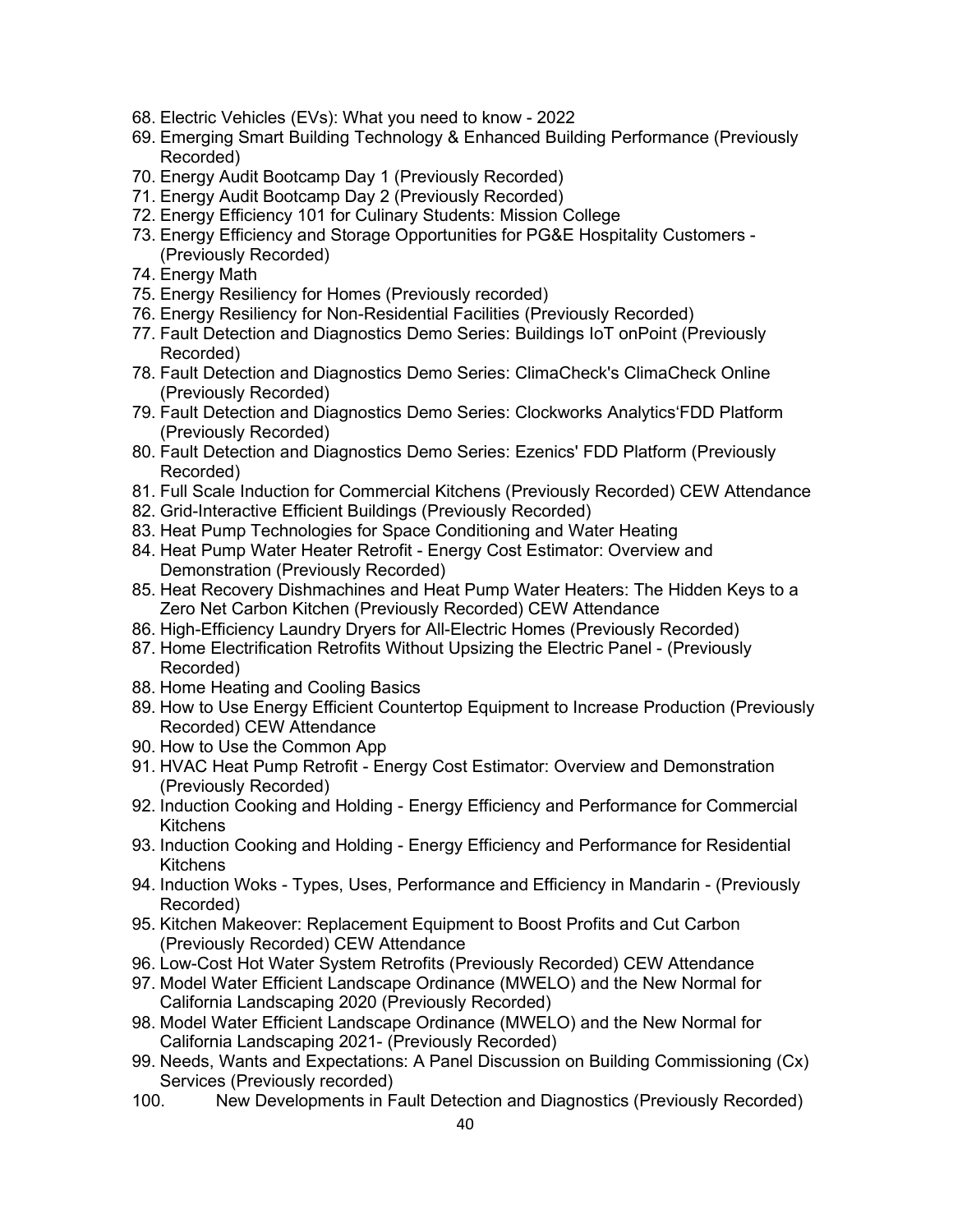68. Electric Vehicles (EVs): What you need to know - 2022
69. Emerging Smart Building Technology & Enhanced Building Performance (Previously Recorded)
70. Energy Audit Bootcamp Day 1 (Previously Recorded)
71. Energy Audit Bootcamp Day 2 (Previously Recorded)
72. Energy Efficiency 101 for Culinary Students: Mission College
73. Energy Efficiency and Storage Opportunities for PG&E Hospitality Customers - (Previously Recorded)
74. Energy Math
75. Energy Resiliency for Homes (Previously recorded)
76. Energy Resiliency for Non-Residential Facilities (Previously Recorded)
77. Fault Detection and Diagnostics Demo Series: Buildings IoT onPoint (Previously Recorded)
78. Fault Detection and Diagnostics Demo Series: ClimaCheck's ClimaCheck Online (Previously Recorded)
79. Fault Detection and Diagnostics Demo Series: Clockworks Analytics'FDD Platform (Previously Recorded)
80. Fault Detection and Diagnostics Demo Series: Ezenics' FDD Platform (Previously Recorded)
81. Full Scale Induction for Commercial Kitchens (Previously Recorded) CEW Attendance
82. Grid-Interactive Efficient Buildings (Previously Recorded)
83. Heat Pump Technologies for Space Conditioning and Water Heating
84. Heat Pump Water Heater Retrofit - Energy Cost Estimator: Overview and Demonstration (Previously Recorded)
85. Heat Recovery Dishmachines and Heat Pump Water Heaters: The Hidden Keys to a Zero Net Carbon Kitchen (Previously Recorded) CEW Attendance
86. High-Efficiency Laundry Dryers for All-Electric Homes (Previously Recorded)
87. Home Electrification Retrofits Without Upsizing the Electric Panel - (Previously Recorded)
88. Home Heating and Cooling Basics
89. How to Use Energy Efficient Countertop Equipment to Increase Production (Previously Recorded) CEW Attendance
90. How to Use the Common App
91. HVAC Heat Pump Retrofit - Energy Cost Estimator: Overview and Demonstration (Previously Recorded)
92. Induction Cooking and Holding - Energy Efficiency and Performance for Commercial Kitchens
93. Induction Cooking and Holding - Energy Efficiency and Performance for Residential Kitchens
94. Induction Woks - Types, Uses, Performance and Efficiency in Mandarin - (Previously Recorded)
95. Kitchen Makeover: Replacement Equipment to Boost Profits and Cut Carbon (Previously Recorded) CEW Attendance
96. Low-Cost Hot Water System Retrofits (Previously Recorded) CEW Attendance
97. Model Water Efficient Landscape Ordinance (MWELO) and the New Normal for California Landscaping 2020 (Previously Recorded)
98. Model Water Efficient Landscape Ordinance (MWELO) and the New Normal for California Landscaping 2021- (Previously Recorded)
99. Needs, Wants and Expectations: A Panel Discussion on Building Commissioning (Cx) Services (Previously recorded)
100. New Developments in Fault Detection and Diagnostics (Previously Recorded)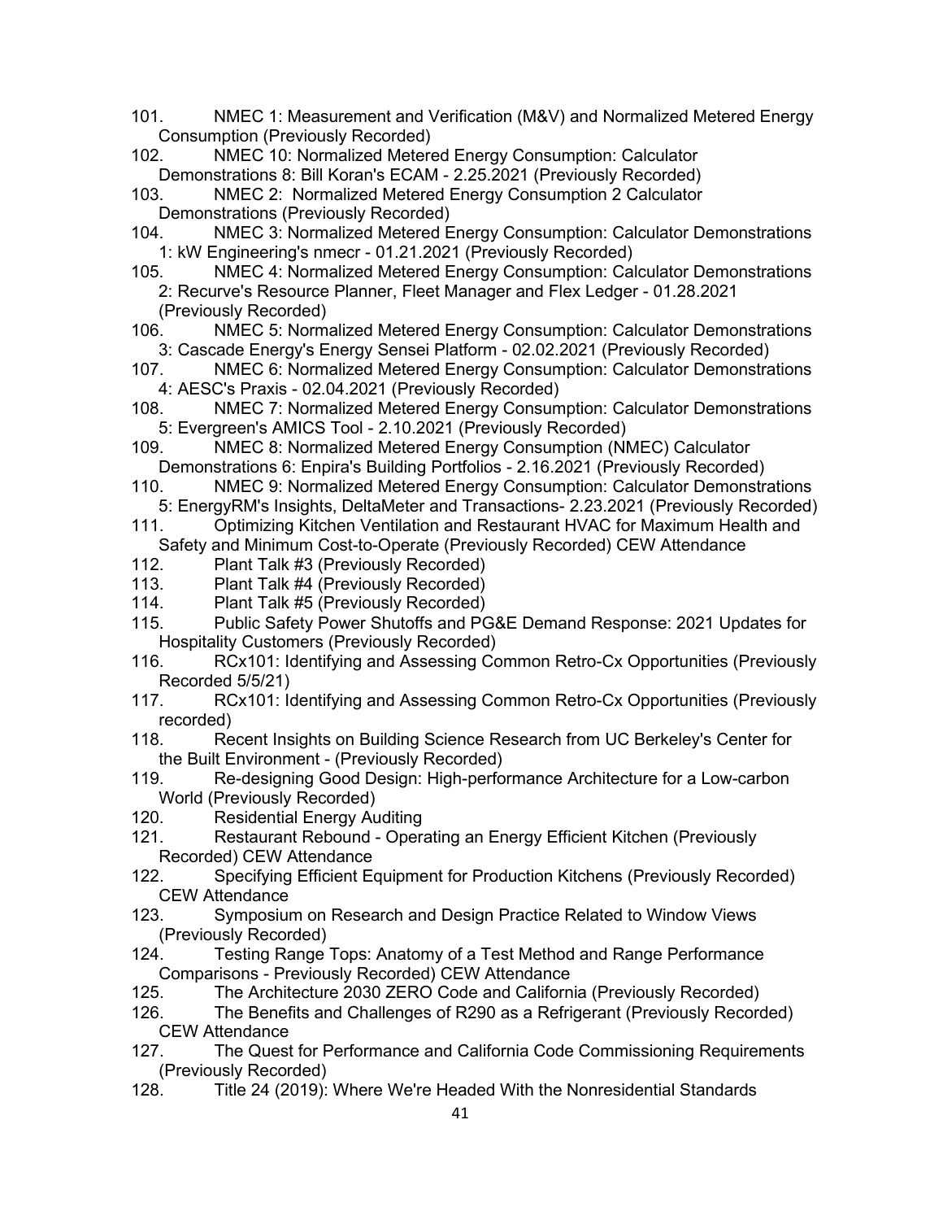101. NMEC 1: Measurement and Verification (M&V) and Normalized Metered Energy Consumption (Previously Recorded)
102. NMEC 10: Normalized Metered Energy Consumption: Calculator Demonstrations 8: Bill Koran's ECAM - 2.25.2021 (Previously Recorded)
103. NMEC 2: Normalized Metered Energy Consumption 2 Calculator Demonstrations (Previously Recorded)
104. NMEC 3: Normalized Metered Energy Consumption: Calculator Demonstrations 1: kW Engineering's nmecr - 01.21.2021 (Previously Recorded)
105. NMEC 4: Normalized Metered Energy Consumption: Calculator Demonstrations 2: Recurve's Resource Planner, Fleet Manager and Flex Ledger - 01.28.2021 (Previously Recorded)
106. NMEC 5: Normalized Metered Energy Consumption: Calculator Demonstrations 3: Cascade Energy's Energy Sensei Platform - 02.02.2021 (Previously Recorded)
107. NMEC 6: Normalized Metered Energy Consumption: Calculator Demonstrations 4: AESC's Praxis - 02.04.2021 (Previously Recorded)
108. NMEC 7: Normalized Metered Energy Consumption: Calculator Demonstrations 5: Evergreen's AMICS Tool - 2.10.2021 (Previously Recorded)
109. NMEC 8: Normalized Metered Energy Consumption (NMEC) Calculator Demonstrations 6: Enpira's Building Portfolios - 2.16.2021 (Previously Recorded)
110. NMEC 9: Normalized Metered Energy Consumption: Calculator Demonstrations 5: EnergyRM's Insights, DeltaMeter and Transactions- 2.23.2021 (Previously Recorded)
111. Optimizing Kitchen Ventilation and Restaurant HVAC for Maximum Health and Safety and Minimum Cost-to-Operate (Previously Recorded) CEW Attendance
112. Plant Talk #3 (Previously Recorded)
113. Plant Talk #4 (Previously Recorded)
114. Plant Talk #5 (Previously Recorded)
115. Public Safety Power Shutoffs and PG&E Demand Response: 2021 Updates for Hospitality Customers (Previously Recorded)
116. RCx101: Identifying and Assessing Common Retro-Cx Opportunities (Previously Recorded 5/5/21)
117. RCx101: Identifying and Assessing Common Retro-Cx Opportunities (Previously recorded)
118. Recent Insights on Building Science Research from UC Berkeley's Center for the Built Environment - (Previously Recorded)
119. Re-designing Good Design: High-performance Architecture for a Low-carbon World (Previously Recorded)
120. Residential Energy Auditing
121. Restaurant Rebound - Operating an Energy Efficient Kitchen (Previously Recorded) CEW Attendance
122. Specifying Efficient Equipment for Production Kitchens (Previously Recorded) CEW Attendance
123. Symposium on Research and Design Practice Related to Window Views (Previously Recorded)
124. Testing Range Tops: Anatomy of a Test Method and Range Performance Comparisons - Previously Recorded) CEW Attendance
125. The Architecture 2030 ZERO Code and California (Previously Recorded)
126. The Benefits and Challenges of R290 as a Refrigerant (Previously Recorded) CEW Attendance
127. The Quest for Performance and California Code Commissioning Requirements (Previously Recorded)
128. Title 24 (2019): Where We're Headed With the Nonresidential Standards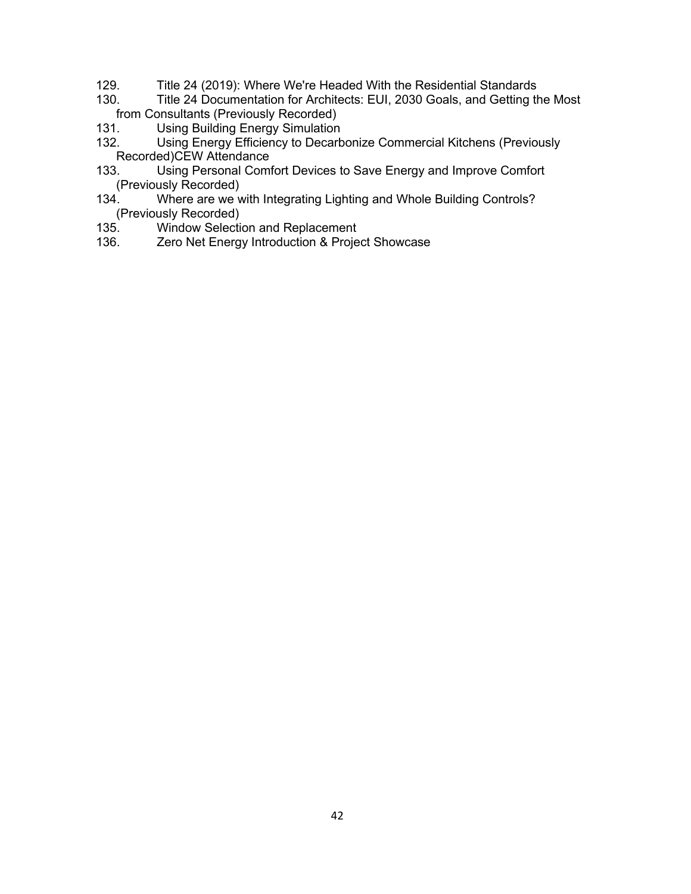129. Title 24 (2019): Where We're Headed With the Residential Standards
130. Title 24 Documentation for Architects: EUI, 2030 Goals, and Getting the Most from Consultants (Previously Recorded)
131. Using Building Energy Simulation
132. Using Energy Efficiency to Decarbonize Commercial Kitchens (Previously Recorded)CEW Attendance
133. Using Personal Comfort Devices to Save Energy and Improve Comfort (Previously Recorded)
134. Where are we with Integrating Lighting and Whole Building Controls? (Previously Recorded)
135. Window Selection and Replacement
136. Zero Net Energy Introduction & Project Showcase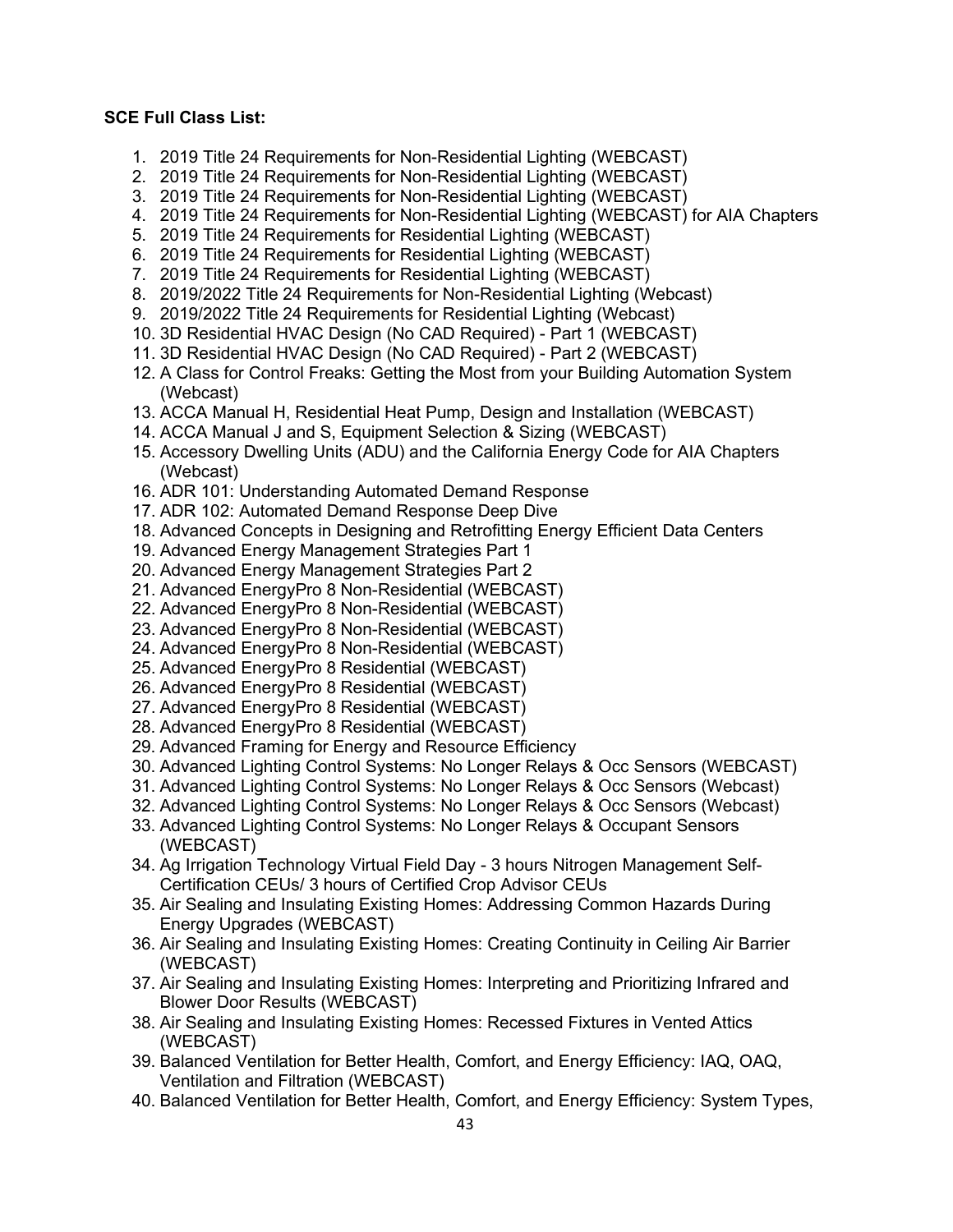**SCE Full Class List:**

1. 2019 Title 24 Requirements for Non-Residential Lighting (WEBCAST)
2. 2019 Title 24 Requirements for Non-Residential Lighting (WEBCAST)
3. 2019 Title 24 Requirements for Non-Residential Lighting (WEBCAST)
4. 2019 Title 24 Requirements for Non-Residential Lighting (WEBCAST) for AIA Chapters
5. 2019 Title 24 Requirements for Residential Lighting (WEBCAST)
6. 2019 Title 24 Requirements for Residential Lighting (WEBCAST)
7. 2019 Title 24 Requirements for Residential Lighting (WEBCAST)
8. 2019/2022 Title 24 Requirements for Non-Residential Lighting (Webcast)
9. 2019/2022 Title 24 Requirements for Residential Lighting (Webcast)
10. 3D Residential HVAC Design (No CAD Required) - Part 1 (WEBCAST)
11. 3D Residential HVAC Design (No CAD Required) - Part 2 (WEBCAST)
12. A Class for Control Freaks: Getting the Most from your Building Automation System (Webcast)
13. ACCA Manual H, Residential Heat Pump, Design and Installation (WEBCAST)
14. ACCA Manual J and S, Equipment Selection & Sizing (WEBCAST)
15. Accessory Dwelling Units (ADU) and the California Energy Code for AIA Chapters (Webcast)
16. ADR 101: Understanding Automated Demand Response
17. ADR 102: Automated Demand Response Deep Dive
18. Advanced Concepts in Designing and Retrofitting Energy Efficient Data Centers
19. Advanced Energy Management Strategies Part 1
20. Advanced Energy Management Strategies Part 2
21. Advanced EnergyPro 8 Non-Residential (WEBCAST)
22. Advanced EnergyPro 8 Non-Residential (WEBCAST)
23. Advanced EnergyPro 8 Non-Residential (WEBCAST)
24. Advanced EnergyPro 8 Non-Residential (WEBCAST)
25. Advanced EnergyPro 8 Residential (WEBCAST)
26. Advanced EnergyPro 8 Residential (WEBCAST)
27. Advanced EnergyPro 8 Residential (WEBCAST)
28. Advanced EnergyPro 8 Residential (WEBCAST)
29. Advanced Framing for Energy and Resource Efficiency
30. Advanced Lighting Control Systems: No Longer Relays & Occ Sensors (WEBCAST)
31. Advanced Lighting Control Systems: No Longer Relays & Occ Sensors (Webcast)
32. Advanced Lighting Control Systems: No Longer Relays & Occ Sensors (Webcast)
33. Advanced Lighting Control Systems: No Longer Relays & Occupant Sensors (WEBCAST)
34. Ag Irrigation Technology Virtual Field Day - 3 hours Nitrogen Management Self-Certification CEUs/ 3 hours of Certified Crop Advisor CEUs
35. Air Sealing and Insulating Existing Homes: Addressing Common Hazards During Energy Upgrades (WEBCAST)
36. Air Sealing and Insulating Existing Homes: Creating Continuity in Ceiling Air Barrier (WEBCAST)
37. Air Sealing and Insulating Existing Homes: Interpreting and Prioritizing Infrared and Blower Door Results (WEBCAST)
38. Air Sealing and Insulating Existing Homes: Recessed Fixtures in Vented Attics (WEBCAST)
39. Balanced Ventilation for Better Health, Comfort, and Energy Efficiency: IAQ, OAQ, Ventilation and Filtration (WEBCAST)
40. Balanced Ventilation for Better Health, Comfort, and Energy Efficiency: System Types,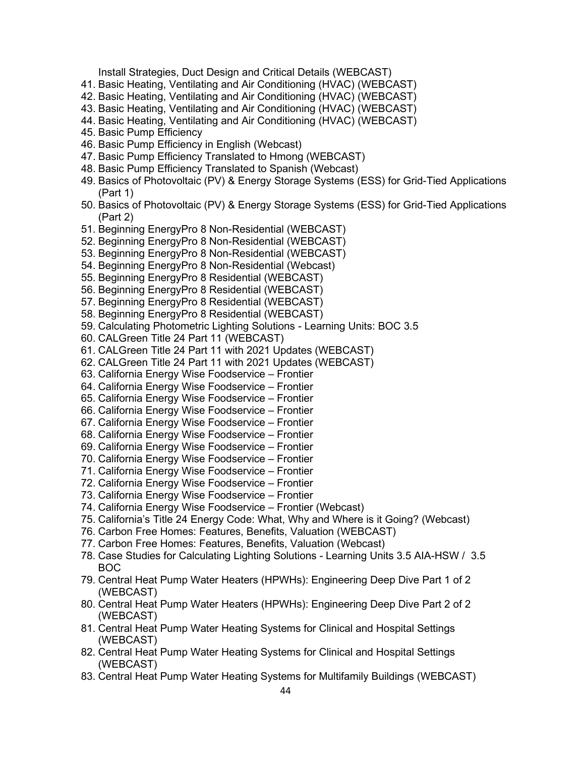Install Strategies, Duct Design and Critical Details (WEBCAST)

41. Basic Heating, Ventilating and Air Conditioning (HVAC) (WEBCAST)
42. Basic Heating, Ventilating and Air Conditioning (HVAC) (WEBCAST)
43. Basic Heating, Ventilating and Air Conditioning (HVAC) (WEBCAST)
44. Basic Heating, Ventilating and Air Conditioning (HVAC) (WEBCAST)
45. Basic Pump Efficiency
46. Basic Pump Efficiency in English (Webcast)
47. Basic Pump Efficiency Translated to Hmong (WEBCAST)
48. Basic Pump Efficiency Translated to Spanish (Webcast)
49. Basics of Photovoltaic (PV) & Energy Storage Systems (ESS) for Grid-Tied Applications (Part 1)
50. Basics of Photovoltaic (PV) & Energy Storage Systems (ESS) for Grid-Tied Applications (Part 2)
51. Beginning EnergyPro 8 Non-Residential (WEBCAST)
52. Beginning EnergyPro 8 Non-Residential (WEBCAST)
53. Beginning EnergyPro 8 Non-Residential (WEBCAST)
54. Beginning EnergyPro 8 Non-Residential (Webcast)
55. Beginning EnergyPro 8 Residential (WEBCAST)
56. Beginning EnergyPro 8 Residential (WEBCAST)
57. Beginning EnergyPro 8 Residential (WEBCAST)
58. Beginning EnergyPro 8 Residential (WEBCAST)
59. Calculating Photometric Lighting Solutions - Learning Units: BOC 3.5
60. CALGreen Title 24 Part 11 (WEBCAST)
61. CALGreen Title 24 Part 11 with 2021 Updates (WEBCAST)
62. CALGreen Title 24 Part 11 with 2021 Updates (WEBCAST)
63. California Energy Wise Foodservice – Frontier
64. California Energy Wise Foodservice – Frontier
65. California Energy Wise Foodservice – Frontier
66. California Energy Wise Foodservice – Frontier
67. California Energy Wise Foodservice – Frontier
68. California Energy Wise Foodservice – Frontier
69. California Energy Wise Foodservice – Frontier
70. California Energy Wise Foodservice – Frontier
71. California Energy Wise Foodservice – Frontier
72. California Energy Wise Foodservice – Frontier
73. California Energy Wise Foodservice – Frontier
74. California Energy Wise Foodservice – Frontier (Webcast)
75. California's Title 24 Energy Code: What, Why and Where is it Going? (Webcast)
76. Carbon Free Homes: Features, Benefits, Valuation (WEBCAST)
77. Carbon Free Homes: Features, Benefits, Valuation (Webcast)
78. Case Studies for Calculating Lighting Solutions - Learning Units 3.5 AIA-HSW / 3.5 BOC
79. Central Heat Pump Water Heaters (HPWHs): Engineering Deep Dive Part 1 of 2 (WEBCAST)
80. Central Heat Pump Water Heaters (HPWHs): Engineering Deep Dive Part 2 of 2 (WEBCAST)
81. Central Heat Pump Water Heating Systems for Clinical and Hospital Settings (WEBCAST)
82. Central Heat Pump Water Heating Systems for Clinical and Hospital Settings (WEBCAST)
83. Central Heat Pump Water Heating Systems for Multifamily Buildings (WEBCAST)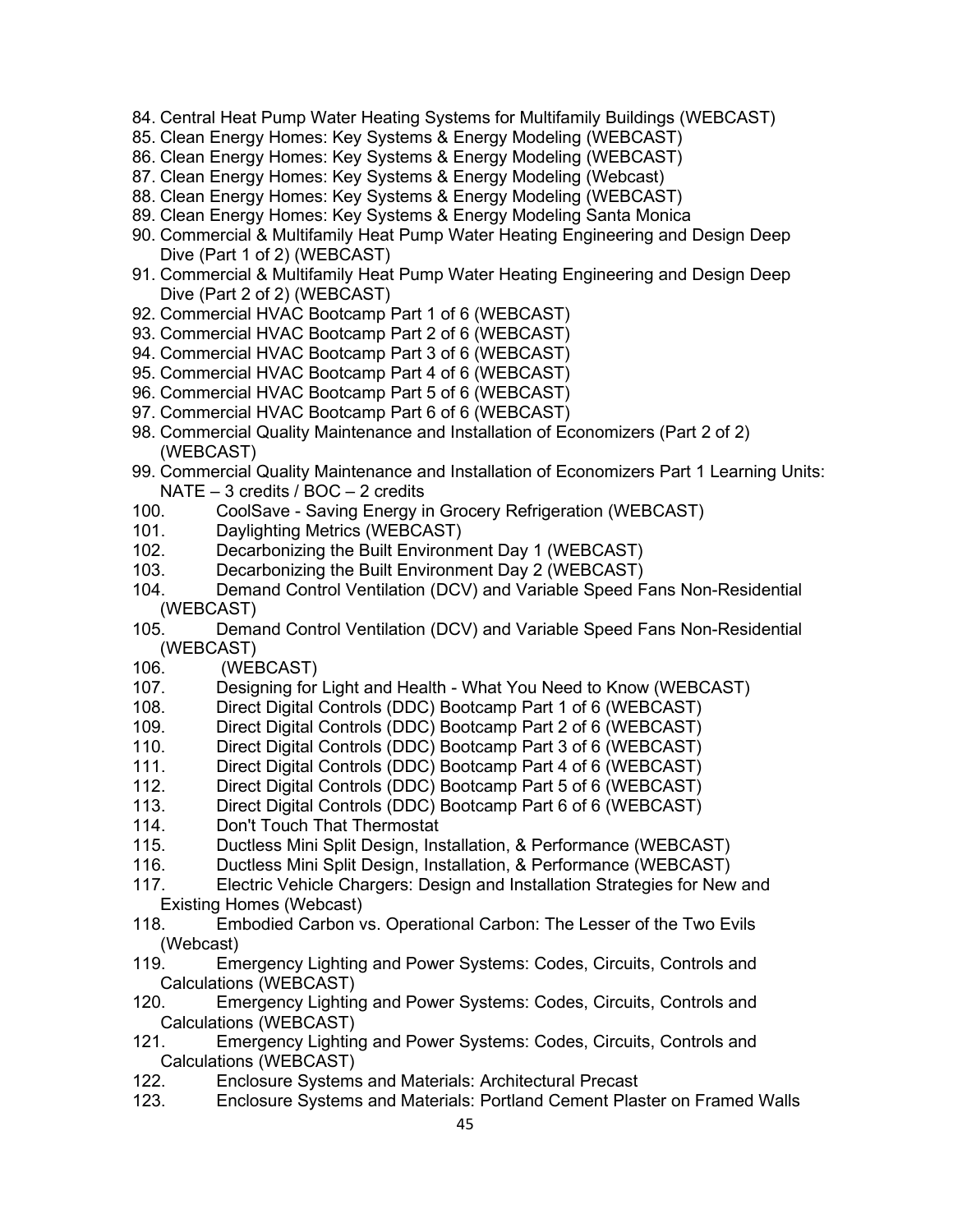84. Central Heat Pump Water Heating Systems for Multifamily Buildings (WEBCAST)
85. Clean Energy Homes: Key Systems & Energy Modeling (WEBCAST)
86. Clean Energy Homes: Key Systems & Energy Modeling (WEBCAST)
87. Clean Energy Homes: Key Systems & Energy Modeling (Webcast)
88. Clean Energy Homes: Key Systems & Energy Modeling (WEBCAST)
89. Clean Energy Homes: Key Systems & Energy Modeling Santa Monica
90. Commercial & Multifamily Heat Pump Water Heating Engineering and Design Deep Dive (Part 1 of 2) (WEBCAST)
91. Commercial & Multifamily Heat Pump Water Heating Engineering and Design Deep Dive (Part 2 of 2) (WEBCAST)
92. Commercial HVAC Bootcamp Part 1 of 6 (WEBCAST)
93. Commercial HVAC Bootcamp Part 2 of 6 (WEBCAST)
94. Commercial HVAC Bootcamp Part 3 of 6 (WEBCAST)
95. Commercial HVAC Bootcamp Part 4 of 6 (WEBCAST)
96. Commercial HVAC Bootcamp Part 5 of 6 (WEBCAST)
97. Commercial HVAC Bootcamp Part 6 of 6 (WEBCAST)
98. Commercial Quality Maintenance and Installation of Economizers (Part 2 of 2) (WEBCAST)
99. Commercial Quality Maintenance and Installation of Economizers Part 1 Learning Units: NATE – 3 credits / BOC – 2 credits
100. CoolSave - Saving Energy in Grocery Refrigeration (WEBCAST)
101. Daylighting Metrics (WEBCAST)
102. Decarbonizing the Built Environment Day 1 (WEBCAST)
103. Decarbonizing the Built Environment Day 2 (WEBCAST)
104. Demand Control Ventilation (DCV) and Variable Speed Fans Non-Residential (WEBCAST)
105. Demand Control Ventilation (DCV) and Variable Speed Fans Non-Residential (WEBCAST)
106. (WEBCAST)
107. Designing for Light and Health - What You Need to Know (WEBCAST)
108. Direct Digital Controls (DDC) Bootcamp Part 1 of 6 (WEBCAST)
109. Direct Digital Controls (DDC) Bootcamp Part 2 of 6 (WEBCAST)
110. Direct Digital Controls (DDC) Bootcamp Part 3 of 6 (WEBCAST)
111. Direct Digital Controls (DDC) Bootcamp Part 4 of 6 (WEBCAST)
112. Direct Digital Controls (DDC) Bootcamp Part 5 of 6 (WEBCAST)
113. Direct Digital Controls (DDC) Bootcamp Part 6 of 6 (WEBCAST)
114. Don't Touch That Thermostat
115. Ductless Mini Split Design, Installation, & Performance (WEBCAST)
116. Ductless Mini Split Design, Installation, & Performance (WEBCAST)
117. Electric Vehicle Chargers: Design and Installation Strategies for New and Existing Homes (Webcast)
118. Embodied Carbon vs. Operational Carbon: The Lesser of the Two Evils (Webcast)
119. Emergency Lighting and Power Systems: Codes, Circuits, Controls and Calculations (WEBCAST)
120. Emergency Lighting and Power Systems: Codes, Circuits, Controls and Calculations (WEBCAST)
121. Emergency Lighting and Power Systems: Codes, Circuits, Controls and Calculations (WEBCAST)
122. Enclosure Systems and Materials: Architectural Precast
123. Enclosure Systems and Materials: Portland Cement Plaster on Framed Walls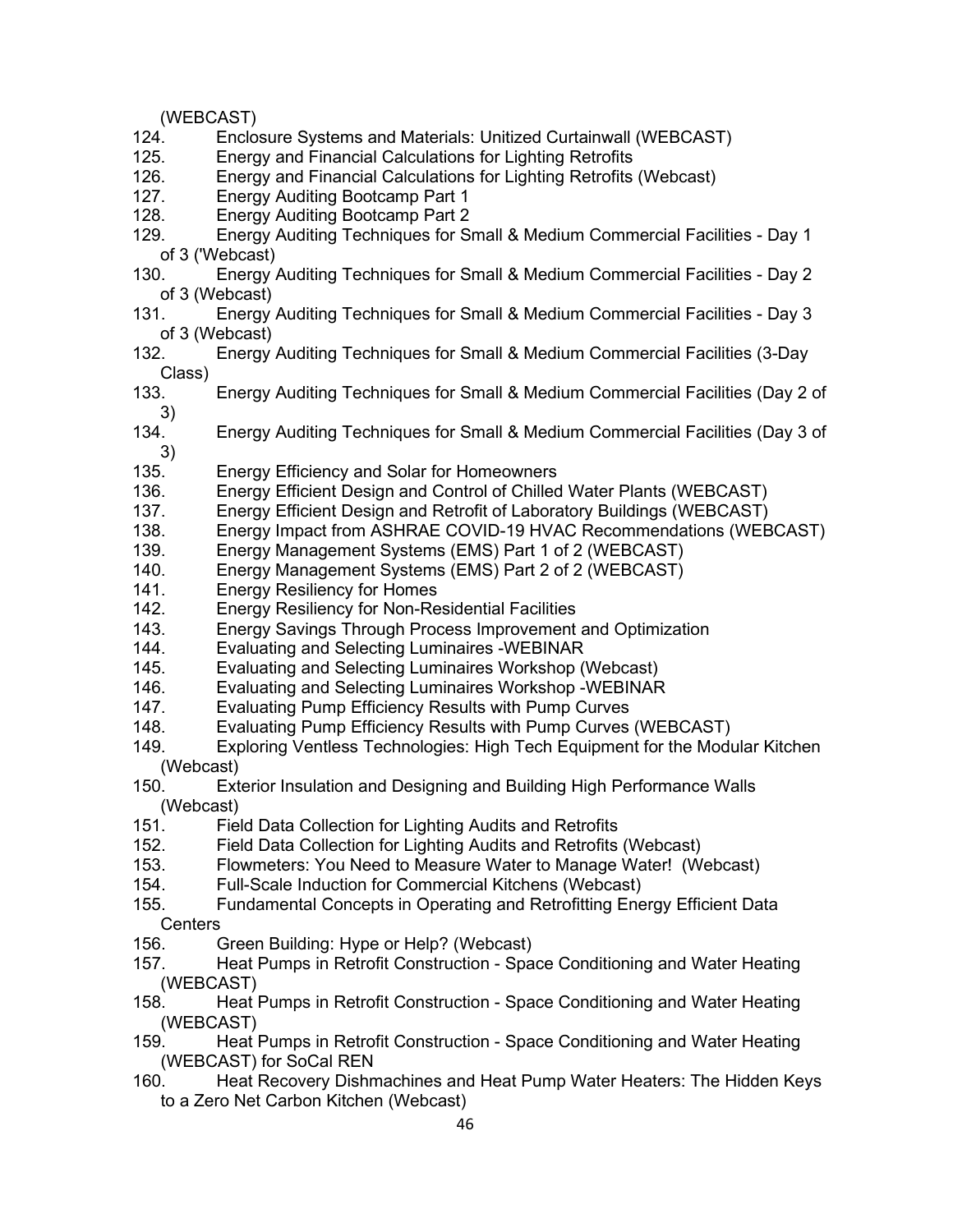(WEBCAST)

124. Enclosure Systems and Materials: Unitized Curtainwall (WEBCAST)
125. Energy and Financial Calculations for Lighting Retrofits
126. Energy and Financial Calculations for Lighting Retrofits (Webcast)
127. Energy Auditing Bootcamp Part 1
128. Energy Auditing Bootcamp Part 2
129. Energy Auditing Techniques for Small & Medium Commercial Facilities - Day 1 of 3 ('Webcast)
130. Energy Auditing Techniques for Small & Medium Commercial Facilities - Day 2 of 3 (Webcast)
131. Energy Auditing Techniques for Small & Medium Commercial Facilities - Day 3 of 3 (Webcast)
132. Energy Auditing Techniques for Small & Medium Commercial Facilities (3-Day Class)
133. Energy Auditing Techniques for Small & Medium Commercial Facilities (Day 2 of 3)
134. Energy Auditing Techniques for Small & Medium Commercial Facilities (Day 3 of 3)
135. Energy Efficiency and Solar for Homeowners
136. Energy Efficient Design and Control of Chilled Water Plants (WEBCAST)
137. Energy Efficient Design and Retrofit of Laboratory Buildings (WEBCAST)
138. Energy Impact from ASHRAE COVID-19 HVAC Recommendations (WEBCAST)
139. Energy Management Systems (EMS) Part 1 of 2 (WEBCAST)
140. Energy Management Systems (EMS) Part 2 of 2 (WEBCAST)
141. Energy Resiliency for Homes
142. Energy Resiliency for Non-Residential Facilities
143. Energy Savings Through Process Improvement and Optimization
144. Evaluating and Selecting Luminaires -WEBINAR
145. Evaluating and Selecting Luminaires Workshop (Webcast)
146. Evaluating and Selecting Luminaires Workshop -WEBINAR
147. Evaluating Pump Efficiency Results with Pump Curves
148. Evaluating Pump Efficiency Results with Pump Curves (WEBCAST)
149. Exploring Ventless Technologies: High Tech Equipment for the Modular Kitchen (Webcast)
150. Exterior Insulation and Designing and Building High Performance Walls (Webcast)
151. Field Data Collection for Lighting Audits and Retrofits
152. Field Data Collection for Lighting Audits and Retrofits (Webcast)
153. Flowmeters: You Need to Measure Water to Manage Water! (Webcast)
154. Full-Scale Induction for Commercial Kitchens (Webcast)
155. Fundamental Concepts in Operating and Retrofitting Energy Efficient Data Centers
156. Green Building: Hype or Help? (Webcast)
157. Heat Pumps in Retrofit Construction - Space Conditioning and Water Heating (WEBCAST)
158. Heat Pumps in Retrofit Construction - Space Conditioning and Water Heating (WEBCAST)
159. Heat Pumps in Retrofit Construction - Space Conditioning and Water Heating (WEBCAST) for SoCal REN
160. Heat Recovery Dishmachines and Heat Pump Water Heaters: The Hidden Keys to a Zero Net Carbon Kitchen (Webcast)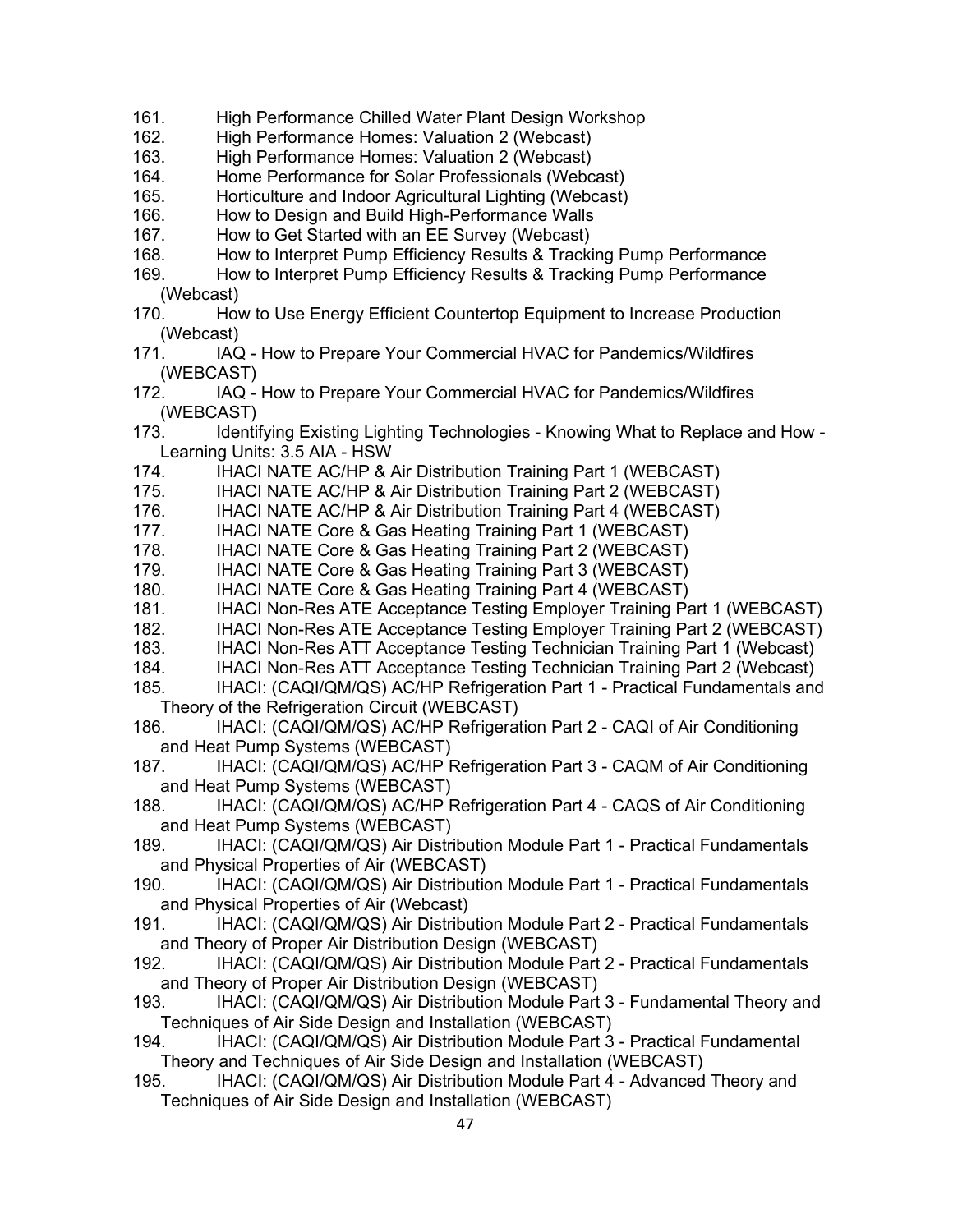161. High Performance Chilled Water Plant Design Workshop
162. High Performance Homes: Valuation 2 (Webcast)
163. High Performance Homes: Valuation 2 (Webcast)
164. Home Performance for Solar Professionals (Webcast)
165. Horticulture and Indoor Agricultural Lighting (Webcast)
166. How to Design and Build High-Performance Walls
167. How to Get Started with an EE Survey (Webcast)
168. How to Interpret Pump Efficiency Results & Tracking Pump Performance
169. How to Interpret Pump Efficiency Results & Tracking Pump Performance (Webcast)
170. How to Use Energy Efficient Countertop Equipment to Increase Production (Webcast)
171. IAQ - How to Prepare Your Commercial HVAC for Pandemics/Wildfires (WEBCAST)
172. IAQ - How to Prepare Your Commercial HVAC for Pandemics/Wildfires (WEBCAST)
173. Identifying Existing Lighting Technologies - Knowing What to Replace and How - Learning Units: 3.5 AIA - HSW
174. IHACI NATE AC/HP & Air Distribution Training Part 1 (WEBCAST)
175. IHACI NATE AC/HP & Air Distribution Training Part 2 (WEBCAST)
176. IHACI NATE AC/HP & Air Distribution Training Part 4 (WEBCAST)
177. IHACI NATE Core & Gas Heating Training Part 1 (WEBCAST)
178. IHACI NATE Core & Gas Heating Training Part 2 (WEBCAST)
179. IHACI NATE Core & Gas Heating Training Part 3 (WEBCAST)
180. IHACI NATE Core & Gas Heating Training Part 4 (WEBCAST)
181. IHACI Non-Res ATE Acceptance Testing Employer Training Part 1 (WEBCAST)
182. IHACI Non-Res ATE Acceptance Testing Employer Training Part 2 (WEBCAST)
183. IHACI Non-Res ATT Acceptance Testing Technician Training Part 1 (Webcast)
184. IHACI Non-Res ATT Acceptance Testing Technician Training Part 2 (Webcast)
185. IHACI: (CAQI/QM/QS) AC/HP Refrigeration Part 1 - Practical Fundamentals and Theory of the Refrigeration Circuit (WEBCAST)
186. IHACI: (CAQI/QM/QS) AC/HP Refrigeration Part 2 - CAQI of Air Conditioning and Heat Pump Systems (WEBCAST)
187. IHACI: (CAQI/QM/QS) AC/HP Refrigeration Part 3 - CAQM of Air Conditioning and Heat Pump Systems (WEBCAST)
188. IHACI: (CAQI/QM/QS) AC/HP Refrigeration Part 4 - CAQS of Air Conditioning and Heat Pump Systems (WEBCAST)
189. IHACI: (CAQI/QM/QS) Air Distribution Module Part 1 - Practical Fundamentals and Physical Properties of Air (WEBCAST)
190. IHACI: (CAQI/QM/QS) Air Distribution Module Part 1 - Practical Fundamentals and Physical Properties of Air (Webcast)
191. IHACI: (CAQI/QM/QS) Air Distribution Module Part 2 - Practical Fundamentals and Theory of Proper Air Distribution Design (WEBCAST)
192. IHACI: (CAQI/QM/QS) Air Distribution Module Part 2 - Practical Fundamentals and Theory of Proper Air Distribution Design (WEBCAST)
193. IHACI: (CAQI/QM/QS) Air Distribution Module Part 3 - Fundamental Theory and Techniques of Air Side Design and Installation (WEBCAST)
194. IHACI: (CAQI/QM/QS) Air Distribution Module Part 3 - Practical Fundamental Theory and Techniques of Air Side Design and Installation (WEBCAST)
195. IHACI: (CAQI/QM/QS) Air Distribution Module Part 4 - Advanced Theory and Techniques of Air Side Design and Installation (WEBCAST)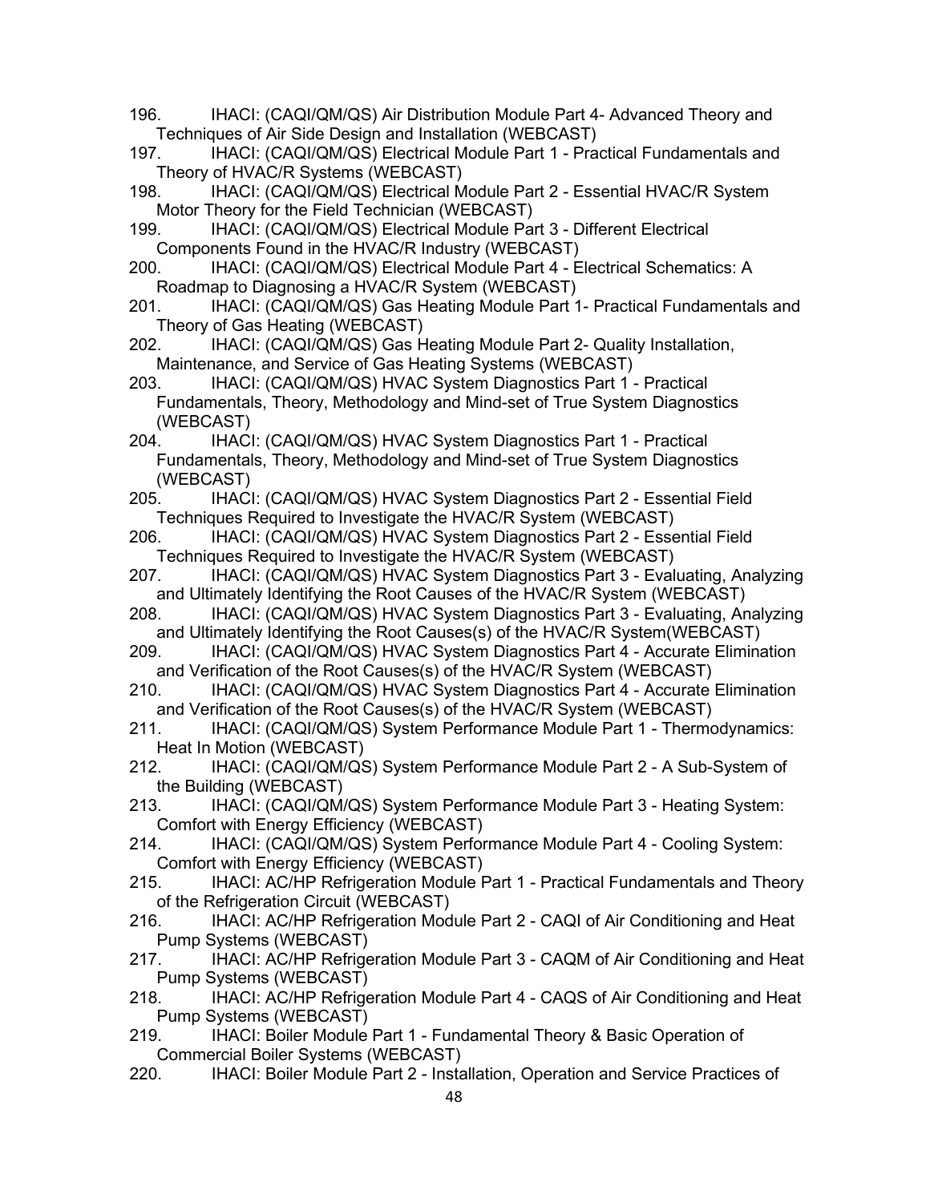196. IHACI: (CAQI/QM/QS) Air Distribution Module Part 4- Advanced Theory and Techniques of Air Side Design and Installation (WEBCAST)
197. IHACI: (CAQI/QM/QS) Electrical Module Part 1 - Practical Fundamentals and Theory of HVAC/R Systems (WEBCAST)
198. IHACI: (CAQI/QM/QS) Electrical Module Part 2 - Essential HVAC/R System Motor Theory for the Field Technician (WEBCAST)
199. IHACI: (CAQI/QM/QS) Electrical Module Part 3 - Different Electrical Components Found in the HVAC/R Industry (WEBCAST)
200. IHACI: (CAQI/QM/QS) Electrical Module Part 4 - Electrical Schematics: A Roadmap to Diagnosing a HVAC/R System (WEBCAST)
201. IHACI: (CAQI/QM/QS) Gas Heating Module Part 1- Practical Fundamentals and Theory of Gas Heating (WEBCAST)
202. IHACI: (CAQI/QM/QS) Gas Heating Module Part 2- Quality Installation, Maintenance, and Service of Gas Heating Systems (WEBCAST)
203. IHACI: (CAQI/QM/QS) HVAC System Diagnostics Part 1 - Practical Fundamentals, Theory, Methodology and Mind-set of True System Diagnostics (WEBCAST)
204. IHACI: (CAQI/QM/QS) HVAC System Diagnostics Part 1 - Practical Fundamentals, Theory, Methodology and Mind-set of True System Diagnostics (WEBCAST)
205. IHACI: (CAQI/QM/QS) HVAC System Diagnostics Part 2 - Essential Field Techniques Required to Investigate the HVAC/R System (WEBCAST)
206. IHACI: (CAQI/QM/QS) HVAC System Diagnostics Part 2 - Essential Field Techniques Required to Investigate the HVAC/R System (WEBCAST)
207. IHACI: (CAQI/QM/QS) HVAC System Diagnostics Part 3 - Evaluating, Analyzing and Ultimately Identifying the Root Causes of the HVAC/R System (WEBCAST)
208. IHACI: (CAQI/QM/QS) HVAC System Diagnostics Part 3 - Evaluating, Analyzing and Ultimately Identifying the Root Causes(s) of the HVAC/R System(WEBCAST)
209. IHACI: (CAQI/QM/QS) HVAC System Diagnostics Part 4 - Accurate Elimination and Verification of the Root Causes(s) of the HVAC/R System (WEBCAST)
210. IHACI: (CAQI/QM/QS) HVAC System Diagnostics Part 4 - Accurate Elimination and Verification of the Root Causes(s) of the HVAC/R System (WEBCAST)
211. IHACI: (CAQI/QM/QS) System Performance Module Part 1 - Thermodynamics: Heat In Motion (WEBCAST)
212. IHACI: (CAQI/QM/QS) System Performance Module Part 2 - A Sub-System of the Building (WEBCAST)
213. IHACI: (CAQI/QM/QS) System Performance Module Part 3 - Heating System: Comfort with Energy Efficiency (WEBCAST)
214. IHACI: (CAQI/QM/QS) System Performance Module Part 4 - Cooling System: Comfort with Energy Efficiency (WEBCAST)
215. IHACI: AC/HP Refrigeration Module Part 1 - Practical Fundamentals and Theory of the Refrigeration Circuit (WEBCAST)
216. IHACI: AC/HP Refrigeration Module Part 2 - CAQI of Air Conditioning and Heat Pump Systems (WEBCAST)
217. IHACI: AC/HP Refrigeration Module Part 3 - CAQM of Air Conditioning and Heat Pump Systems (WEBCAST)
218. IHACI: AC/HP Refrigeration Module Part 4 - CAQS of Air Conditioning and Heat Pump Systems (WEBCAST)
219. IHACI: Boiler Module Part 1 - Fundamental Theory & Basic Operation of Commercial Boiler Systems (WEBCAST)
220. IHACI: Boiler Module Part 2 - Installation, Operation and Service Practices of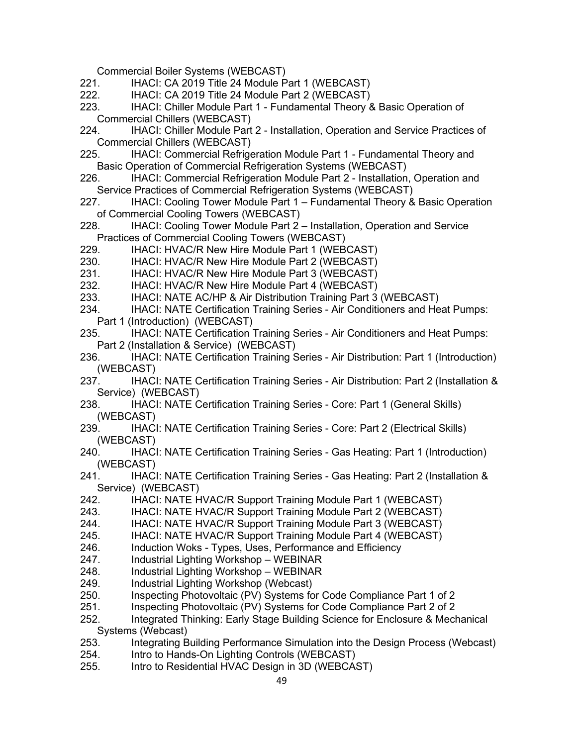Commercial Boiler Systems (WEBCAST)

221. IHACI: CA 2019 Title 24 Module Part 1 (WEBCAST)
222. IHACI: CA 2019 Title 24 Module Part 2 (WEBCAST)
223. IHACI: Chiller Module Part 1 - Fundamental Theory & Basic Operation of Commercial Chillers (WEBCAST)
224. IHACI: Chiller Module Part 2 - Installation, Operation and Service Practices of Commercial Chillers (WEBCAST)
225. IHACI: Commercial Refrigeration Module Part 1 - Fundamental Theory and Basic Operation of Commercial Refrigeration Systems (WEBCAST)
226. IHACI: Commercial Refrigeration Module Part 2 - Installation, Operation and Service Practices of Commercial Refrigeration Systems (WEBCAST)
227. IHACI: Cooling Tower Module Part 1 – Fundamental Theory & Basic Operation of Commercial Cooling Towers (WEBCAST)
228. IHACI: Cooling Tower Module Part 2 – Installation, Operation and Service Practices of Commercial Cooling Towers (WEBCAST)
229. IHACI: HVAC/R New Hire Module Part 1 (WEBCAST)
230. IHACI: HVAC/R New Hire Module Part 2 (WEBCAST)
231. IHACI: HVAC/R New Hire Module Part 3 (WEBCAST)
232. IHACI: HVAC/R New Hire Module Part 4 (WEBCAST)
233. IHACI: NATE AC/HP & Air Distribution Training Part 3 (WEBCAST)
234. IHACI: NATE Certification Training Series - Air Conditioners and Heat Pumps: Part 1 (Introduction) (WEBCAST)
235. IHACI: NATE Certification Training Series - Air Conditioners and Heat Pumps: Part 2 (Installation & Service) (WEBCAST)
236. IHACI: NATE Certification Training Series - Air Distribution: Part 1 (Introduction) (WEBCAST)
237. IHACI: NATE Certification Training Series - Air Distribution: Part 2 (Installation & Service) (WEBCAST)
238. IHACI: NATE Certification Training Series - Core: Part 1 (General Skills) (WEBCAST)
239. IHACI: NATE Certification Training Series - Core: Part 2 (Electrical Skills) (WEBCAST)
240. IHACI: NATE Certification Training Series - Gas Heating: Part 1 (Introduction) (WEBCAST)
241. IHACI: NATE Certification Training Series - Gas Heating: Part 2 (Installation & Service) (WEBCAST)
242. IHACI: NATE HVAC/R Support Training Module Part 1 (WEBCAST)
243. IHACI: NATE HVAC/R Support Training Module Part 2 (WEBCAST)
244. IHACI: NATE HVAC/R Support Training Module Part 3 (WEBCAST)
245. IHACI: NATE HVAC/R Support Training Module Part 4 (WEBCAST)
246. Induction Woks - Types, Uses, Performance and Efficiency
247. Industrial Lighting Workshop – WEBINAR
248. Industrial Lighting Workshop – WEBINAR
249. Industrial Lighting Workshop (Webcast)
250. Inspecting Photovoltaic (PV) Systems for Code Compliance Part 1 of 2
251. Inspecting Photovoltaic (PV) Systems for Code Compliance Part 2 of 2
252. Integrated Thinking: Early Stage Building Science for Enclosure & Mechanical Systems (Webcast)
253. Integrating Building Performance Simulation into the Design Process (Webcast)
254. Intro to Hands-On Lighting Controls (WEBCAST)
255. Intro to Residential HVAC Design in 3D (WEBCAST)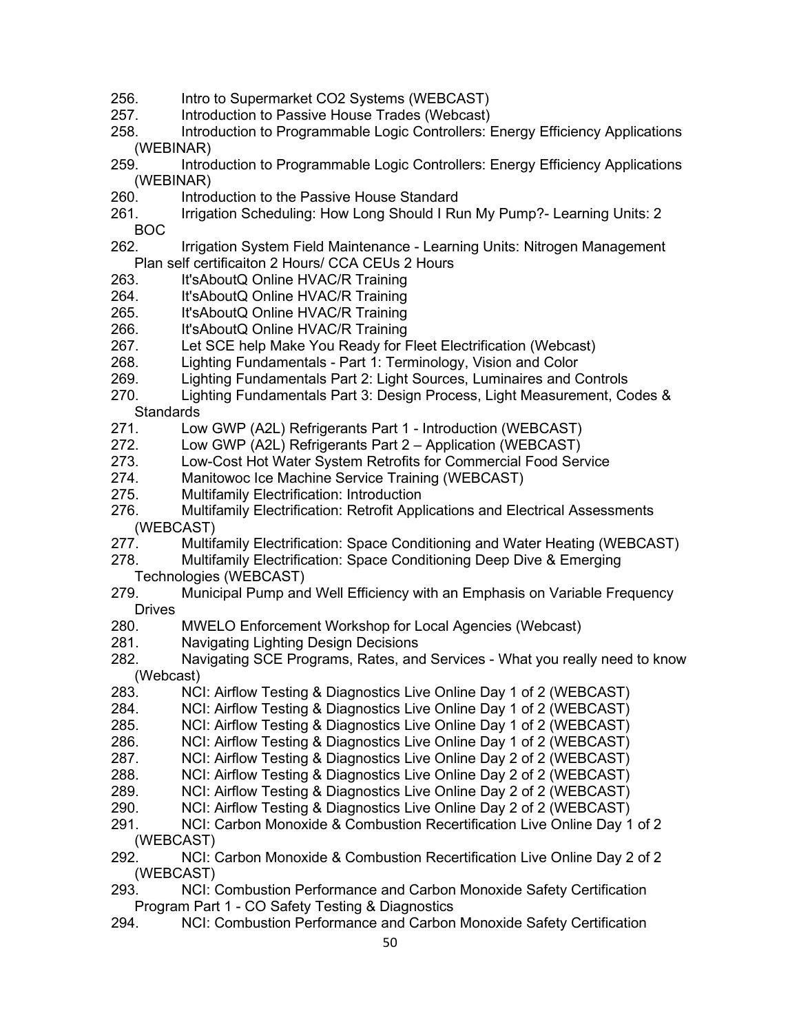256. Intro to Supermarket $CO_2$ Systems (WEBCAST)
257. Introduction to Passive House Trades (Webcast)
258. Introduction to Programmable Logic Controllers: Energy Efficiency Applications (WEBINAR)
259. Introduction to Programmable Logic Controllers: Energy Efficiency Applications (WEBINAR)
260. Introduction to the Passive House Standard
261. Irrigation Scheduling: How Long Should I Run My Pump?- Learning Units: 2 BOC
262. Irrigation System Field Maintenance - Learning Units: Nitrogen Management Plan self certificaiton 2 Hours/ CCA CEUs 2 Hours
263. It'sAboutQ Online HVAC/R Training
264. It'sAboutQ Online HVAC/R Training
265. It'sAboutQ Online HVAC/R Training
266. It'sAboutQ Online HVAC/R Training
267. Let SCE help Make You Ready for Fleet Electrification (Webcast)
268. Lighting Fundamentals - Part 1: Terminology, Vision and Color
269. Lighting Fundamentals Part 2: Light Sources, Luminaires and Controls
270. Lighting Fundamentals Part 3: Design Process, Light Measurement, Codes & Standards
271. Low GWP (A2L) Refrigerants Part 1 - Introduction (WEBCAST)
272. Low GWP (A2L) Refrigerants Part 2 – Application (WEBCAST)
273. Low-Cost Hot Water System Retrofits for Commercial Food Service
274. Manitowoc Ice Machine Service Training (WEBCAST)
275. Multifamily Electrification: Introduction
276. Multifamily Electrification: Retrofit Applications and Electrical Assessments (WEBCAST)
277. Multifamily Electrification: Space Conditioning and Water Heating (WEBCAST)
278. Multifamily Electrification: Space Conditioning Deep Dive & Emerging Technologies (WEBCAST)
279. Municipal Pump and Well Efficiency with an Emphasis on Variable Frequency Drives
280. MWELO Enforcement Workshop for Local Agencies (Webcast)
281. Navigating Lighting Design Decisions
282. Navigating SCE Programs, Rates, and Services - What you really need to know (Webcast)
283. NCI: Airflow Testing & Diagnostics Live Online Day 1 of 2 (WEBCAST)
284. NCI: Airflow Testing & Diagnostics Live Online Day 1 of 2 (WEBCAST)
285. NCI: Airflow Testing & Diagnostics Live Online Day 1 of 2 (WEBCAST)
286. NCI: Airflow Testing & Diagnostics Live Online Day 1 of 2 (WEBCAST)
287. NCI: Airflow Testing & Diagnostics Live Online Day 2 of 2 (WEBCAST)
288. NCI: Airflow Testing & Diagnostics Live Online Day 2 of 2 (WEBCAST)
289. NCI: Airflow Testing & Diagnostics Live Online Day 2 of 2 (WEBCAST)
290. NCI: Airflow Testing & Diagnostics Live Online Day 2 of 2 (WEBCAST)
291. NCI: Carbon Monoxide & Combustion Recertification Live Online Day 1 of 2 (WEBCAST)
292. NCI: Carbon Monoxide & Combustion Recertification Live Online Day 2 of 2 (WEBCAST)
293. NCI: Combustion Performance and Carbon Monoxide Safety Certification Program Part 1 - CO Safety Testing & Diagnostics
294. NCI: Combustion Performance and Carbon Monoxide Safety Certification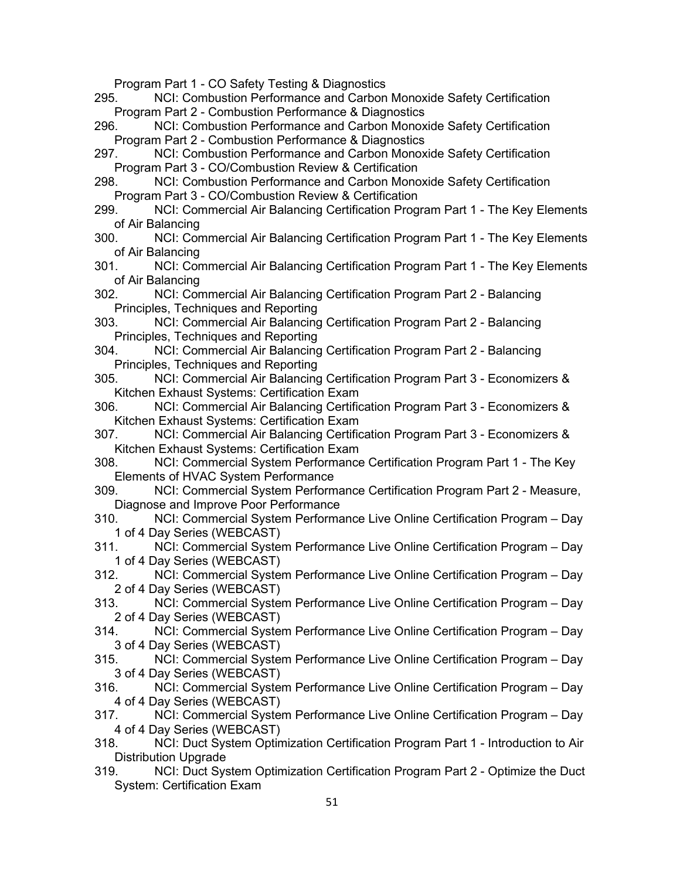Program Part 1 - CO Safety Testing & Diagnostics

295. NCI: Combustion Performance and Carbon Monoxide Safety Certification Program Part 2 - Combustion Performance & Diagnostics
296. NCI: Combustion Performance and Carbon Monoxide Safety Certification Program Part 2 - Combustion Performance & Diagnostics
297. NCI: Combustion Performance and Carbon Monoxide Safety Certification Program Part 3 - CO/Combustion Review & Certification
298. NCI: Combustion Performance and Carbon Monoxide Safety Certification Program Part 3 - CO/Combustion Review & Certification
299. NCI: Commercial Air Balancing Certification Program Part 1 - The Key Elements of Air Balancing
300. NCI: Commercial Air Balancing Certification Program Part 1 - The Key Elements of Air Balancing
301. NCI: Commercial Air Balancing Certification Program Part 1 - The Key Elements of Air Balancing
302. NCI: Commercial Air Balancing Certification Program Part 2 - Balancing Principles, Techniques and Reporting
303. NCI: Commercial Air Balancing Certification Program Part 2 - Balancing Principles, Techniques and Reporting
304. NCI: Commercial Air Balancing Certification Program Part 2 - Balancing Principles, Techniques and Reporting
305. NCI: Commercial Air Balancing Certification Program Part 3 - Economizers & Kitchen Exhaust Systems: Certification Exam
306. NCI: Commercial Air Balancing Certification Program Part 3 - Economizers & Kitchen Exhaust Systems: Certification Exam
307. NCI: Commercial Air Balancing Certification Program Part 3 - Economizers & Kitchen Exhaust Systems: Certification Exam
308. NCI: Commercial System Performance Certification Program Part 1 - The Key Elements of HVAC System Performance
309. NCI: Commercial System Performance Certification Program Part 2 - Measure, Diagnose and Improve Poor Performance
310. NCI: Commercial System Performance Live Online Certification Program – Day 1 of 4 Day Series (WEBCAST)
311. NCI: Commercial System Performance Live Online Certification Program – Day 1 of 4 Day Series (WEBCAST)
312. NCI: Commercial System Performance Live Online Certification Program – Day 2 of 4 Day Series (WEBCAST)
313. NCI: Commercial System Performance Live Online Certification Program – Day 2 of 4 Day Series (WEBCAST)
314. NCI: Commercial System Performance Live Online Certification Program – Day 3 of 4 Day Series (WEBCAST)
315. NCI: Commercial System Performance Live Online Certification Program – Day 3 of 4 Day Series (WEBCAST)
316. NCI: Commercial System Performance Live Online Certification Program – Day 4 of 4 Day Series (WEBCAST)
317. NCI: Commercial System Performance Live Online Certification Program – Day 4 of 4 Day Series (WEBCAST)
318. NCI: Duct System Optimization Certification Program Part 1 - Introduction to Air Distribution Upgrade
319. NCI: Duct System Optimization Certification Program Part 2 - Optimize the Duct System: Certification Exam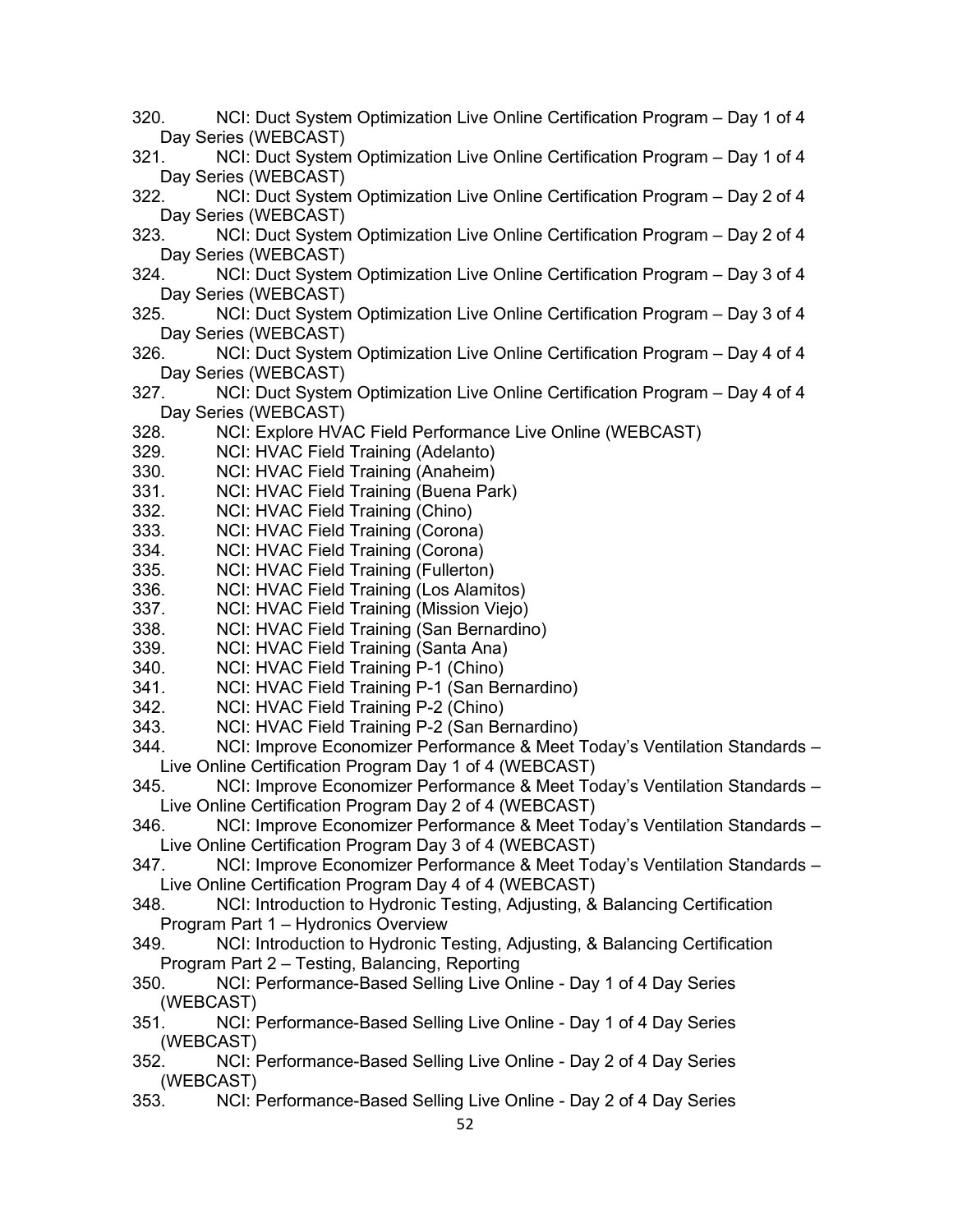320. NCI: Duct System Optimization Live Online Certification Program – Day 1 of 4 Day Series (WEBCAST)
321. NCI: Duct System Optimization Live Online Certification Program – Day 1 of 4 Day Series (WEBCAST)
322. NCI: Duct System Optimization Live Online Certification Program – Day 2 of 4 Day Series (WEBCAST)
323. NCI: Duct System Optimization Live Online Certification Program – Day 2 of 4 Day Series (WEBCAST)
324. NCI: Duct System Optimization Live Online Certification Program – Day 3 of 4 Day Series (WEBCAST)
325. NCI: Duct System Optimization Live Online Certification Program – Day 3 of 4 Day Series (WEBCAST)
326. NCI: Duct System Optimization Live Online Certification Program – Day 4 of 4 Day Series (WEBCAST)
327. NCI: Duct System Optimization Live Online Certification Program – Day 4 of 4 Day Series (WEBCAST)
328. NCI: Explore HVAC Field Performance Live Online (WEBCAST)
329. NCI: HVAC Field Training (Adelanto)
330. NCI: HVAC Field Training (Anaheim)
331. NCI: HVAC Field Training (Buena Park)
332. NCI: HVAC Field Training (Chino)
333. NCI: HVAC Field Training (Corona)
334. NCI: HVAC Field Training (Corona)
335. NCI: HVAC Field Training (Fullerton)
336. NCI: HVAC Field Training (Los Alamitos)
337. NCI: HVAC Field Training (Mission Viejo)
338. NCI: HVAC Field Training (San Bernardino)
339. NCI: HVAC Field Training (Santa Ana)
340. NCI: HVAC Field Training P-1 (Chino)
341. NCI: HVAC Field Training P-1 (San Bernardino)
342. NCI: HVAC Field Training P-2 (Chino)
343. NCI: HVAC Field Training P-2 (San Bernardino)
344. NCI: Improve Economizer Performance & Meet Today's Ventilation Standards – Live Online Certification Program Day 1 of 4 (WEBCAST)
345. NCI: Improve Economizer Performance & Meet Today's Ventilation Standards – Live Online Certification Program Day 2 of 4 (WEBCAST)
346. NCI: Improve Economizer Performance & Meet Today's Ventilation Standards – Live Online Certification Program Day 3 of 4 (WEBCAST)
347. NCI: Improve Economizer Performance & Meet Today's Ventilation Standards – Live Online Certification Program Day 4 of 4 (WEBCAST)
348. NCI: Introduction to Hydronic Testing, Adjusting, & Balancing Certification Program Part 1 – Hydronics Overview
349. NCI: Introduction to Hydronic Testing, Adjusting, & Balancing Certification Program Part 2 – Testing, Balancing, Reporting
350. NCI: Performance-Based Selling Live Online - Day 1 of 4 Day Series (WEBCAST)
351. NCI: Performance-Based Selling Live Online - Day 1 of 4 Day Series (WEBCAST)
352. NCI: Performance-Based Selling Live Online - Day 2 of 4 Day Series (WEBCAST)
353. NCI: Performance-Based Selling Live Online - Day 2 of 4 Day Series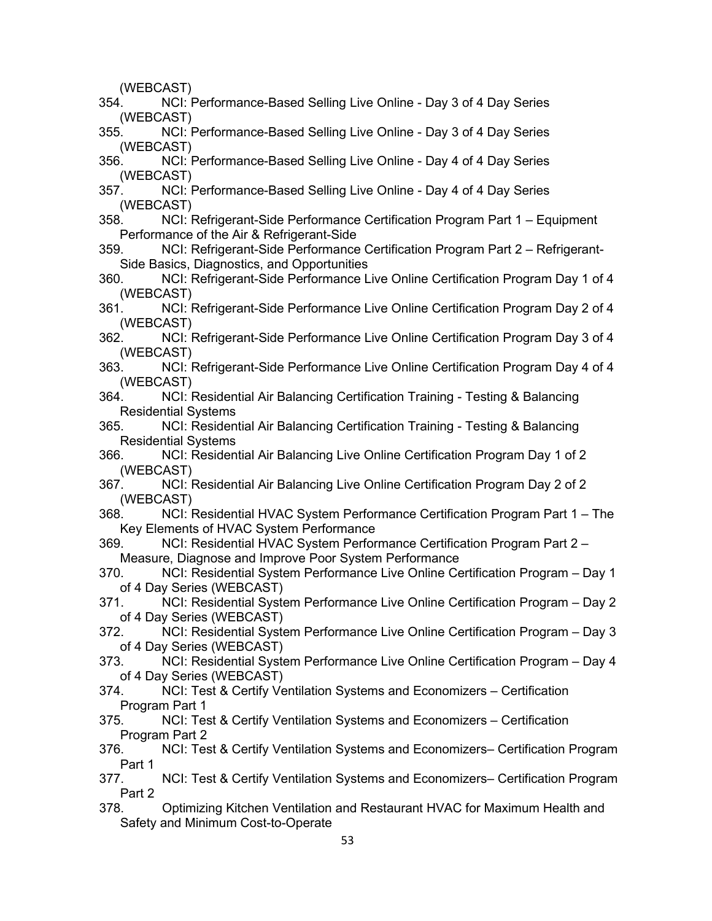(WEBCAST)

354. NCI: Performance-Based Selling Live Online - Day 3 of 4 Day Series (WEBCAST)
355. NCI: Performance-Based Selling Live Online - Day 3 of 4 Day Series (WEBCAST)
356. NCI: Performance-Based Selling Live Online - Day 4 of 4 Day Series (WEBCAST)
357. NCI: Performance-Based Selling Live Online - Day 4 of 4 Day Series (WEBCAST)
358. NCI: Refrigerant-Side Performance Certification Program Part 1 – Equipment Performance of the Air & Refrigerant-Side
359. NCI: Refrigerant-Side Performance Certification Program Part 2 – Refrigerant-Side Basics, Diagnostics, and Opportunities
360. NCI: Refrigerant-Side Performance Live Online Certification Program Day 1 of 4 (WEBCAST)
361. NCI: Refrigerant-Side Performance Live Online Certification Program Day 2 of 4 (WEBCAST)
362. NCI: Refrigerant-Side Performance Live Online Certification Program Day 3 of 4 (WEBCAST)
363. NCI: Refrigerant-Side Performance Live Online Certification Program Day 4 of 4 (WEBCAST)
364. NCI: Residential Air Balancing Certification Training - Testing & Balancing Residential Systems
365. NCI: Residential Air Balancing Certification Training - Testing & Balancing Residential Systems
366. NCI: Residential Air Balancing Live Online Certification Program Day 1 of 2 (WEBCAST)
367. NCI: Residential Air Balancing Live Online Certification Program Day 2 of 2 (WEBCAST)
368. NCI: Residential HVAC System Performance Certification Program Part 1 – The Key Elements of HVAC System Performance
369. NCI: Residential HVAC System Performance Certification Program Part 2 – Measure, Diagnose and Improve Poor System Performance
370. NCI: Residential System Performance Live Online Certification Program – Day 1 of 4 Day Series (WEBCAST)
371. NCI: Residential System Performance Live Online Certification Program – Day 2 of 4 Day Series (WEBCAST)
372. NCI: Residential System Performance Live Online Certification Program – Day 3 of 4 Day Series (WEBCAST)
373. NCI: Residential System Performance Live Online Certification Program – Day 4 of 4 Day Series (WEBCAST)
374. NCI: Test & Certify Ventilation Systems and Economizers – Certification Program Part 1
375. NCI: Test & Certify Ventilation Systems and Economizers – Certification Program Part 2
376. NCI: Test & Certify Ventilation Systems and Economizers– Certification Program Part 1
377. NCI: Test & Certify Ventilation Systems and Economizers– Certification Program Part 2
378. Optimizing Kitchen Ventilation and Restaurant HVAC for Maximum Health and Safety and Minimum Cost-to-Operate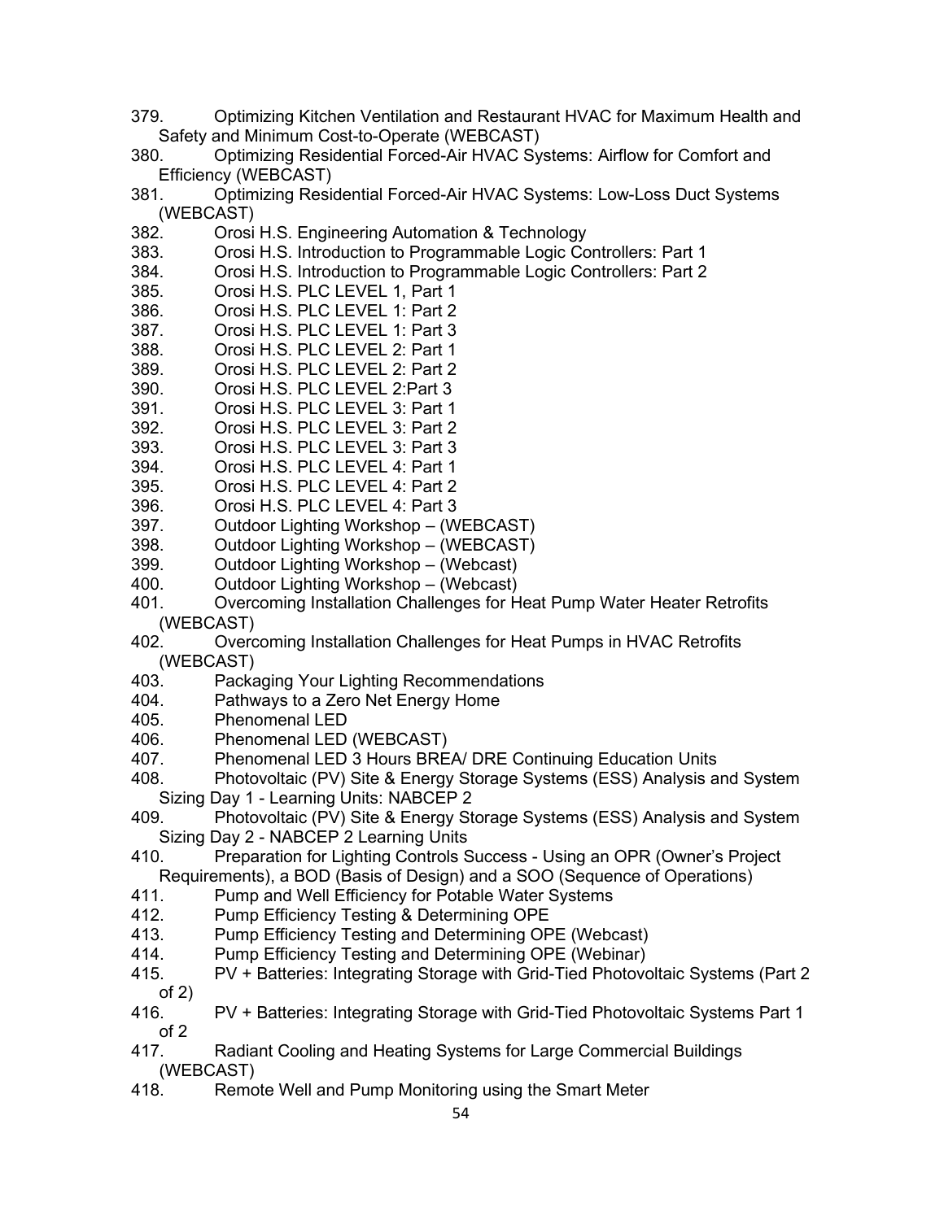379. Optimizing Kitchen Ventilation and Restaurant HVAC for Maximum Health and Safety and Minimum Cost-to-Operate (WEBCAST)
380. Optimizing Residential Forced-Air HVAC Systems: Airflow for Comfort and Efficiency (WEBCAST)
381. Optimizing Residential Forced-Air HVAC Systems: Low-Loss Duct Systems (WEBCAST)
382. Orosi H.S. Engineering Automation & Technology
383. Orosi H.S. Introduction to Programmable Logic Controllers: Part 1
384. Orosi H.S. Introduction to Programmable Logic Controllers: Part 2
385. Orosi H.S. PLC LEVEL 1, Part 1
386. Orosi H.S. PLC LEVEL 1: Part 2
387. Orosi H.S. PLC LEVEL 1: Part 3
388. Orosi H.S. PLC LEVEL 2: Part 1
389. Orosi H.S. PLC LEVEL 2: Part 2
390. Orosi H.S. PLC LEVEL 2:Part 3
391. Orosi H.S. PLC LEVEL 3: Part 1
392. Orosi H.S. PLC LEVEL 3: Part 2
393. Orosi H.S. PLC LEVEL 3: Part 3
394. Orosi H.S. PLC LEVEL 4: Part 1
395. Orosi H.S. PLC LEVEL 4: Part 2
396. Orosi H.S. PLC LEVEL 4: Part 3
397. Outdoor Lighting Workshop – (WEBCAST)
398. Outdoor Lighting Workshop – (WEBCAST)
399. Outdoor Lighting Workshop – (Webcast)
400. Outdoor Lighting Workshop – (Webcast)
401. Overcoming Installation Challenges for Heat Pump Water Heater Retrofits (WEBCAST)
402. Overcoming Installation Challenges for Heat Pumps in HVAC Retrofits (WEBCAST)
403. Packaging Your Lighting Recommendations
404. Pathways to a Zero Net Energy Home
405. Phenomenal LED
406. Phenomenal LED (WEBCAST)
407. Phenomenal LED 3 Hours BREA/ DRE Continuing Education Units
408. Photovoltaic (PV) Site & Energy Storage Systems (ESS) Analysis and System Sizing Day 1 - Learning Units: NABCEP 2
409. Photovoltaic (PV) Site & Energy Storage Systems (ESS) Analysis and System Sizing Day 2 - NABCEP 2 Learning Units
410. Preparation for Lighting Controls Success - Using an OPR (Owner's Project Requirements), a BOD (Basis of Design) and a SOO (Sequence of Operations)
411. Pump and Well Efficiency for Potable Water Systems
412. Pump Efficiency Testing & Determining OPE
413. Pump Efficiency Testing and Determining OPE (Webcast)
414. Pump Efficiency Testing and Determining OPE (Webinar)
415. PV + Batteries: Integrating Storage with Grid-Tied Photovoltaic Systems (Part 2 of 2)
416. PV + Batteries: Integrating Storage with Grid-Tied Photovoltaic Systems Part 1 of 2
417. Radiant Cooling and Heating Systems for Large Commercial Buildings (WEBCAST)
418. Remote Well and Pump Monitoring using the Smart Meter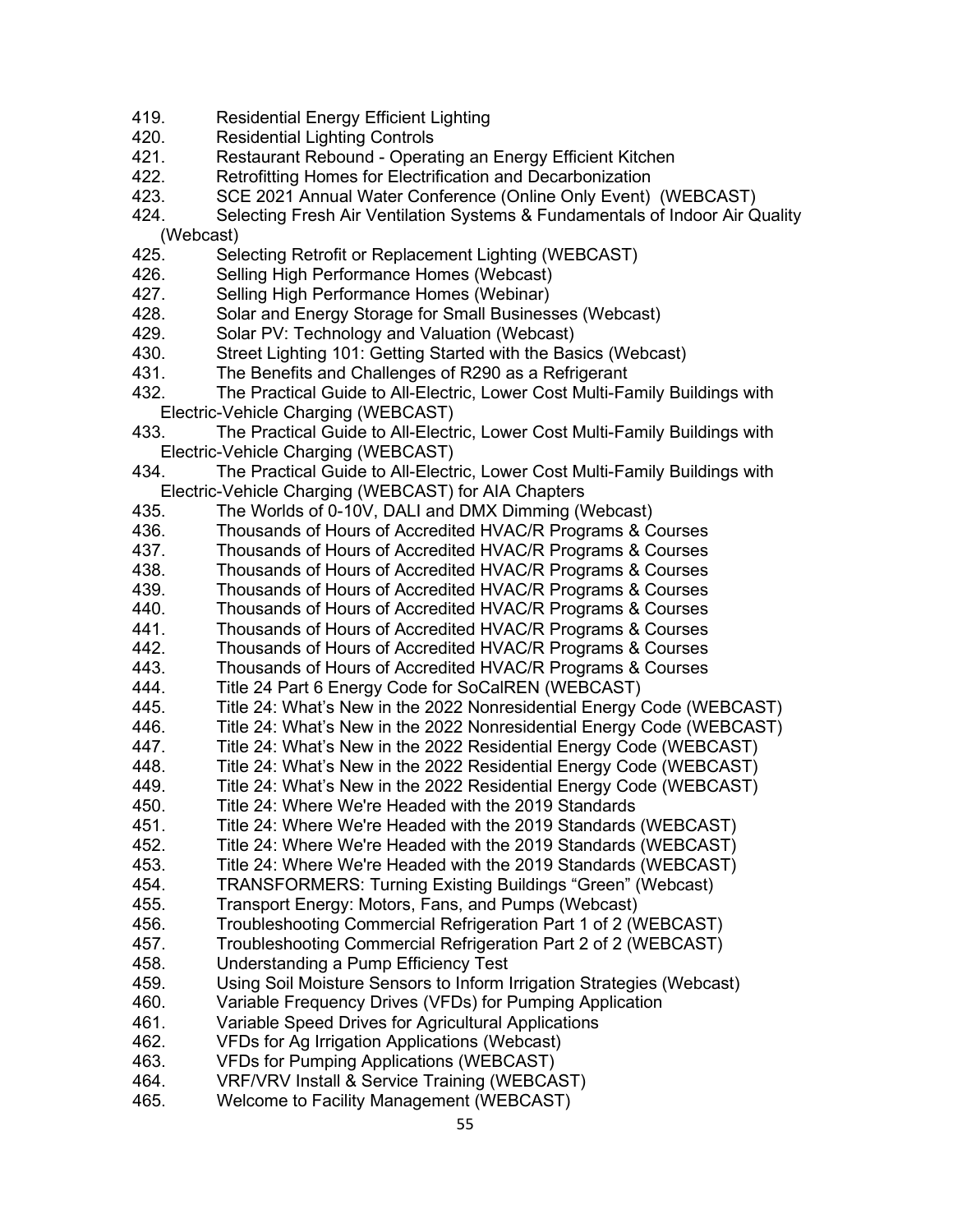419. Residential Energy Efficient Lighting
420. Residential Lighting Controls
421. Restaurant Rebound - Operating an Energy Efficient Kitchen
422. Retrofitting Homes for Electrification and Decarbonization
423. SCE 2021 Annual Water Conference (Online Only Event) (WEBCAST)
424. Selecting Fresh Air Ventilation Systems & Fundamentals of Indoor Air Quality (Webcast)
425. Selecting Retrofit or Replacement Lighting (WEBCAST)
426. Selling High Performance Homes (Webcast)
427. Selling High Performance Homes (Webinar)
428. Solar and Energy Storage for Small Businesses (Webcast)
429. Solar PV: Technology and Valuation (Webcast)
430. Street Lighting 101: Getting Started with the Basics (Webcast)
431. The Benefits and Challenges of R290 as a Refrigerant
432. The Practical Guide to All-Electric, Lower Cost Multi-Family Buildings with Electric-Vehicle Charging (WEBCAST)
433. The Practical Guide to All-Electric, Lower Cost Multi-Family Buildings with Electric-Vehicle Charging (WEBCAST)
434. The Practical Guide to All-Electric, Lower Cost Multi-Family Buildings with Electric-Vehicle Charging (WEBCAST) for AIA Chapters
435. The Worlds of 0-10V, DALI and DMX Dimming (Webcast)
436. Thousands of Hours of Accredited HVAC/R Programs & Courses
437. Thousands of Hours of Accredited HVAC/R Programs & Courses
438. Thousands of Hours of Accredited HVAC/R Programs & Courses
439. Thousands of Hours of Accredited HVAC/R Programs & Courses
440. Thousands of Hours of Accredited HVAC/R Programs & Courses
441. Thousands of Hours of Accredited HVAC/R Programs & Courses
442. Thousands of Hours of Accredited HVAC/R Programs & Courses
443. Thousands of Hours of Accredited HVAC/R Programs & Courses
444. Title 24 Part 6 Energy Code for SoCalREN (WEBCAST)
445. Title 24: What's New in the 2022 Nonresidential Energy Code (WEBCAST)
446. Title 24: What's New in the 2022 Nonresidential Energy Code (WEBCAST)
447. Title 24: What's New in the 2022 Residential Energy Code (WEBCAST)
448. Title 24: What's New in the 2022 Residential Energy Code (WEBCAST)
449. Title 24: What's New in the 2022 Residential Energy Code (WEBCAST)
450. Title 24: Where We're Headed with the 2019 Standards
451. Title 24: Where We're Headed with the 2019 Standards (WEBCAST)
452. Title 24: Where We're Headed with the 2019 Standards (WEBCAST)
453. Title 24: Where We're Headed with the 2019 Standards (WEBCAST)
454. TRANSFORMERS: Turning Existing Buildings "Green" (Webcast)
455. Transport Energy: Motors, Fans, and Pumps (Webcast)
456. Troubleshooting Commercial Refrigeration Part 1 of 2 (WEBCAST)
457. Troubleshooting Commercial Refrigeration Part 2 of 2 (WEBCAST)
458. Understanding a Pump Efficiency Test
459. Using Soil Moisture Sensors to Inform Irrigation Strategies (Webcast)
460. Variable Frequency Drives (VFDs) for Pumping Application
461. Variable Speed Drives for Agricultural Applications
462. VFDs for Ag Irrigation Applications (Webcast)
463. VFDs for Pumping Applications (WEBCAST)
464. VRF/VRV Install & Service Training (WEBCAST)
465. Welcome to Facility Management (WEBCAST)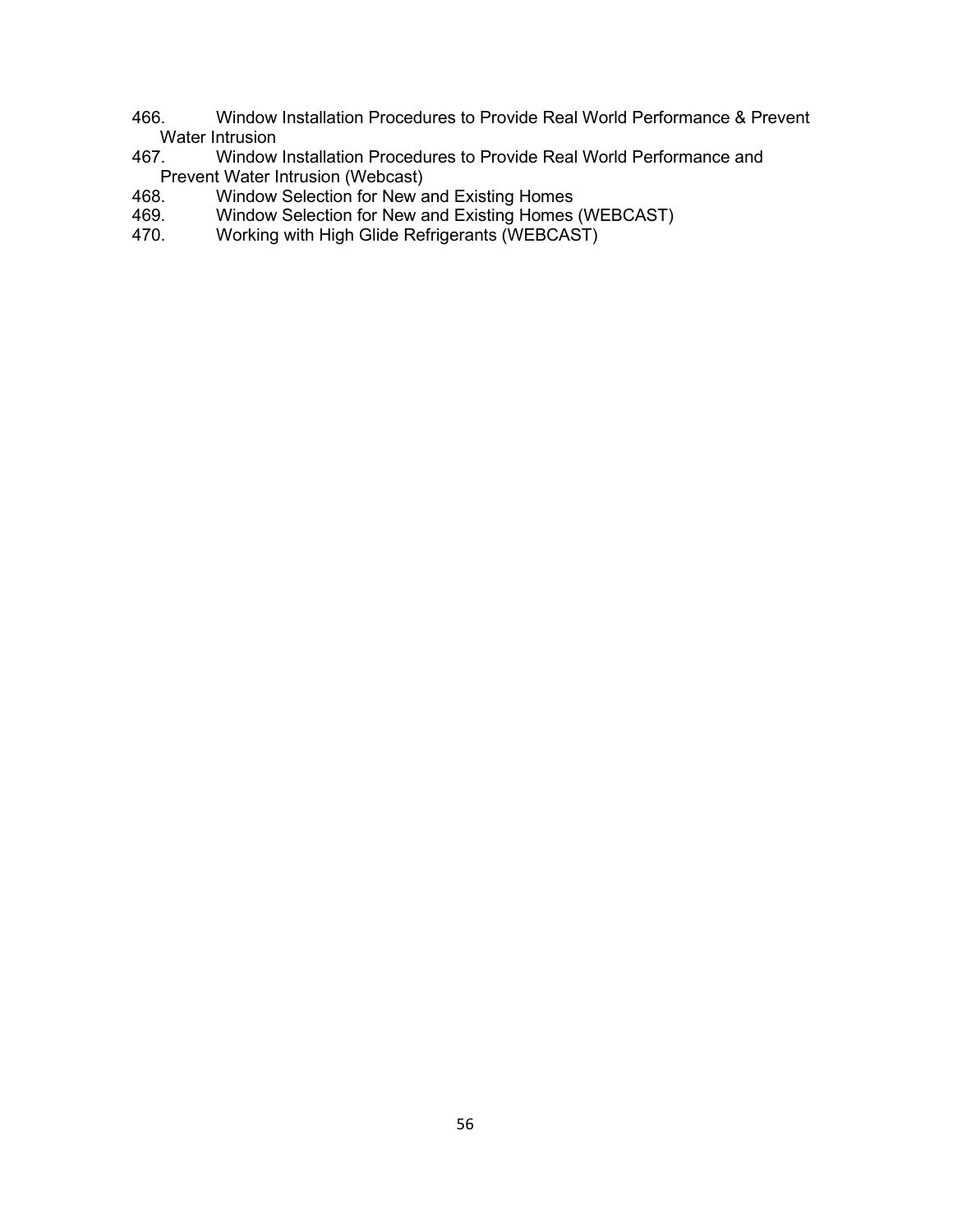466. Window Installation Procedures to Provide Real World Performance & Prevent Water Intrusion
467. Window Installation Procedures to Provide Real World Performance and Prevent Water Intrusion (Webcast)
468. Window Selection for New and Existing Homes
469. Window Selection for New and Existing Homes (WEBCAST)
470. Working with High Glide Refrigerants (WEBCAST)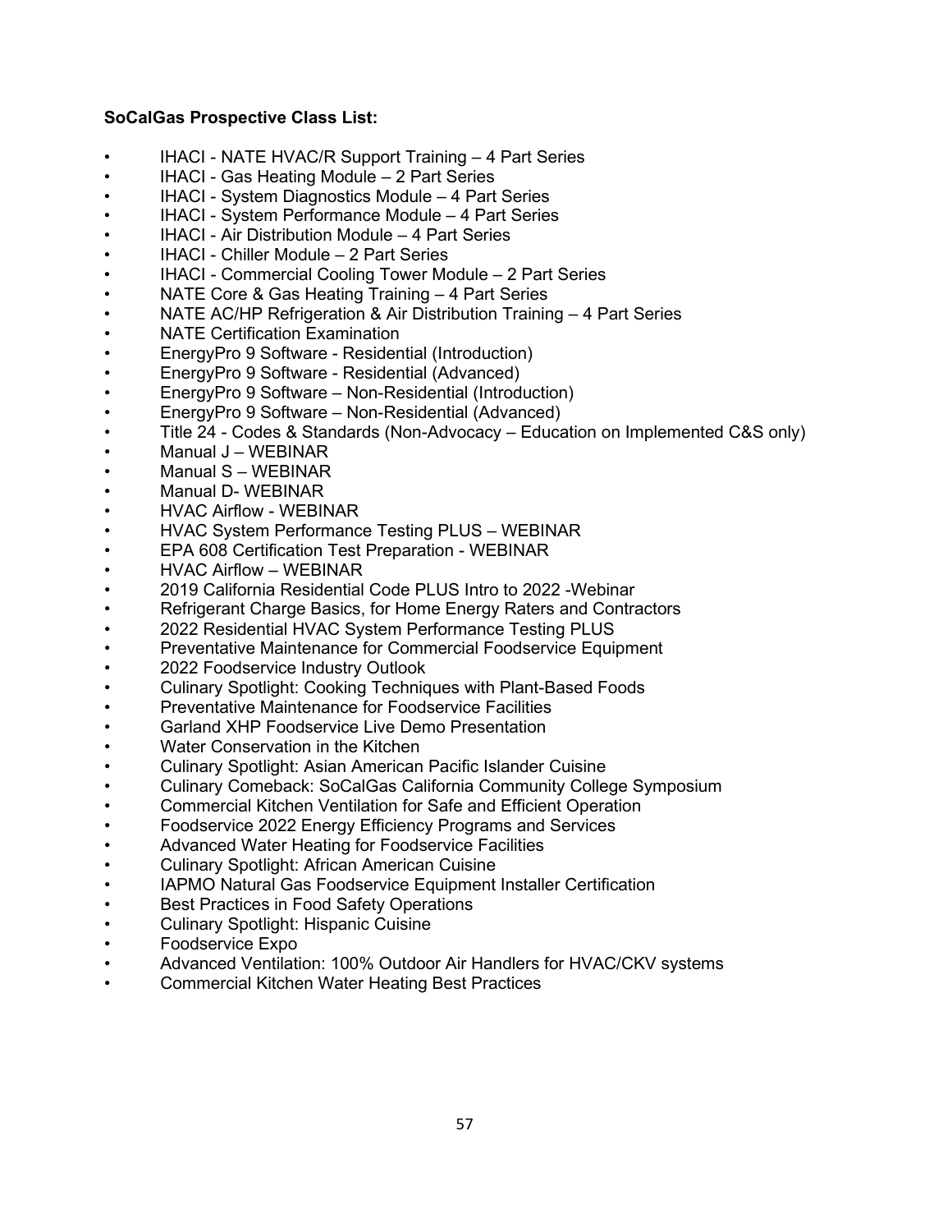**SoCalGas Prospective Class List:**

- IHACI - NATE HVAC/R Support Training – 4 Part Series
- IHACI - Gas Heating Module – 2 Part Series
- IHACI - System Diagnostics Module – 4 Part Series
- IHACI - System Performance Module – 4 Part Series
- IHACI - Air Distribution Module – 4 Part Series
- IHACI - Chiller Module – 2 Part Series
- IHACI - Commercial Cooling Tower Module – 2 Part Series
- NATE Core & Gas Heating Training – 4 Part Series
- NATE AC/HP Refrigeration & Air Distribution Training – 4 Part Series
- NATE Certification Examination
- EnergyPro 9 Software - Residential (Introduction)
- EnergyPro 9 Software - Residential (Advanced)
- EnergyPro 9 Software – Non-Residential (Introduction)
- EnergyPro 9 Software – Non-Residential (Advanced)
- Title 24 - Codes & Standards (Non-Advocacy – Education on Implemented C&S only)
- Manual J – WEBINAR
- Manual S – WEBINAR
- Manual D- WEBINAR
- HVAC Airflow - WEBINAR
- HVAC System Performance Testing PLUS – WEBINAR
- EPA 608 Certification Test Preparation - WEBINAR
- HVAC Airflow – WEBINAR
- 2019 California Residential Code PLUS Intro to 2022 -Webinar
- Refrigerant Charge Basics, for Home Energy Raters and Contractors
- 2022 Residential HVAC System Performance Testing PLUS
- Preventative Maintenance for Commercial Foodservice Equipment
- 2022 Foodservice Industry Outlook
- Culinary Spotlight: Cooking Techniques with Plant-Based Foods
- Preventative Maintenance for Foodservice Facilities
- Garland XHP Foodservice Live Demo Presentation
- Water Conservation in the Kitchen
- Culinary Spotlight: Asian American Pacific Islander Cuisine
- Culinary Comeback: SoCalGas California Community College Symposium
- Commercial Kitchen Ventilation for Safe and Efficient Operation
- Foodservice 2022 Energy Efficiency Programs and Services
- Advanced Water Heating for Foodservice Facilities
- Culinary Spotlight: African American Cuisine
- IAPMO Natural Gas Foodservice Equipment Installer Certification
- Best Practices in Food Safety Operations
- Culinary Spotlight: Hispanic Cuisine
- Foodservice Expo
- Advanced Ventilation: 100% Outdoor Air Handlers for HVAC/CKV systems
- Commercial Kitchen Water Heating Best Practices